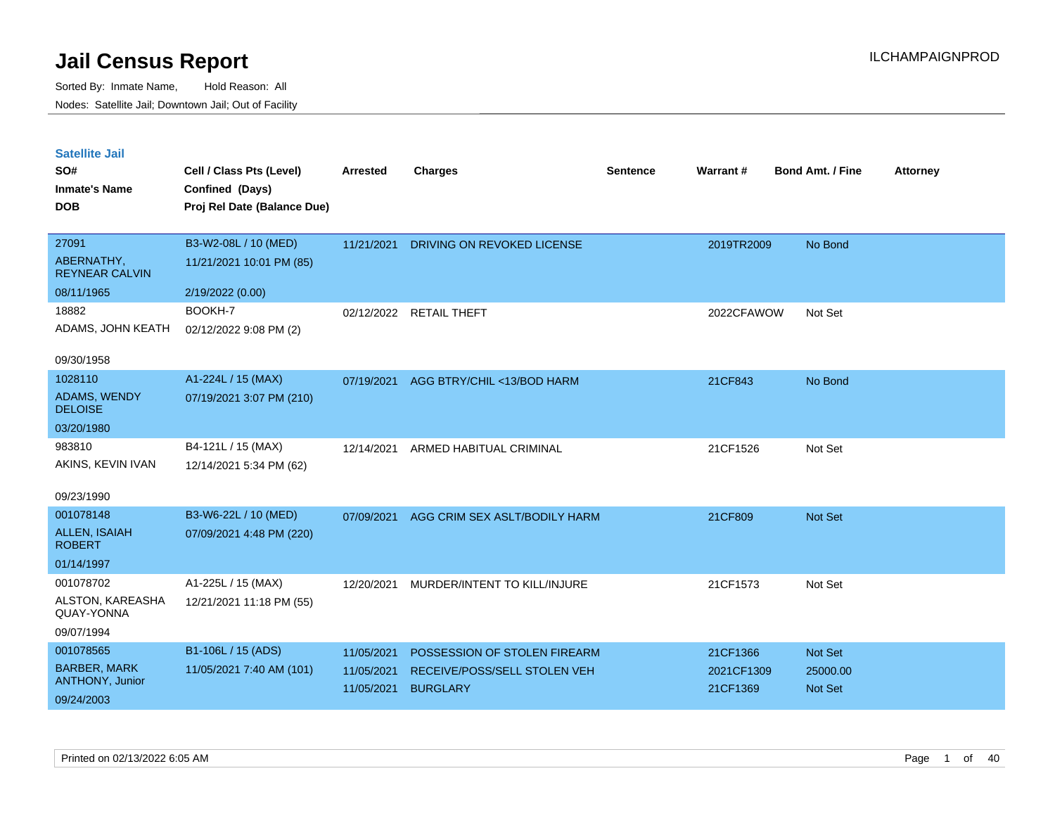# Jail Census Report

ILCHAMPAIGNPROD

Sorted By: Inmate Name, Hold Reason: All

Nodes: Satellite Jail; Downtown Jail; Out of Facility

## Satellite Jail

| SO# / Inmate's Name / DOB | Cell / Class Pts (Level) / Confined (Days) / Proj Rel Date (Balance Due) | Arrested | Charges | Sentence | Warrant # | Bond Amt. / Fine | Attorney |
|---|---|---|---|---|---|---|---|
| 27091<br>ABERNATHY, REYNEAR CALVIN<br>08/11/1965 | B3-W2-08L / 10 (MED)<br>11/21/2021 10:01 PM (85)<br>2/19/2022 (0.00) | 11/21/2021 | DRIVING ON REVOKED LICENSE | | 2019TR2009 | No Bond | |
| 18882<br>ADAMS, JOHN KEATH<br>09/30/1958 | BOOKH-7<br>02/12/2022 9:08 PM (2) | 02/12/2022 | RETAIL THEFT | | 2022CFAWOW | Not Set | |
| 1028110<br>ADAMS, WENDY DELOISE<br>03/20/1980 | A1-224L / 15 (MAX)<br>07/19/2021 3:07 PM (210) | 07/19/2021 | AGG BTRY/CHIL <13/BOD HARM | | 21CF843 | No Bond | |
| 983810<br>AKINS, KEVIN IVAN<br>09/23/1990 | B4-121L / 15 (MAX)<br>12/14/2021 5:34 PM (62) | 12/14/2021 | ARMED HABITUAL CRIMINAL | | 21CF1526 | Not Set | |
| 001078148<br>ALLEN, ISAIAH ROBERT<br>01/14/1997 | B3-W6-22L / 10 (MED)<br>07/09/2021 4:48 PM (220) | 07/09/2021 | AGG CRIM SEX ASLT/BODILY HARM | | 21CF809 | Not Set | |
| 001078702<br>ALSTON, KAREASHA QUAY-YONNA<br>09/07/1994 | A1-225L / 15 (MAX)<br>12/21/2021 11:18 PM (55) | 12/20/2021 | MURDER/INTENT TO KILL/INJURE | | 21CF1573 | Not Set | |
| 001078565<br>BARBER, MARK ANTHONY, Junior<br>09/24/2003 | B1-106L / 15 (ADS)<br>11/05/2021 7:40 AM (101) | 11/05/2021<br>11/05/2021<br>11/05/2021 | POSSESSION OF STOLEN FIREARM<br>RECEIVE/POSS/SELL STOLEN VEH<br>BURGLARY | | 21CF1366<br>2021CF1309<br>21CF1369 | Not Set<br>25000.00<br>Not Set | |

Printed on 02/13/2022 6:05 AM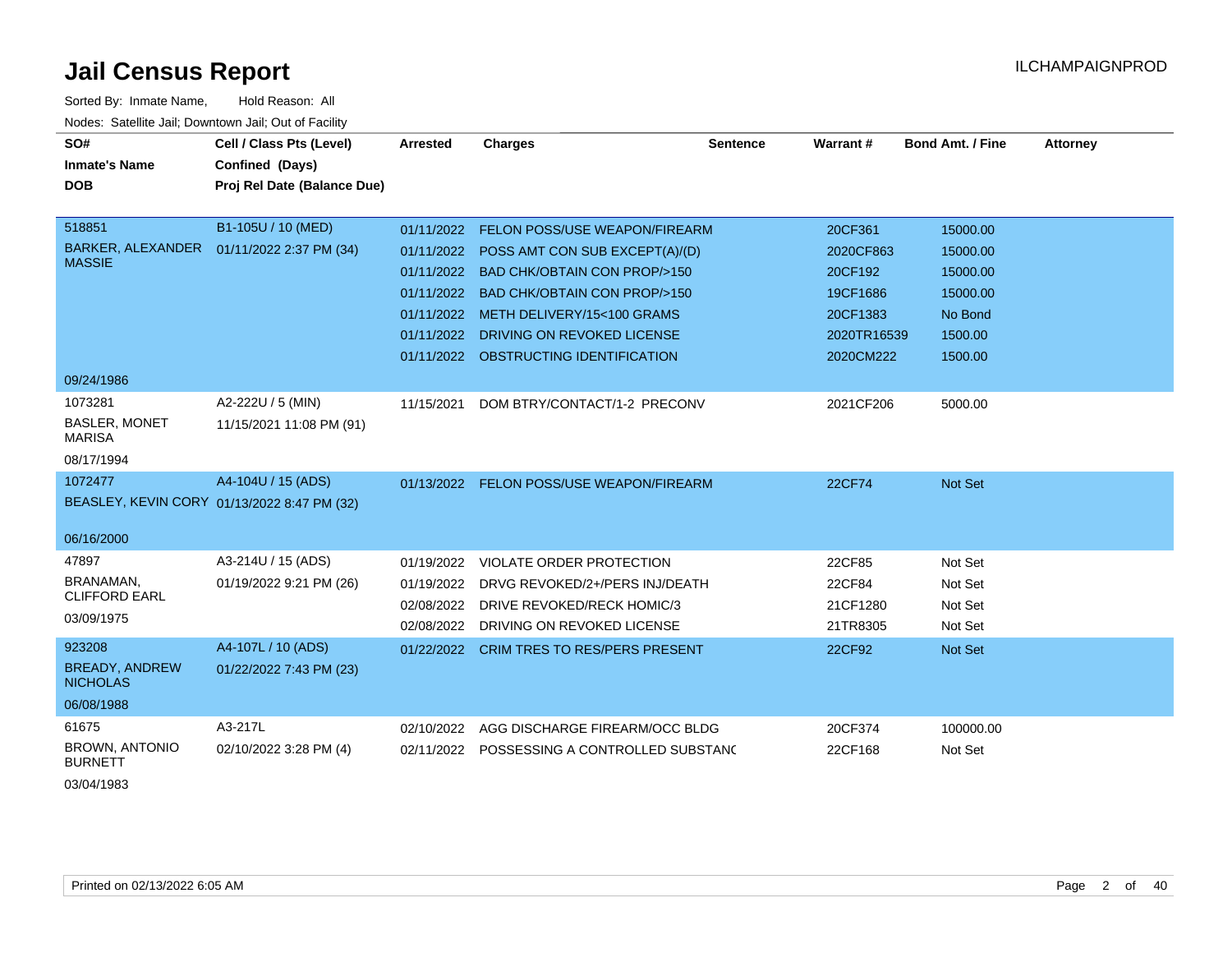# Jail Census Report

ILCHAMPAIGNPROD

Sorted By: Inmate Name, Hold Reason: All

Nodes: Satellite Jail; Downtown Jail; Out of Facility

| SO# / Inmate's Name / DOB | Cell / Class Pts (Level) / Confined (Days) / Proj Rel Date (Balance Due) | Arrested | Charges | Sentence | Warrant # | Bond Amt. / Fine | Attorney |
|---|---|---|---|---|---|---|---|
| 518851 | B1-105U / 10 (MED) | 01/11/2022 | FELON POSS/USE WEAPON/FIREARM | | 20CF361 | 15000.00 | |
| BARKER, ALEXANDER MASSIE | 01/11/2022 2:37 PM (34) | 01/11/2022 | POSS AMT CON SUB EXCEPT(A)/(D) | | 2020CF863 | 15000.00 | |
| | | 01/11/2022 | BAD CHK/OBTAIN CON PROP/>150 | | 20CF192 | 15000.00 | |
| | | 01/11/2022 | BAD CHK/OBTAIN CON PROP/>150 | | 19CF1686 | 15000.00 | |
| | | 01/11/2022 | METH DELIVERY/15<100 GRAMS | | 20CF1383 | No Bond | |
| | | 01/11/2022 | DRIVING ON REVOKED LICENSE | | 2020TR16539 | 1500.00 | |
| | | 01/11/2022 | OBSTRUCTING IDENTIFICATION | | 2020CM222 | 1500.00 | |
| 09/24/1986 | | | | | | | |
| 1073281 | A2-222U / 5 (MIN) | 11/15/2021 | DOM BTRY/CONTACT/1-2 PRECONV | | 2021CF206 | 5000.00 | |
| BASLER, MONET MARISA | 11/15/2021 11:08 PM (91) | | | | | | |
| 08/17/1994 | | | | | | | |
| 1072477 | A4-104U / 15 (ADS) | 01/13/2022 | FELON POSS/USE WEAPON/FIREARM | | 22CF74 | Not Set | |
| BEASLEY, KEVIN CORY | 01/13/2022 8:47 PM (32) | | | | | | |
| 06/16/2000 | | | | | | | |
| 47897 | A3-214U / 15 (ADS) | 01/19/2022 | VIOLATE ORDER PROTECTION | | 22CF85 | Not Set | |
| BRANAMAN, CLIFFORD EARL | 01/19/2022 9:21 PM (26) | 01/19/2022 | DRVG REVOKED/2+/PERS INJ/DEATH | | 22CF84 | Not Set | |
| 03/09/1975 | | 02/08/2022 | DRIVE REVOKED/RECK HOMIC/3 | | 21CF1280 | Not Set | |
| | | 02/08/2022 | DRIVING ON REVOKED LICENSE | | 21TR8305 | Not Set | |
| 923208 | A4-107L / 10 (ADS) | 01/22/2022 | CRIM TRES TO RES/PERS PRESENT | | 22CF92 | Not Set | |
| BREADY, ANDREW NICHOLAS | 01/22/2022 7:43 PM (23) | | | | | | |
| 06/08/1988 | | | | | | | |
| 61675 | A3-217L | 02/10/2022 | AGG DISCHARGE FIREARM/OCC BLDG | | 20CF374 | 100000.00 | |
| BROWN, ANTONIO BURNETT | 02/10/2022 3:28 PM (4) | 02/11/2022 | POSSESSING A CONTROLLED SUBSTANC | | 22CF168 | Not Set | |
| 03/04/1983 | | | | | | | |

Printed on 02/13/2022 6:05 AM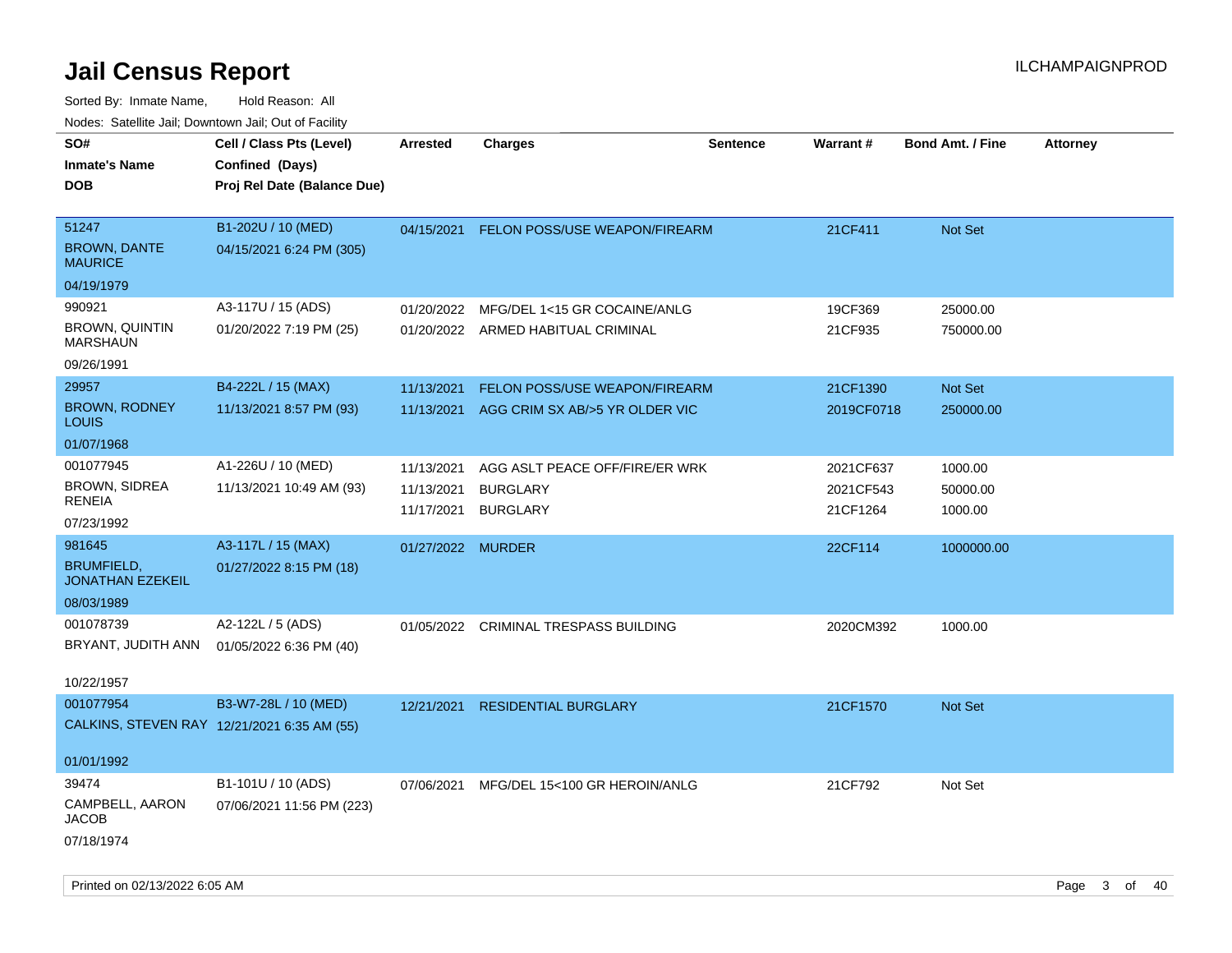# Jail Census Report

ILCHAMPAIGNPROD

Sorted By: Inmate Name, Hold Reason: All

Nodes: Satellite Jail; Downtown Jail; Out of Facility

| SO# / Inmate's Name / DOB | Cell / Class Pts (Level) / Confined (Days) / Proj Rel Date (Balance Due) | Arrested | Charges | Sentence | Warrant # | Bond Amt. / Fine | Attorney |
|---|---|---|---|---|---|---|---|
| 51247<br>BROWN, DANTE MAURICE<br>04/19/1979 | B1-202U / 10 (MED)<br>04/15/2021 6:24 PM (305) | 04/15/2021 | FELON POSS/USE WEAPON/FIREARM | | 21CF411 | Not Set | |
| 990921<br>BROWN, QUINTIN MARSHAUN<br>09/26/1991 | A3-117U / 15 (ADS)<br>01/20/2022 7:19 PM (25) | 01/20/2022<br>01/20/2022 | MFG/DEL 1<15 GR COCAINE/ANLG<br>ARMED HABITUAL CRIMINAL | | 19CF369<br>21CF935 | 25000.00<br>750000.00 | |
| 29957<br>BROWN, RODNEY LOUIS<br>01/07/1968 | B4-222L / 15 (MAX)<br>11/13/2021 8:57 PM (93) | 11/13/2021<br>11/13/2021 | FELON POSS/USE WEAPON/FIREARM<br>AGG CRIM SX AB/>5 YR OLDER VIC | | 21CF1390<br>2019CF0718 | Not Set<br>250000.00 | |
| 001077945<br>BROWN, SIDREA RENEIA<br>07/23/1992 | A1-226U / 10 (MED)<br>11/13/2021 10:49 AM (93) | 11/13/2021<br>11/13/2021<br>11/17/2021 | AGG ASLT PEACE OFF/FIRE/ER WRK<br>BURGLARY<br>BURGLARY | | 2021CF637<br>2021CF543<br>21CF1264 | 1000.00<br>50000.00<br>1000.00 | |
| 981645<br>BRUMFIELD, JONATHAN EZEKEIL<br>08/03/1989 | A3-117L / 15 (MAX)<br>01/27/2022 8:15 PM (18) | 01/27/2022 | MURDER | | 22CF114 | 1000000.00 | |
| 001078739<br>BRYANT, JUDITH ANN<br>10/22/1957 | A2-122L / 5 (ADS)<br>01/05/2022 6:36 PM (40) | 01/05/2022 | CRIMINAL TRESPASS BUILDING | | 2020CM392 | 1000.00 | |
| 001077954<br>CALKINS, STEVEN RAY<br>01/01/1992 | B3-W7-28L / 10 (MED)<br>12/21/2021 6:35 AM (55) | 12/21/2021 | RESIDENTIAL BURGLARY | | 21CF1570 | Not Set | |
| 39474<br>CAMPBELL, AARON JACOB<br>07/18/1974 | B1-101U / 10 (ADS)<br>07/06/2021 11:56 PM (223) | 07/06/2021 | MFG/DEL 15<100 GR HEROIN/ANLG | | 21CF792 | Not Set | |

Printed on 02/13/2022 6:05 AM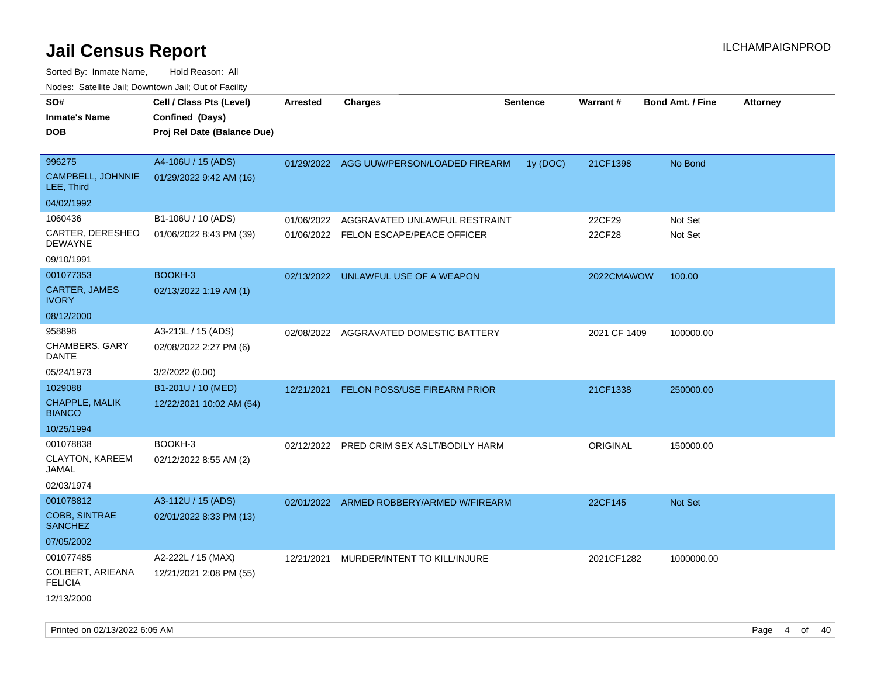# Jail Census Report

ILCHAMPAIGNPROD

Sorted By: Inmate Name, Hold Reason: All

Nodes: Satellite Jail; Downtown Jail; Out of Facility

| SO# / Inmate's Name / DOB | Cell / Class Pts (Level) / Confined (Days) / Proj Rel Date (Balance Due) | Arrested | Charges | Sentence | Warrant # | Bond Amt. / Fine | Attorney |
|---|---|---|---|---|---|---|---|
| 996275<br>CAMPBELL, JOHNNIE LEE, Third<br>04/02/1992 | A4-106U / 15 (ADS)<br>01/29/2022 9:42 AM (16) | 01/29/2022 | AGG UUW/PERSON/LOADED FIREARM | 1y (DOC) | 21CF1398 | No Bond | |
| 1060436<br>CARTER, DERESHEO DEWAYNE<br>09/10/1991 | B1-106U / 10 (ADS)<br>01/06/2022 8:43 PM (39) | 01/06/2022 | AGGRAVATED UNLAWFUL RESTRAINT | | 22CF29 | Not Set | |
| | | 01/06/2022 | FELON ESCAPE/PEACE OFFICER | | 22CF28 | Not Set | |
| 001077353<br>CARTER, JAMES IVORY<br>08/12/2000 | BOOKH-3<br>02/13/2022 1:19 AM (1) | 02/13/2022 | UNLAWFUL USE OF A WEAPON | | 2022CMAWOW | 100.00 | |
| 958898<br>CHAMBERS, GARY DANTE<br>05/24/1973 | A3-213L / 15 (ADS)<br>02/08/2022 2:27 PM (6)<br>3/2/2022 (0.00) | 02/08/2022 | AGGRAVATED DOMESTIC BATTERY | | 2021 CF 1409 | 100000.00 | |
| 1029088<br>CHAPPLE, MALIK BIANCO<br>10/25/1994 | B1-201U / 10 (MED)<br>12/22/2021 10:02 AM (54) | 12/21/2021 | FELON POSS/USE FIREARM PRIOR | | 21CF1338 | 250000.00 | |
| 001078838<br>CLAYTON, KAREEM JAMAL<br>02/03/1974 | BOOKH-3<br>02/12/2022 8:55 AM (2) | 02/12/2022 | PRED CRIM SEX ASLT/BODILY HARM | | ORIGINAL | 150000.00 | |
| 001078812<br>COBB, SINTRAE SANCHEZ<br>07/05/2002 | A3-112U / 15 (ADS)<br>02/01/2022 8:33 PM (13) | 02/01/2022 | ARMED ROBBERY/ARMED W/FIREARM | | 22CF145 | Not Set | |
| 001077485<br>COLBERT, ARIEANA FELICIA<br>12/13/2000 | A2-222L / 15 (MAX)<br>12/21/2021 2:08 PM (55) | 12/21/2021 | MURDER/INTENT TO KILL/INJURE | | 2021CF1282 | 1000000.00 | |

Printed on 02/13/2022 6:05 AM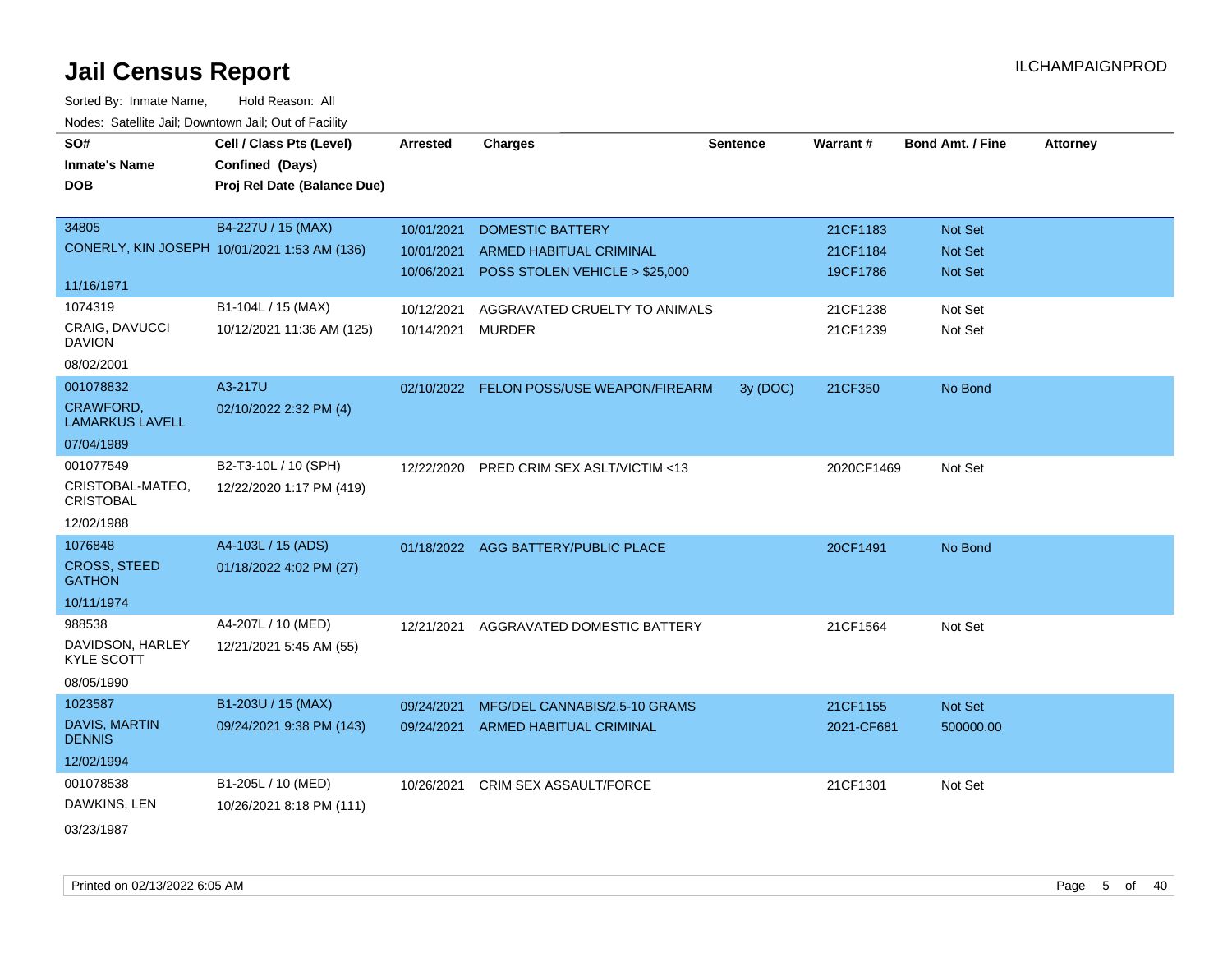# Jail Census Report

ILCHAMPAIGNPROD

Sorted By: Inmate Name, Hold Reason: All

Nodes: Satellite Jail; Downtown Jail; Out of Facility

| SO# / Inmate's Name / DOB | Cell / Class Pts (Level) / Confined (Days) / Proj Rel Date (Balance Due) | Arrested | Charges | Sentence | Warrant # | Bond Amt. / Fine | Attorney |
|---|---|---|---|---|---|---|---|
| 34805<br>CONERLY, KIN JOSEPH<br>11/16/1971 | B4-227U / 15 (MAX)<br>10/01/2021 1:53 AM (136) | 10/01/2021<br>10/01/2021<br>10/06/2021 | DOMESTIC BATTERY<br>ARMED HABITUAL CRIMINAL<br>POSS STOLEN VEHICLE > $25,000 | | 21CF1183<br>21CF1184<br>19CF1786 | Not Set<br>Not Set<br>Not Set | |
| 1074319<br>CRAIG, DAVUCCI DAVION<br>08/02/2001 | B1-104L / 15 (MAX)<br>10/12/2021 11:36 AM (125) | 10/12/2021<br>10/14/2021 | AGGRAVATED CRUELTY TO ANIMALS<br>MURDER | | 21CF1238<br>21CF1239 | Not Set<br>Not Set | |
| 001078832<br>CRAWFORD, LAMARKUS LAVELL<br>07/04/1989 | A3-217U<br>02/10/2022 2:32 PM (4) | 02/10/2022 | FELON POSS/USE WEAPON/FIREARM | 3y (DOC) | 21CF350 | No Bond | |
| 001077549<br>CRISTOBAL-MATEO, CRISTOBAL<br>12/02/1988 | B2-T3-10L / 10 (SPH)<br>12/22/2020 1:17 PM (419) | 12/22/2020 | PRED CRIM SEX ASLT/VICTIM <13 | | 2020CF1469 | Not Set | |
| 1076848<br>CROSS, STEED GATHON<br>10/11/1974 | A4-103L / 15 (ADS)<br>01/18/2022 4:02 PM (27) | 01/18/2022 | AGG BATTERY/PUBLIC PLACE | | 20CF1491 | No Bond | |
| 988538<br>DAVIDSON, HARLEY KYLE SCOTT<br>08/05/1990 | A4-207L / 10 (MED)<br>12/21/2021 5:45 AM (55) | 12/21/2021 | AGGRAVATED DOMESTIC BATTERY | | 21CF1564 | Not Set | |
| 1023587<br>DAVIS, MARTIN DENNIS<br>12/02/1994 | B1-203U / 15 (MAX)<br>09/24/2021 9:38 PM (143) | 09/24/2021<br>09/24/2021 | MFG/DEL CANNABIS/2.5-10 GRAMS<br>ARMED HABITUAL CRIMINAL | | 21CF1155<br>2021-CF681 | Not Set<br>500000.00 | |
| 001078538<br>DAWKINS, LEN<br>03/23/1987 | B1-205L / 10 (MED)<br>10/26/2021 8:18 PM (111) | 10/26/2021 | CRIM SEX ASSAULT/FORCE | | 21CF1301 | Not Set | |

Printed on 02/13/2022 6:05 AM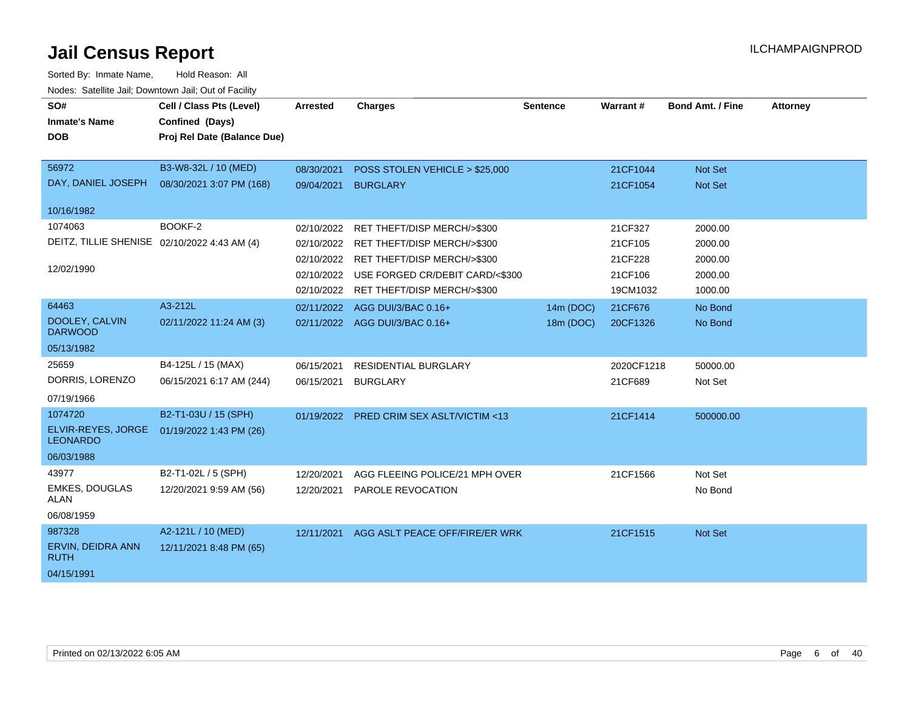# Jail Census Report

ILCHAMPAIGNPROD

Sorted By: Inmate Name, Hold Reason: All

Nodes: Satellite Jail; Downtown Jail; Out of Facility

| SO# / Inmate's Name / DOB | Cell / Class Pts (Level) / Confined (Days) / Proj Rel Date (Balance Due) | Arrested | Charges | Sentence | Warrant # | Bond Amt. / Fine | Attorney |
|---|---|---|---|---|---|---|---|
| 56972<br>DAY, DANIEL JOSEPH<br>10/16/1982 | B3-W8-32L / 10 (MED)<br>08/30/2021 3:07 PM (168) | 08/30/2021 | POSS STOLEN VEHICLE > $25,000 | | 21CF1044 | Not Set | |
| | | 09/04/2021 | BURGLARY | | 21CF1054 | Not Set | |
| 1074063<br>DEITZ, TILLIE SHENISE<br>12/02/1990 | BOOKF-2<br>02/10/2022 4:43 AM (4) | 02/10/2022 | RET THEFT/DISP MERCH/>$300 | | 21CF327 | 2000.00 | |
| | | 02/10/2022 | RET THEFT/DISP MERCH/>$300 | | 21CF105 | 2000.00 | |
| | | 02/10/2022 | RET THEFT/DISP MERCH/>$300 | | 21CF228 | 2000.00 | |
| | | 02/10/2022 | USE FORGED CR/DEBIT CARD/<$300 | | 21CF106 | 2000.00 | |
| | | 02/10/2022 | RET THEFT/DISP MERCH/>$300 | | 19CM1032 | 1000.00 | |
| 64463<br>DOOLEY, CALVIN DARWOOD<br>05/13/1982 | A3-212L<br>02/11/2022 11:24 AM (3) | 02/11/2022 | AGG DUI/3/BAC 0.16+ | 14m (DOC) | 21CF676 | No Bond | |
| | | 02/11/2022 | AGG DUI/3/BAC 0.16+ | 18m (DOC) | 20CF1326 | No Bond | |
| 25659<br>DORRIS, LORENZO<br>07/19/1966 | B4-125L / 15 (MAX)<br>06/15/2021 6:17 AM (244) | 06/15/2021 | RESIDENTIAL BURGLARY | | 2020CF1218 | 50000.00 | |
| | | 06/15/2021 | BURGLARY | | 21CF689 | Not Set | |
| 1074720<br>ELVIR-REYES, JORGE LEONARDO<br>06/03/1988 | B2-T1-03U / 15 (SPH)<br>01/19/2022 1:43 PM (26) | 01/19/2022 | PRED CRIM SEX ASLT/VICTIM <13 | | 21CF1414 | 500000.00 | |
| 43977<br>EMKES, DOUGLAS ALAN<br>06/08/1959 | B2-T1-02L / 5 (SPH)<br>12/20/2021 9:59 AM (56) | 12/20/2021 | AGG FLEEING POLICE/21 MPH OVER | | 21CF1566 | Not Set | |
| | | 12/20/2021 | PAROLE REVOCATION | | | No Bond | |
| 987328<br>ERVIN, DEIDRA ANN RUTH<br>04/15/1991 | A2-121L / 10 (MED)<br>12/11/2021 8:48 PM (65) | 12/11/2021 | AGG ASLT PEACE OFF/FIRE/ER WRK | | 21CF1515 | Not Set | |

Printed on 02/13/2022 6:05 AM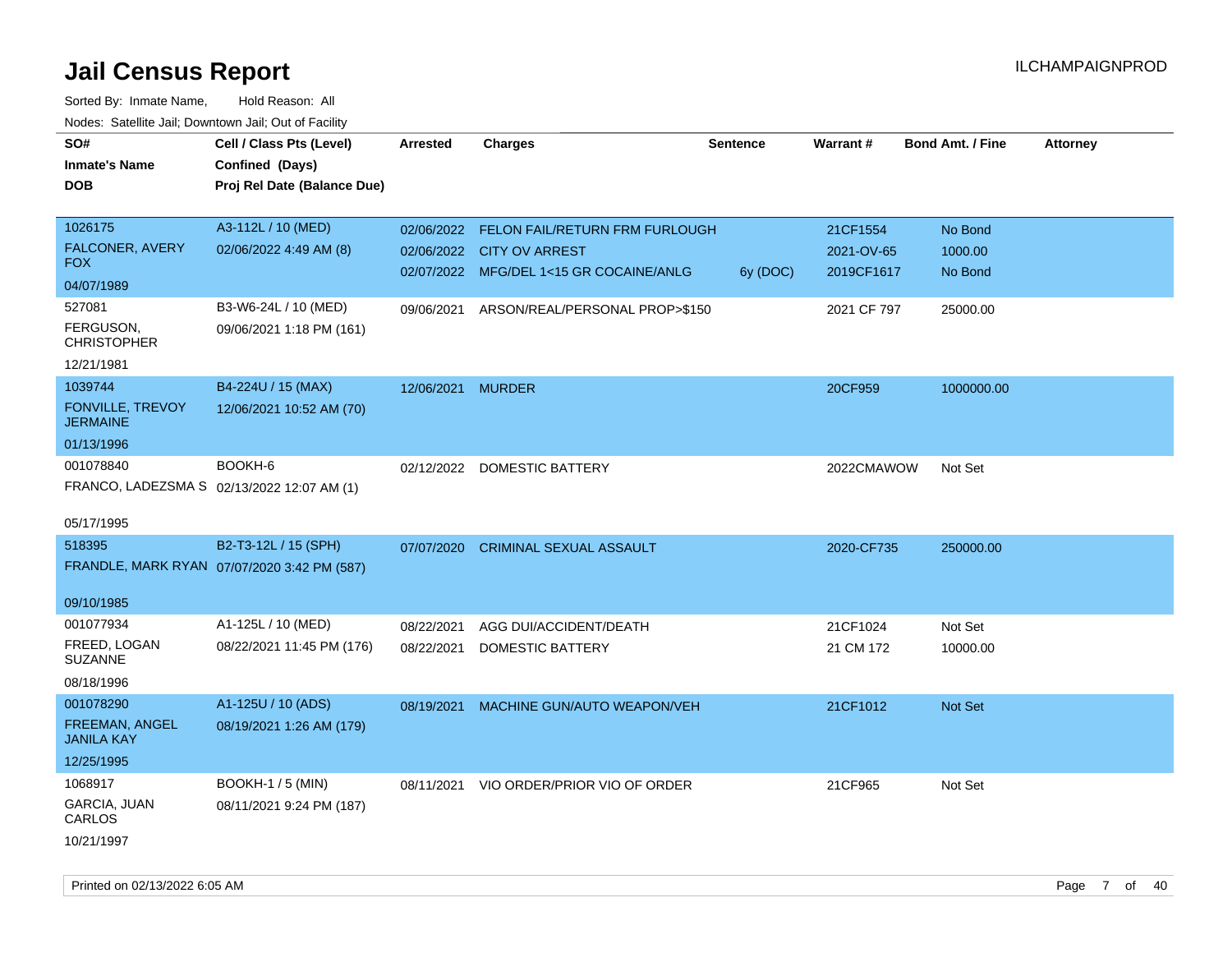# Jail Census Report

ILCHAMPAIGNPROD

Sorted By: Inmate Name, Hold Reason: All

Nodes: Satellite Jail; Downtown Jail; Out of Facility

| SO# / Inmate's Name / DOB | Cell / Class Pts (Level) / Confined (Days) / Proj Rel Date (Balance Due) | Arrested | Charges | Sentence | Warrant # | Bond Amt. / Fine | Attorney |
|---|---|---|---|---|---|---|---|
| 1026175<br>FALCONER, AVERY FOX<br>04/07/1989 | A3-112L / 10 (MED)<br>02/06/2022 4:49 AM (8) | 02/06/2022 | FELON FAIL/RETURN FRM FURLOUGH | | 21CF1554 | No Bond | |
| | | 02/06/2022 | CITY OV ARREST | | 2021-OV-65 | 1000.00 | |
| | | 02/07/2022 | MFG/DEL 1<15 GR COCAINE/ANLG | 6y (DOC) | 2019CF1617 | No Bond | |
| 527081<br>FERGUSON, CHRISTOPHER<br>12/21/1981 | B3-W6-24L / 10 (MED)<br>09/06/2021 1:18 PM (161) | 09/06/2021 | ARSON/REAL/PERSONAL PROP>$150 | | 2021 CF 797 | 25000.00 | |
| 1039744<br>FONVILLE, TREVOY JERMAINE<br>01/13/1996 | B4-224U / 15 (MAX)<br>12/06/2021 10:52 AM (70) | 12/06/2021 | MURDER | | 20CF959 | 1000000.00 | |
| 001078840<br>FRANCO, LADEZSMA S<br>05/17/1995 | BOOKH-6<br>02/13/2022 12:07 AM (1) | 02/12/2022 | DOMESTIC BATTERY | | 2022CMAWOW | Not Set | |
| 518395<br>FRANDLE, MARK RYAN<br>09/10/1985 | B2-T3-12L / 15 (SPH)<br>07/07/2020 3:42 PM (587) | 07/07/2020 | CRIMINAL SEXUAL ASSAULT | | 2020-CF735 | 250000.00 | |
| 001077934<br>FREED, LOGAN SUZANNE<br>08/18/1996 | A1-125L / 10 (MED)<br>08/22/2021 11:45 PM (176) | 08/22/2021 | AGG DUI/ACCIDENT/DEATH | | 21CF1024 | Not Set | |
| | | 08/22/2021 | DOMESTIC BATTERY | | 21 CM 172 | 10000.00 | |
| 001078290<br>FREEMAN, ANGEL JANILA KAY<br>12/25/1995 | A1-125U / 10 (ADS)<br>08/19/2021 1:26 AM (179) | 08/19/2021 | MACHINE GUN/AUTO WEAPON/VEH | | 21CF1012 | Not Set | |
| 1068917<br>GARCIA, JUAN CARLOS<br>10/21/1997 | BOOKH-1 / 5 (MIN)<br>08/11/2021 9:24 PM (187) | 08/11/2021 | VIO ORDER/PRIOR VIO OF ORDER | | 21CF965 | Not Set | |

Printed on 02/13/2022 6:05 AM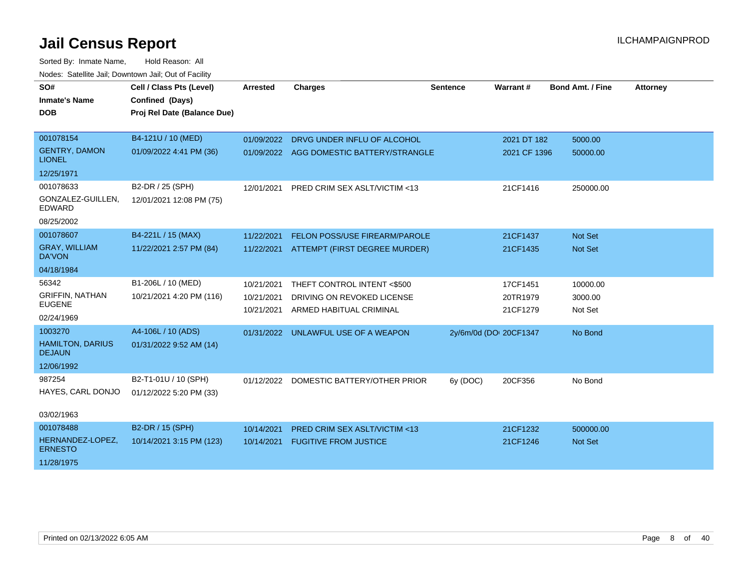# Jail Census Report

ILCHAMPAIGNPROD

Sorted By: Inmate Name, Hold Reason: All

Nodes: Satellite Jail; Downtown Jail; Out of Facility

| SO# / Inmate's Name / DOB | Cell / Class Pts (Level) / Confined (Days) / Proj Rel Date (Balance Due) | Arrested | Charges | Sentence | Warrant # | Bond Amt. / Fine | Attorney |
|---|---|---|---|---|---|---|---|
| 001078154<br>GENTRY, DAMON LIONEL<br>12/25/1971 | B4-121U / 10 (MED)<br>01/09/2022 4:41 PM (36) | 01/09/2022 | DRVG UNDER INFLU OF ALCOHOL | | 2021 DT 182 | 5000.00 | |
| | | 01/09/2022 | AGG DOMESTIC BATTERY/STRANGLE | | 2021 CF 1396 | 50000.00 | |
| 001078633<br>GONZALEZ-GUILLEN, EDWARD<br>08/25/2002 | B2-DR / 25 (SPH)<br>12/01/2021 12:08 PM (75) | 12/01/2021 | PRED CRIM SEX ASLT/VICTIM <13 | | 21CF1416 | 250000.00 | |
| 001078607<br>GRAY, WILLIAM DA'VON<br>04/18/1984 | B4-221L / 15 (MAX)<br>11/22/2021 2:57 PM (84) | 11/22/2021 | FELON POSS/USE FIREARM/PAROLE | | 21CF1437 | Not Set | |
| | | 11/22/2021 | ATTEMPT (FIRST DEGREE MURDER) | | 21CF1435 | Not Set | |
| 56342<br>GRIFFIN, NATHAN EUGENE<br>02/24/1969 | B1-206L / 10 (MED)<br>10/21/2021 4:20 PM (116) | 10/21/2021 | THEFT CONTROL INTENT <$500 | | 17CF1451 | 10000.00 | |
| | | 10/21/2021 | DRIVING ON REVOKED LICENSE | | 20TR1979 | 3000.00 | |
| | | 10/21/2021 | ARMED HABITUAL CRIMINAL | | 21CF1279 | Not Set | |
| 1003270<br>HAMILTON, DARIUS DEJAUN<br>12/06/1992 | A4-106L / 10 (ADS)<br>01/31/2022 9:52 AM (14) | 01/31/2022 | UNLAWFUL USE OF A WEAPON | 2y/6m/0d (DO | 20CF1347 | No Bond | |
| 987254<br>HAYES, CARL DONJO<br>03/02/1963 | B2-T1-01U / 10 (SPH)<br>01/12/2022 5:20 PM (33) | 01/12/2022 | DOMESTIC BATTERY/OTHER PRIOR | 6y (DOC) | 20CF356 | No Bond | |
| 001078488<br>HERNANDEZ-LOPEZ, ERNESTO<br>11/28/1975 | B2-DR / 15 (SPH)<br>10/14/2021 3:15 PM (123) | 10/14/2021 | PRED CRIM SEX ASLT/VICTIM <13 | | 21CF1232 | 500000.00 | |
| | | 10/14/2021 | FUGITIVE FROM JUSTICE | | 21CF1246 | Not Set | |

Printed on 02/13/2022 6:05 AM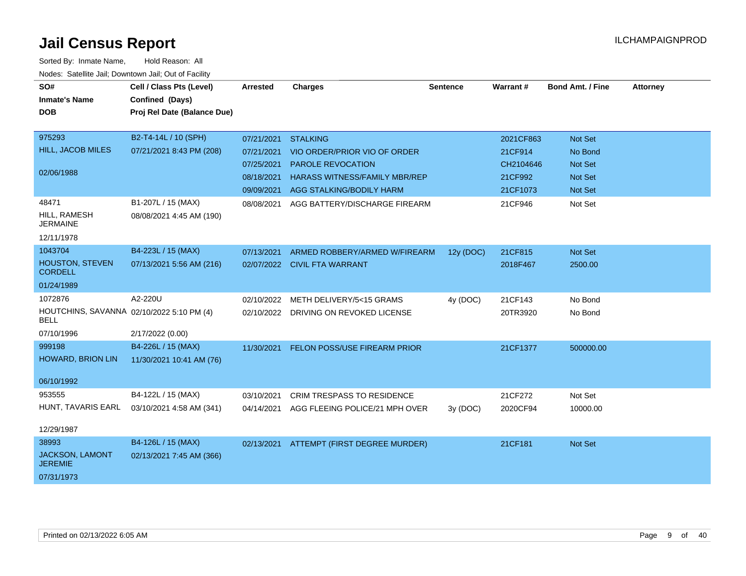# Jail Census Report

ILCHAMPAIGNPROD

Sorted By: Inmate Name, Hold Reason: All

Nodes: Satellite Jail; Downtown Jail; Out of Facility

| SO# / Inmate's Name / DOB | Cell / Class Pts (Level) / Confined (Days) / Proj Rel Date (Balance Due) | Arrested | Charges | Sentence | Warrant # | Bond Amt. / Fine | Attorney |
|---|---|---|---|---|---|---|---|
| 975293 | B2-T4-14L / 10 (SPH) | 07/21/2021 | STALKING | | 2021CF863 | Not Set | |
| HILL, JACOB MILES | 07/21/2021 8:43 PM (208) | 07/21/2021 | VIO ORDER/PRIOR VIO OF ORDER | | 21CF914 | No Bond | |
| 02/06/1988 | | 07/25/2021 | PAROLE REVOCATION | | CH2104646 | Not Set | |
| | | 08/18/2021 | HARASS WITNESS/FAMILY MBR/REP | | 21CF992 | Not Set | |
| | | 09/09/2021 | AGG STALKING/BODILY HARM | | 21CF1073 | Not Set | |
| 48471 | B1-207L / 15 (MAX) | 08/08/2021 | AGG BATTERY/DISCHARGE FIREARM | | 21CF946 | Not Set | |
| HILL, RAMESH JERMAINE | 08/08/2021 4:45 AM (190) | | | | | | |
| 12/11/1978 | | | | | | | |
| 1043704 | B4-223L / 15 (MAX) | 07/13/2021 | ARMED ROBBERY/ARMED W/FIREARM | 12y (DOC) | 21CF815 | Not Set | |
| HOUSTON, STEVEN CORDELL | 07/13/2021 5:56 AM (216) | 02/07/2022 | CIVIL FTA WARRANT | | 2018F467 | 2500.00 | |
| 01/24/1989 | | | | | | | |
| 1072876 | A2-220U | 02/10/2022 | METH DELIVERY/5<15 GRAMS | 4y (DOC) | 21CF143 | No Bond | |
| HOUTCHINS, SAVANNA BELL | 02/10/2022 5:10 PM (4) | 02/10/2022 | DRIVING ON REVOKED LICENSE | | 20TR3920 | No Bond | |
| 07/10/1996 | 2/17/2022 (0.00) | | | | | | |
| 999198 | B4-226L / 15 (MAX) | 11/30/2021 | FELON POSS/USE FIREARM PRIOR | | 21CF1377 | 500000.00 | |
| HOWARD, BRION LIN | 11/30/2021 10:41 AM (76) | | | | | | |
| 06/10/1992 | | | | | | | |
| 953555 | B4-122L / 15 (MAX) | 03/10/2021 | CRIM TRESPASS TO RESIDENCE | | 21CF272 | Not Set | |
| HUNT, TAVARIS EARL | 03/10/2021 4:58 AM (341) | 04/14/2021 | AGG FLEEING POLICE/21 MPH OVER | 3y (DOC) | 2020CF94 | 10000.00 | |
| 12/29/1987 | | | | | | | |
| 38993 | B4-126L / 15 (MAX) | 02/13/2021 | ATTEMPT (FIRST DEGREE MURDER) | | 21CF181 | Not Set | |
| JACKSON, LAMONT JEREMIE | 02/13/2021 7:45 AM (366) | | | | | | |
| 07/31/1973 | | | | | | | |

Printed on 02/13/2022 6:05 AM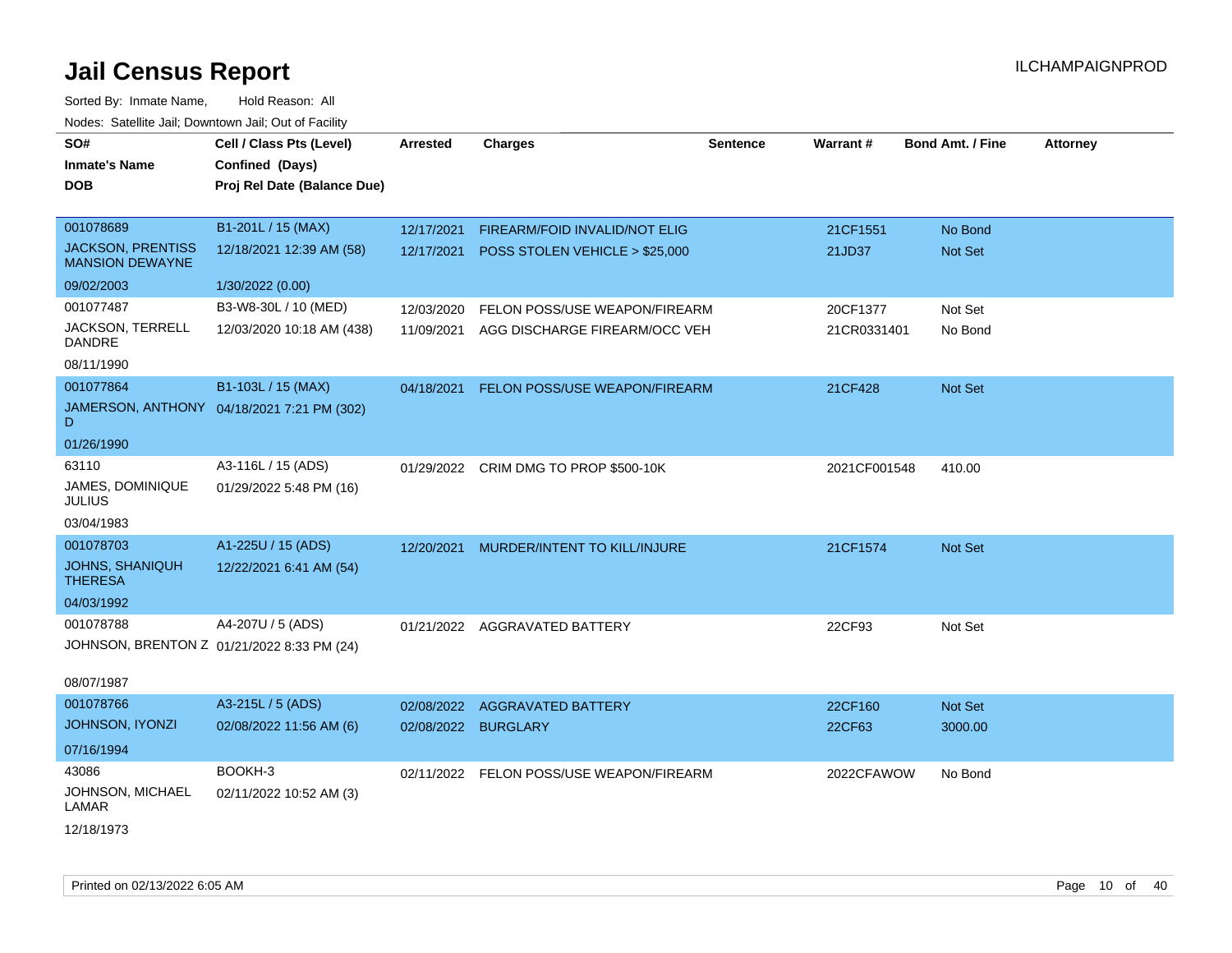# Jail Census Report

ILCHAMPAIGNPROD

Sorted By: Inmate Name, Hold Reason: All

Nodes: Satellite Jail; Downtown Jail; Out of Facility

| SO# / Inmate's Name / DOB | Cell / Class Pts (Level) / Confined (Days) / Proj Rel Date (Balance Due) | Arrested | Charges | Sentence | Warrant # | Bond Amt. / Fine | Attorney |
|---|---|---|---|---|---|---|---|
| 001078689 | B1-201L / 15 (MAX) | 12/17/2021 | FIREARM/FOID INVALID/NOT ELIG | | 21CF1551 | No Bond | |
| JACKSON, PRENTISS MANSION DEWAYNE | 12/18/2021 12:39 AM (58) | 12/17/2021 | POSS STOLEN VEHICLE > $25,000 | | 21JD37 | Not Set | |
| 09/02/2003 | 1/30/2022 (0.00) | | | | | | |
| 001077487 | B3-W8-30L / 10 (MED) | 12/03/2020 | FELON POSS/USE WEAPON/FIREARM | | 20CF1377 | Not Set | |
| JACKSON, TERRELL DANDRE | 12/03/2020 10:18 AM (438) | 11/09/2021 | AGG DISCHARGE FIREARM/OCC VEH | | 21CR0331401 | No Bond | |
| 08/11/1990 | | | | | | | |
| 001077864 | B1-103L / 15 (MAX) | 04/18/2021 | FELON POSS/USE WEAPON/FIREARM | | 21CF428 | Not Set | |
| JAMERSON, ANTHONY D | 04/18/2021 7:21 PM (302) | | | | | | |
| 01/26/1990 | | | | | | | |
| 63110 | A3-116L / 15 (ADS) | 01/29/2022 | CRIM DMG TO PROP $500-10K | | 2021CF001548 | 410.00 | |
| JAMES, DOMINIQUE JULIUS | 01/29/2022 5:48 PM (16) | | | | | | |
| 03/04/1983 | | | | | | | |
| 001078703 | A1-225U / 15 (ADS) | 12/20/2021 | MURDER/INTENT TO KILL/INJURE | | 21CF1574 | Not Set | |
| JOHNS, SHANIQUH THERESA | 12/22/2021 6:41 AM (54) | | | | | | |
| 04/03/1992 | | | | | | | |
| 001078788 | A4-207U / 5 (ADS) | 01/21/2022 | AGGRAVATED BATTERY | | 22CF93 | Not Set | |
| JOHNSON, BRENTON Z | 01/21/2022 8:33 PM (24) | | | | | | |
| 08/07/1987 | | | | | | | |
| 001078766 | A3-215L / 5 (ADS) | 02/08/2022 | AGGRAVATED BATTERY | | 22CF160 | Not Set | |
| JOHNSON, IYONZI | 02/08/2022 11:56 AM (6) | 02/08/2022 | BURGLARY | | 22CF63 | 3000.00 | |
| 07/16/1994 | | | | | | | |
| 43086 | BOOKH-3 | 02/11/2022 | FELON POSS/USE WEAPON/FIREARM | | 2022CFAWOW | No Bond | |
| JOHNSON, MICHAEL LAMAR | 02/11/2022 10:52 AM (3) | | | | | | |
| 12/18/1973 | | | | | | | |

Printed on 02/13/2022 6:05 AM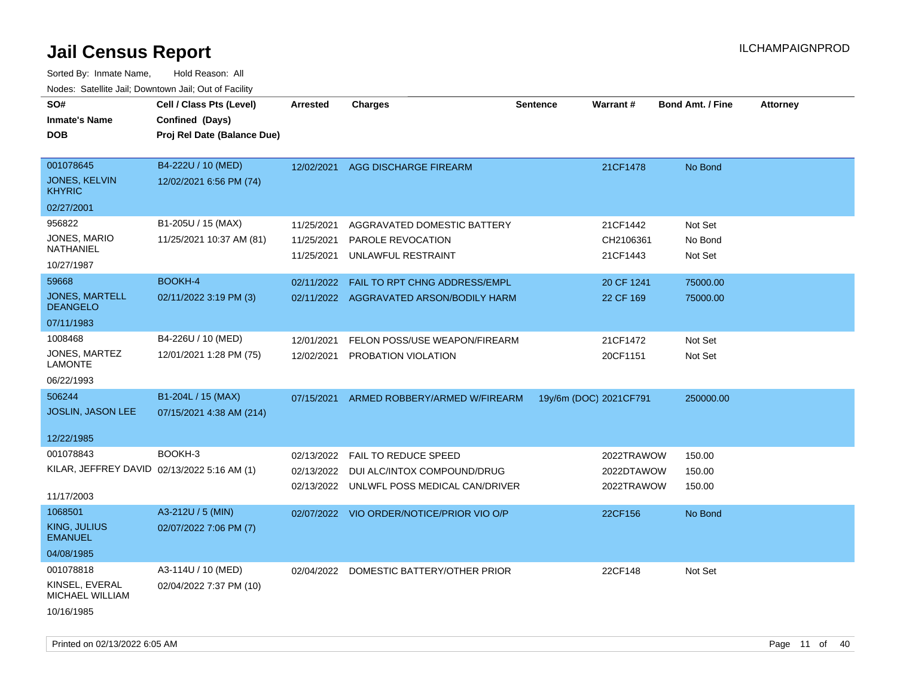# Jail Census Report

ILCHAMPAIGNPROD

Sorted By: Inmate Name, Hold Reason: All

Nodes: Satellite Jail; Downtown Jail; Out of Facility

| SO# / Inmate's Name / DOB | Cell / Class Pts (Level) / Confined (Days) / Proj Rel Date (Balance Due) | Arrested | Charges | Sentence | Warrant # | Bond Amt. / Fine | Attorney |
|---|---|---|---|---|---|---|---|
| 001078645<br>JONES, KELVIN KHYRIC<br>02/27/2001 | B4-222U / 10 (MED)<br>12/02/2021 6:56 PM (74) | 12/02/2021 | AGG DISCHARGE FIREARM | | 21CF1478 | No Bond | |
| 956822<br>JONES, MARIO NATHANIEL<br>10/27/1987 | B1-205U / 15 (MAX)<br>11/25/2021 10:37 AM (81) | 11/25/2021<br>11/25/2021<br>11/25/2021 | AGGRAVATED DOMESTIC BATTERY<br>PAROLE REVOCATION<br>UNLAWFUL RESTRAINT | | 21CF1442<br>CH2106361<br>21CF1443 | Not Set<br>No Bond<br>Not Set | |
| 59668<br>JONES, MARTELL DEANGELO<br>07/11/1983 | BOOKH-4<br>02/11/2022 3:19 PM (3) | 02/11/2022<br>02/11/2022 | FAIL TO RPT CHNG ADDRESS/EMPL<br>AGGRAVATED ARSON/BODILY HARM | | 20 CF 1241<br>22 CF 169 | 75000.00<br>75000.00 | |
| 1008468<br>JONES, MARTEZ LAMONTE<br>06/22/1993 | B4-226U / 10 (MED)<br>12/01/2021 1:28 PM (75) | 12/01/2021<br>12/02/2021 | FELON POSS/USE WEAPON/FIREARM<br>PROBATION VIOLATION | | 21CF1472<br>20CF1151 | Not Set<br>Not Set | |
| 506244<br>JOSLIN, JASON LEE<br>12/22/1985 | B1-204L / 15 (MAX)<br>07/15/2021 4:38 AM (214) | 07/15/2021 | ARMED ROBBERY/ARMED W/FIREARM | 19y/6m (DOC) | 2021CF791 | 250000.00 | |
| 001078843<br>KILAR, JEFFREY DAVID<br>11/17/2003 | BOOKH-3<br>02/13/2022 5:16 AM (1) | 02/13/2022<br>02/13/2022<br>02/13/2022 | FAIL TO REDUCE SPEED<br>DUI ALC/INTOX COMPOUND/DRUG<br>UNLWFL POSS MEDICAL CAN/DRIVER | | 2022TRAWOW<br>2022DTAWOW<br>2022TRAWOW | 150.00<br>150.00<br>150.00 | |
| 1068501<br>KING, JULIUS EMANUEL<br>04/08/1985 | A3-212U / 5 (MIN)<br>02/07/2022 7:06 PM (7) | 02/07/2022 | VIO ORDER/NOTICE/PRIOR VIO O/P | | 22CF156 | No Bond | |
| 001078818<br>KINSEL, EVERAL MICHAEL WILLIAM<br>10/16/1985 | A3-114U / 10 (MED)<br>02/04/2022 7:37 PM (10) | 02/04/2022 | DOMESTIC BATTERY/OTHER PRIOR | | 22CF148 | Not Set | |

Printed on 02/13/2022 6:05 AM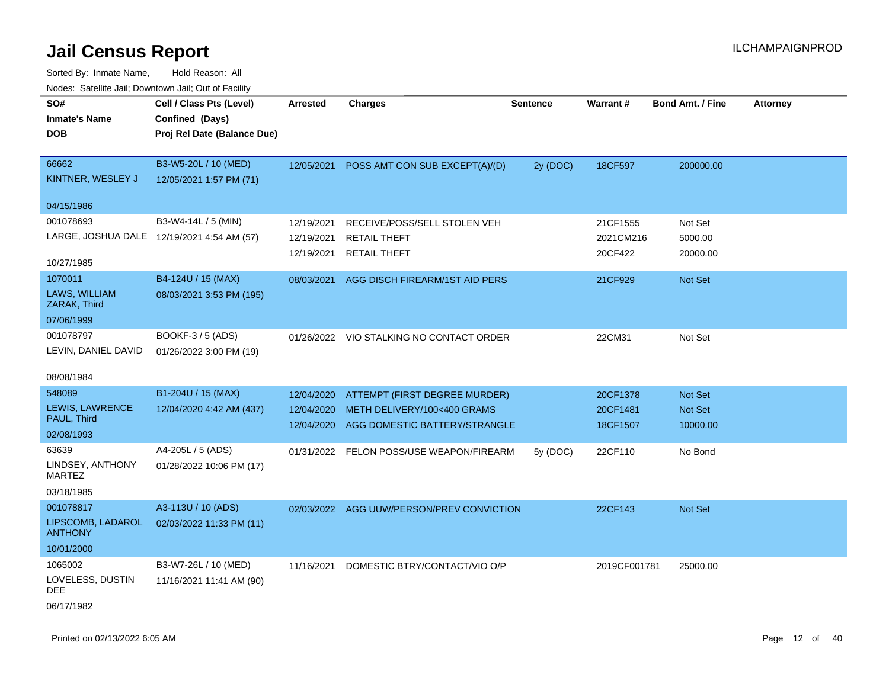# Jail Census Report

ILCHAMPAIGNPROD

Sorted By: Inmate Name, Hold Reason: All

Nodes: Satellite Jail; Downtown Jail; Out of Facility

| SO# / Inmate's Name / DOB | Cell / Class Pts (Level) / Confined (Days) / Proj Rel Date (Balance Due) | Arrested | Charges | Sentence | Warrant # | Bond Amt. / Fine | Attorney |
|---|---|---|---|---|---|---|---|
| 66662<br>KINTNER, WESLEY J<br>04/15/1986 | B3-W5-20L / 10 (MED)<br>12/05/2021 1:57 PM (71) | 12/05/2021 | POSS AMT CON SUB EXCEPT(A)/(D) | 2y (DOC) | 18CF597 | 200000.00 | |
| 001078693<br>LARGE, JOSHUA DALE<br>10/27/1985 | B3-W4-14L / 5 (MIN)<br>12/19/2021 4:54 AM (57) | 12/19/2021<br>12/19/2021<br>12/19/2021 | RECEIVE/POSS/SELL STOLEN VEH<br>RETAIL THEFT<br>RETAIL THEFT | | 21CF1555<br>2021CM216<br>20CF422 | Not Set<br>5000.00<br>20000.00 | |
| 1070011<br>LAWS, WILLIAM ZARAK, Third<br>07/06/1999 | B4-124U / 15 (MAX)<br>08/03/2021 3:53 PM (195) | 08/03/2021 | AGG DISCH FIREARM/1ST AID PERS | | 21CF929 | Not Set | |
| 001078797<br>LEVIN, DANIEL DAVID<br>08/08/1984 | BOOKF-3 / 5 (ADS)<br>01/26/2022 3:00 PM (19) | 01/26/2022 | VIO STALKING NO CONTACT ORDER | | 22CM31 | Not Set | |
| 548089<br>LEWIS, LAWRENCE PAUL, Third<br>02/08/1993 | B1-204U / 15 (MAX)<br>12/04/2020 4:42 AM (437) | 12/04/2020<br>12/04/2020<br>12/04/2020 | ATTEMPT (FIRST DEGREE MURDER)<br>METH DELIVERY/100<400 GRAMS<br>AGG DOMESTIC BATTERY/STRANGLE | | 20CF1378<br>20CF1481<br>18CF1507 | Not Set<br>Not Set<br>10000.00 | |
| 63639<br>LINDSEY, ANTHONY MARTEZ<br>03/18/1985 | A4-205L / 5 (ADS)<br>01/28/2022 10:06 PM (17) | 01/31/2022 | FELON POSS/USE WEAPON/FIREARM | 5y (DOC) | 22CF110 | No Bond | |
| 001078817<br>LIPSCOMB, LADAROL ANTHONY<br>10/01/2000 | A3-113U / 10 (ADS)<br>02/03/2022 11:33 PM (11) | 02/03/2022 | AGG UUW/PERSON/PREV CONVICTION | | 22CF143 | Not Set | |
| 1065002<br>LOVELESS, DUSTIN DEE<br>06/17/1982 | B3-W7-26L / 10 (MED)<br>11/16/2021 11:41 AM (90) | 11/16/2021 | DOMESTIC BTRY/CONTACT/VIO O/P | | 2019CF001781 | 25000.00 | |

Printed on 02/13/2022 6:05 AM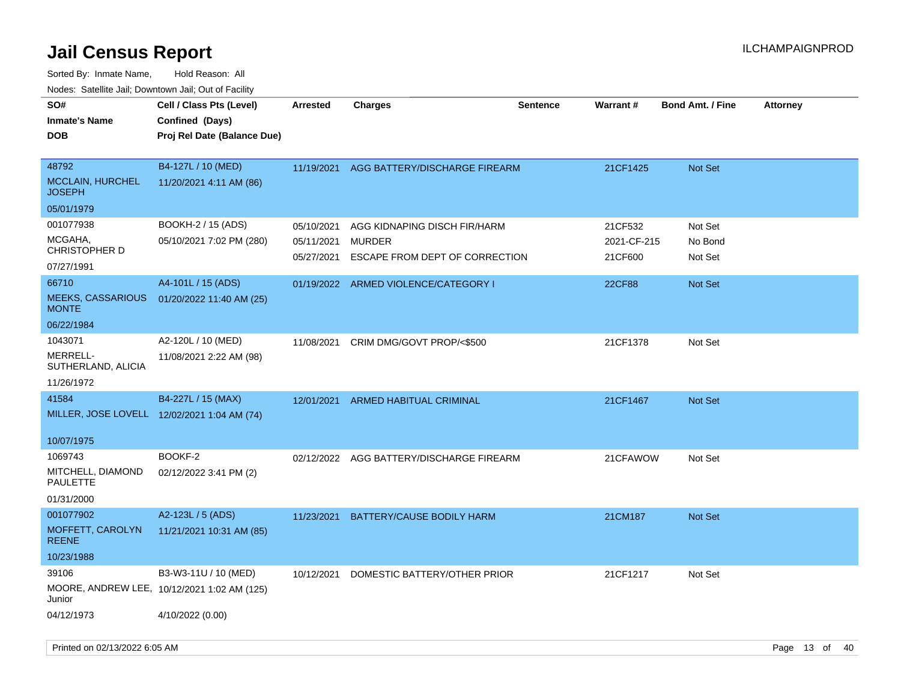# Jail Census Report

ILCHAMPAIGNPROD

Sorted By: Inmate Name, Hold Reason: All

Nodes: Satellite Jail; Downtown Jail; Out of Facility

| SO# / Inmate's Name / DOB | Cell / Class Pts (Level) / Confined (Days) / Proj Rel Date (Balance Due) | Arrested | Charges | Sentence | Warrant # | Bond Amt. / Fine | Attorney |
|---|---|---|---|---|---|---|---|
| 48792<br>MCCLAIN, HURCHEL JOSEPH<br>05/01/1979 | B4-127L / 10 (MED)<br>11/20/2021 4:11 AM (86) | 11/19/2021 | AGG BATTERY/DISCHARGE FIREARM | | 21CF1425 | Not Set | |
| 001077938<br>MCGAHA, CHRISTOPHER D<br>07/27/1991 | BOOKH-2 / 15 (ADS)<br>05/10/2021 7:02 PM (280) | 05/10/2021<br>05/11/2021<br>05/27/2021 | AGG KIDNAPING DISCH FIR/HARM<br>MURDER<br>ESCAPE FROM DEPT OF CORRECTION | | 21CF532<br>2021-CF-215<br>21CF600 | Not Set<br>No Bond<br>Not Set | |
| 66710<br>MEEKS, CASSARIOUS MONTE<br>06/22/1984 | A4-101L / 15 (ADS)<br>01/20/2022 11:40 AM (25) | 01/19/2022 | ARMED VIOLENCE/CATEGORY I | | 22CF88 | Not Set | |
| 1043071<br>MERRELL-SUTHERLAND, ALICIA<br>11/26/1972 | A2-120L / 10 (MED)<br>11/08/2021 2:22 AM (98) | 11/08/2021 | CRIM DMG/GOVT PROP/<$500 | | 21CF1378 | Not Set | |
| 41584<br>MILLER, JOSE LOVELL<br>10/07/1975 | B4-227L / 15 (MAX)<br>12/02/2021 1:04 AM (74) | 12/01/2021 | ARMED HABITUAL CRIMINAL | | 21CF1467 | Not Set | |
| 1069743<br>MITCHELL, DIAMOND PAULETTE<br>01/31/2000 | BOOKF-2<br>02/12/2022 3:41 PM (2) | 02/12/2022 | AGG BATTERY/DISCHARGE FIREARM | | 21CFAWOW | Not Set | |
| 001077902<br>MOFFETT, CAROLYN REENE<br>10/23/1988 | A2-123L / 5 (ADS)<br>11/21/2021 10:31 AM (85) | 11/23/2021 | BATTERY/CAUSE BODILY HARM | | 21CM187 | Not Set | |
| 39106<br>MOORE, ANDREW LEE, Junior<br>04/12/1973 | B3-W3-11U / 10 (MED)<br>10/12/2021 1:02 AM (125)<br>4/10/2022 (0.00) | 10/12/2021 | DOMESTIC BATTERY/OTHER PRIOR | | 21CF1217 | Not Set | |

Printed on 02/13/2022 6:05 AM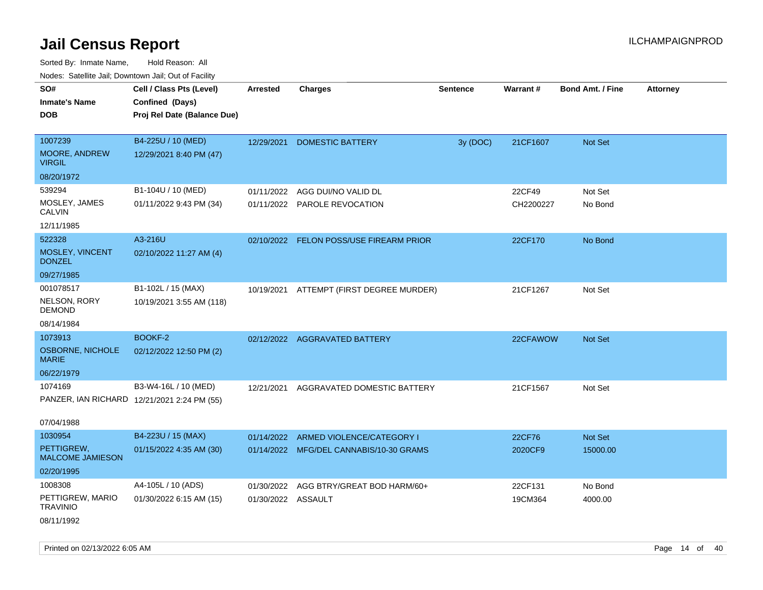# Jail Census Report

ILCHAMPAIGNPROD

Sorted By: Inmate Name, Hold Reason: All

Nodes: Satellite Jail; Downtown Jail; Out of Facility

| SO# / Inmate's Name / DOB | Cell / Class Pts (Level) / Confined (Days) / Proj Rel Date (Balance Due) | Arrested | Charges | Sentence | Warrant # | Bond Amt. / Fine | Attorney |
|---|---|---|---|---|---|---|---|
| 1007239 MOORE, ANDREW VIRGIL 08/20/1972 | B4-225U / 10 (MED) 12/29/2021 8:40 PM (47) | 12/29/2021 | DOMESTIC BATTERY | 3y (DOC) | 21CF1607 | Not Set | |
| 539294 MOSLEY, JAMES CALVIN 12/11/1985 | B1-104U / 10 (MED) 01/11/2022 9:43 PM (34) | 01/11/2022 | AGG DUI/NO VALID DL | | 22CF49 | Not Set | |
| | | 01/11/2022 | PAROLE REVOCATION | | CH2200227 | No Bond | |
| 522328 MOSLEY, VINCENT DONZEL 09/27/1985 | A3-216U 02/10/2022 11:27 AM (4) | 02/10/2022 | FELON POSS/USE FIREARM PRIOR | | 22CF170 | No Bond | |
| 001078517 NELSON, RORY DEMOND 08/14/1984 | B1-102L / 15 (MAX) 10/19/2021 3:55 AM (118) | 10/19/2021 | ATTEMPT (FIRST DEGREE MURDER) | | 21CF1267 | Not Set | |
| 1073913 OSBORNE, NICHOLE MARIE 06/22/1979 | BOOKF-2 02/12/2022 12:50 PM (2) | 02/12/2022 | AGGRAVATED BATTERY | | 22CFAWOW | Not Set | |
| 1074169 PANZER, IAN RICHARD 07/04/1988 | B3-W4-16L / 10 (MED) 12/21/2021 2:24 PM (55) | 12/21/2021 | AGGRAVATED DOMESTIC BATTERY | | 21CF1567 | Not Set | |
| 1030954 PETTIGREW, MALCOME JAMIESON 02/20/1995 | B4-223U / 15 (MAX) 01/15/2022 4:35 AM (30) | 01/14/2022 | ARMED VIOLENCE/CATEGORY I | | 22CF76 | Not Set | |
| | | 01/14/2022 | MFG/DEL CANNABIS/10-30 GRAMS | | 2020CF9 | 15000.00 | |
| 1008308 PETTIGREW, MARIO TRAVINIO 08/11/1992 | A4-105L / 10 (ADS) 01/30/2022 6:15 AM (15) | 01/30/2022 | AGG BTRY/GREAT BOD HARM/60+ | | 22CF131 | No Bond | |
| | | 01/30/2022 | ASSAULT | | 19CM364 | 4000.00 | |

Printed on 02/13/2022 6:05 AM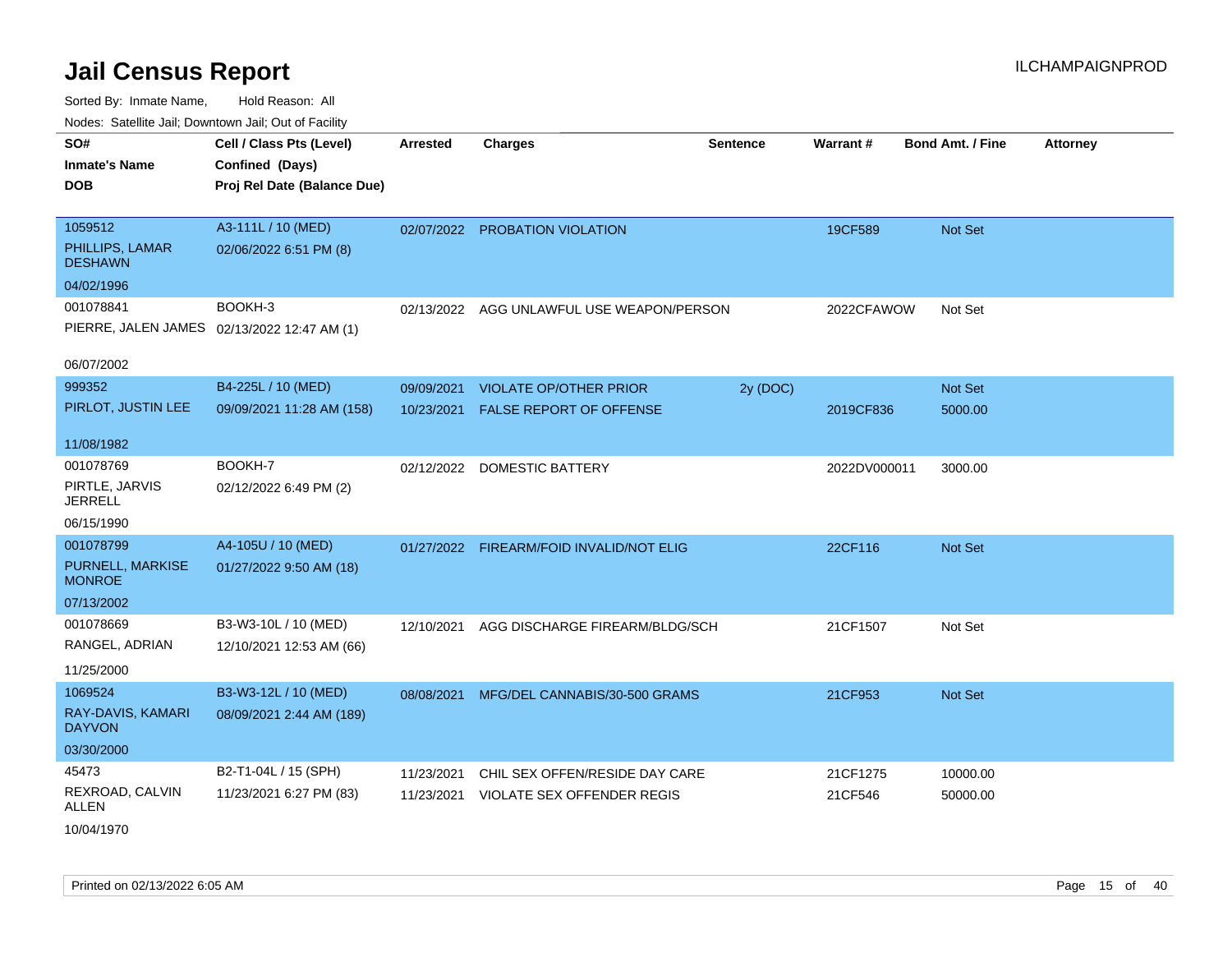# Jail Census Report

ILCHAMPAIGNPROD

Sorted By: Inmate Name, Hold Reason: All

Nodes: Satellite Jail; Downtown Jail; Out of Facility

| SO# / Inmate's Name / DOB | Cell / Class Pts (Level) / Confined (Days) / Proj Rel Date (Balance Due) | Arrested | Charges | Sentence | Warrant # | Bond Amt. / Fine | Attorney |
|---|---|---|---|---|---|---|---|
| 1059512<br>PHILLIPS, LAMAR DESHAWN<br>04/02/1996 | A3-111L / 10 (MED)<br>02/06/2022 6:51 PM (8) | 02/07/2022 | PROBATION VIOLATION | | 19CF589 | Not Set | |
| 001078841<br>PIERRE, JALEN JAMES<br>06/07/2002 | BOOKH-3<br>02/13/2022 12:47 AM (1) | 02/13/2022 | AGG UNLAWFUL USE WEAPON/PERSON | | 2022CFAWOW | Not Set | |
| 999352<br>PIRLOT, JUSTIN LEE<br>11/08/1982 | B4-225L / 10 (MED)<br>09/09/2021 11:28 AM (158) | 09/09/2021 | VIOLATE OP/OTHER PRIOR | 2y (DOC) | | Not Set | |
| | | 10/23/2021 | FALSE REPORT OF OFFENSE | | 2019CF836 | 5000.00 | |
| 001078769<br>PIRTLE, JARVIS JERRELL<br>06/15/1990 | BOOKH-7<br>02/12/2022 6:49 PM (2) | 02/12/2022 | DOMESTIC BATTERY | | 2022DV000011 | 3000.00 | |
| 001078799<br>PURNELL, MARKISE MONROE<br>07/13/2002 | A4-105U / 10 (MED)<br>01/27/2022 9:50 AM (18) | 01/27/2022 | FIREARM/FOID INVALID/NOT ELIG | | 22CF116 | Not Set | |
| 001078669<br>RANGEL, ADRIAN<br>11/25/2000 | B3-W3-10L / 10 (MED)<br>12/10/2021 12:53 AM (66) | 12/10/2021 | AGG DISCHARGE FIREARM/BLDG/SCH | | 21CF1507 | Not Set | |
| 1069524<br>RAY-DAVIS, KAMARI DAYVON<br>03/30/2000 | B3-W3-12L / 10 (MED)<br>08/09/2021 2:44 AM (189) | 08/08/2021 | MFG/DEL CANNABIS/30-500 GRAMS | | 21CF953 | Not Set | |
| 45473<br>REXROAD, CALVIN ALLEN<br>10/04/1970 | B2-T1-04L / 15 (SPH)<br>11/23/2021 6:27 PM (83) | 11/23/2021 | CHIL SEX OFFEN/RESIDE DAY CARE | | 21CF1275 | 10000.00 | |
| | | 11/23/2021 | VIOLATE SEX OFFENDER REGIS | | 21CF546 | 50000.00 | |

Printed on 02/13/2022 6:05 AM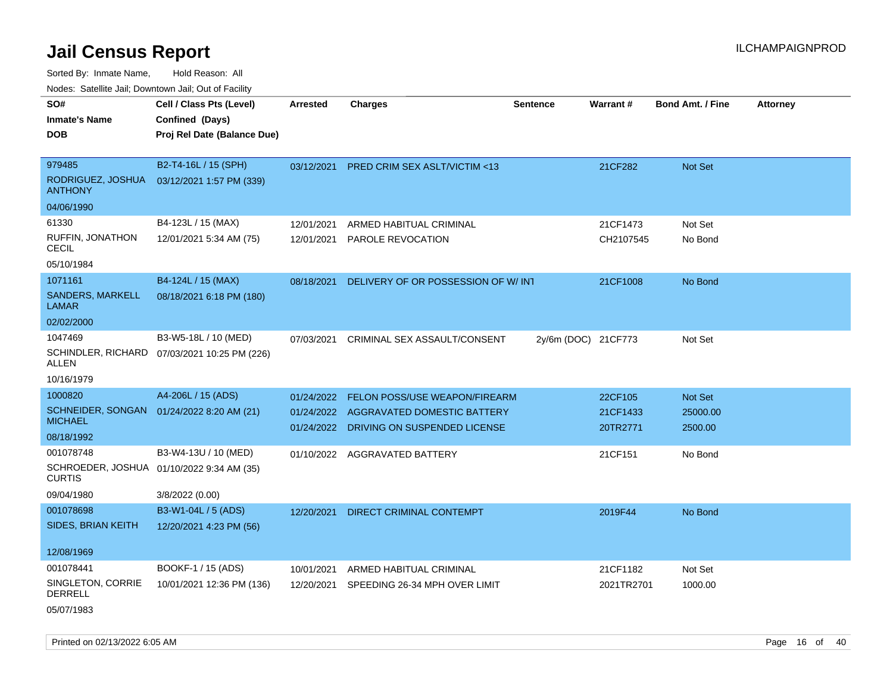# Jail Census Report

ILCHAMPAIGNPROD

Sorted By: Inmate Name, Hold Reason: All

Nodes: Satellite Jail; Downtown Jail; Out of Facility

| SO# / Inmate's Name / DOB | Cell / Class Pts (Level) / Confined (Days) / Proj Rel Date (Balance Due) | Arrested | Charges | Sentence | Warrant # | Bond Amt. / Fine | Attorney |
|---|---|---|---|---|---|---|---|
| 979485<br>RODRIGUEZ, JOSHUA ANTHONY<br>04/06/1990 | B2-T4-16L / 15 (SPH)<br>03/12/2021 1:57 PM (339) | 03/12/2021 | PRED CRIM SEX ASLT/VICTIM <13 | | 21CF282 | Not Set | |
| 61330<br>RUFFIN, JONATHON CECIL<br>05/10/1984 | B4-123L / 15 (MAX)<br>12/01/2021 5:34 AM (75) | 12/01/2021<br>12/01/2021 | ARMED HABITUAL CRIMINAL<br>PAROLE REVOCATION | | 21CF1473<br>CH2107545 | Not Set<br>No Bond | |
| 1071161<br>SANDERS, MARKELL LAMAR<br>02/02/2000 | B4-124L / 15 (MAX)<br>08/18/2021 6:18 PM (180) | 08/18/2021 | DELIVERY OF OR POSSESSION OF W/ INT | | 21CF1008 | No Bond | |
| 1047469<br>SCHINDLER, RICHARD ALLEN<br>10/16/1979 | B3-W5-18L / 10 (MED)<br>07/03/2021 10:25 PM (226) | 07/03/2021 | CRIMINAL SEX ASSAULT/CONSENT | 2y/6m (DOC) | 21CF773 | Not Set | |
| 1000820<br>SCHNEIDER, SONGAN MICHAEL<br>08/18/1992 | A4-206L / 15 (ADS)<br>01/24/2022 8:20 AM (21) | 01/24/2022<br>01/24/2022<br>01/24/2022 | FELON POSS/USE WEAPON/FIREARM<br>AGGRAVATED DOMESTIC BATTERY<br>DRIVING ON SUSPENDED LICENSE | | 22CF105<br>21CF1433<br>20TR2771 | Not Set<br>25000.00<br>2500.00 | |
| 001078748<br>SCHROEDER, JOSHUA CURTIS<br>09/04/1980 | B3-W4-13U / 10 (MED)<br>01/10/2022 9:34 AM (35)<br>3/8/2022 (0.00) | 01/10/2022 | AGGRAVATED BATTERY | | 21CF151 | No Bond | |
| 001078698<br>SIDES, BRIAN KEITH<br>12/08/1969 | B3-W1-04L / 5 (ADS)<br>12/20/2021 4:23 PM (56) | 12/20/2021 | DIRECT CRIMINAL CONTEMPT | | 2019F44 | No Bond | |
| 001078441<br>SINGLETON, CORRIE DERRELL<br>05/07/1983 | BOOKF-1 / 15 (ADS)<br>10/01/2021 12:36 PM (136) | 10/01/2021<br>12/20/2021 | ARMED HABITUAL CRIMINAL<br>SPEEDING 26-34 MPH OVER LIMIT | | 21CF1182<br>2021TR2701 | Not Set<br>1000.00 | |

Printed on 02/13/2022 6:05 AM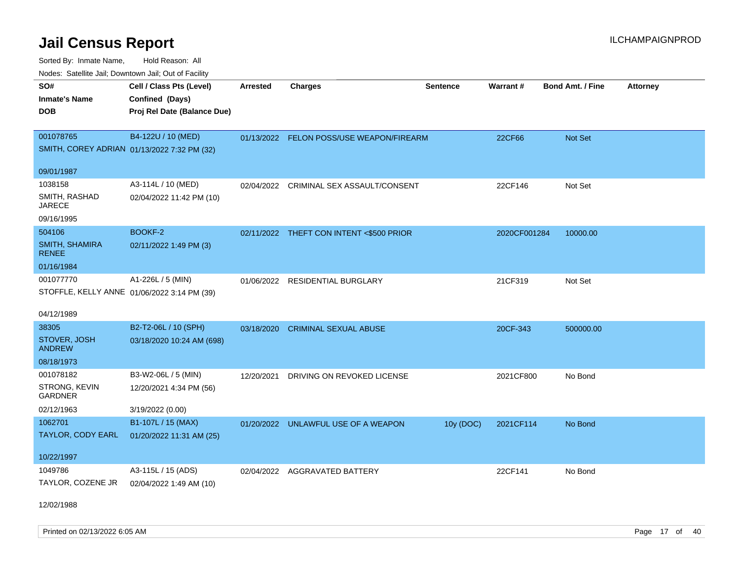# Jail Census Report

ILCHAMPAIGNPROD

Sorted By: Inmate Name, Hold Reason: All

Nodes: Satellite Jail; Downtown Jail; Out of Facility

| SO# / Inmate's Name / DOB | Cell / Class Pts (Level) / Confined (Days) / Proj Rel Date (Balance Due) | Arrested | Charges | Sentence | Warrant # | Bond Amt. / Fine | Attorney |
|---|---|---|---|---|---|---|---|
| 001078765<br>SMITH, COREY ADRIAN<br>09/01/1987 | B4-122U / 10 (MED)<br>01/13/2022 7:32 PM (32) | 01/13/2022 | FELON POSS/USE WEAPON/FIREARM | | 22CF66 | Not Set | |
| 1038158<br>SMITH, RASHAD JARECE<br>09/16/1995 | A3-114L / 10 (MED)<br>02/04/2022 11:42 PM (10) | 02/04/2022 | CRIMINAL SEX ASSAULT/CONSENT | | 22CF146 | Not Set | |
| 504106<br>SMITH, SHAMIRA RENEE<br>01/16/1984 | BOOKF-2<br>02/11/2022 1:49 PM (3) | 02/11/2022 | THEFT CON INTENT <$500 PRIOR | | 2020CF001284 | 10000.00 | |
| 001077770<br>STOFFLE, KELLY ANNE<br>04/12/1989 | A1-226L / 5 (MIN)<br>01/06/2022 3:14 PM (39) | 01/06/2022 | RESIDENTIAL BURGLARY | | 21CF319 | Not Set | |
| 38305<br>STOVER, JOSH ANDREW<br>08/18/1973 | B2-T2-06L / 10 (SPH)<br>03/18/2020 10:24 AM (698) | 03/18/2020 | CRIMINAL SEXUAL ABUSE | | 20CF-343 | 500000.00 | |
| 001078182<br>STRONG, KEVIN GARDNER<br>02/12/1963 | B3-W2-06L / 5 (MIN)<br>12/20/2021 4:34 PM (56)<br>3/19/2022 (0.00) | 12/20/2021 | DRIVING ON REVOKED LICENSE | | 2021CF800 | No Bond | |
| 1062701<br>TAYLOR, CODY EARL<br>10/22/1997 | B1-107L / 15 (MAX)<br>01/20/2022 11:31 AM (25) | 01/20/2022 | UNLAWFUL USE OF A WEAPON | 10y (DOC) | 2021CF114 | No Bond | |
| 1049786<br>TAYLOR, COZENE JR<br>12/02/1988 | A3-115L / 15 (ADS)<br>02/04/2022 1:49 AM (10) | 02/04/2022 | AGGRAVATED BATTERY | | 22CF141 | No Bond | |

Printed on 02/13/2022 6:05 AM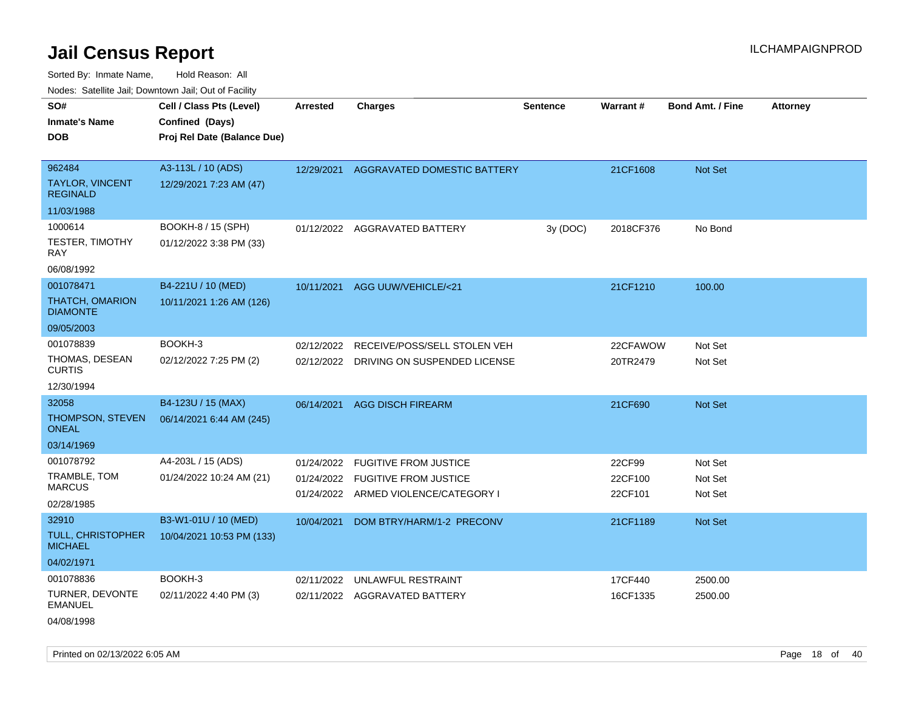# Jail Census Report

ILCHAMPAIGNPROD

Sorted By: Inmate Name, Hold Reason: All

Nodes: Satellite Jail; Downtown Jail; Out of Facility

| SO# / Inmate's Name / DOB | Cell / Class Pts (Level) / Confined (Days) / Proj Rel Date (Balance Due) | Arrested | Charges | Sentence | Warrant # | Bond Amt. / Fine | Attorney |
|---|---|---|---|---|---|---|---|
| 962484<br>TAYLOR, VINCENT REGINALD<br>11/03/1988 | A3-113L / 10 (ADS)<br>12/29/2021 7:23 AM (47) | 12/29/2021 | AGGRAVATED DOMESTIC BATTERY | | 21CF1608 | Not Set | |
| 1000614<br>TESTER, TIMOTHY RAY<br>06/08/1992 | BOOKH-8 / 15 (SPH)<br>01/12/2022 3:38 PM (33) | 01/12/2022 | AGGRAVATED BATTERY | 3y (DOC) | 2018CF376 | No Bond | |
| 001078471<br>THATCH, OMARION DIAMONTE<br>09/05/2003 | B4-221U / 10 (MED)<br>10/11/2021 1:26 AM (126) | 10/11/2021 | AGG UUW/VEHICLE/<21 | | 21CF1210 | 100.00 | |
| 001078839<br>THOMAS, DESEAN CURTIS<br>12/30/1994 | BOOKH-3<br>02/12/2022 7:25 PM (2) | 02/12/2022 | RECEIVE/POSS/SELL STOLEN VEH | | 22CFAWOW | Not Set | |
| | | 02/12/2022 | DRIVING ON SUSPENDED LICENSE | | 20TR2479 | Not Set | |
| 32058<br>THOMPSON, STEVEN ONEAL<br>03/14/1969 | B4-123U / 15 (MAX)<br>06/14/2021 6:44 AM (245) | 06/14/2021 | AGG DISCH FIREARM | | 21CF690 | Not Set | |
| 001078792<br>TRAMBLE, TOM MARCUS<br>02/28/1985 | A4-203L / 15 (ADS)<br>01/24/2022 10:24 AM (21) | 01/24/2022 | FUGITIVE FROM JUSTICE | | 22CF99 | Not Set | |
| | | 01/24/2022 | FUGITIVE FROM JUSTICE | | 22CF100 | Not Set | |
| | | 01/24/2022 | ARMED VIOLENCE/CATEGORY I | | 22CF101 | Not Set | |
| 32910<br>TULL, CHRISTOPHER MICHAEL<br>04/02/1971 | B3-W1-01U / 10 (MED)<br>10/04/2021 10:53 PM (133) | 10/04/2021 | DOM BTRY/HARM/1-2 PRECONV | | 21CF1189 | Not Set | |
| 001078836<br>TURNER, DEVONTE EMANUEL<br>04/08/1998 | BOOKH-3<br>02/11/2022 4:40 PM (3) | 02/11/2022 | UNLAWFUL RESTRAINT | | 17CF440 | 2500.00 | |
| | | 02/11/2022 | AGGRAVATED BATTERY | | 16CF1335 | 2500.00 | |

Printed on 02/13/2022 6:05 AM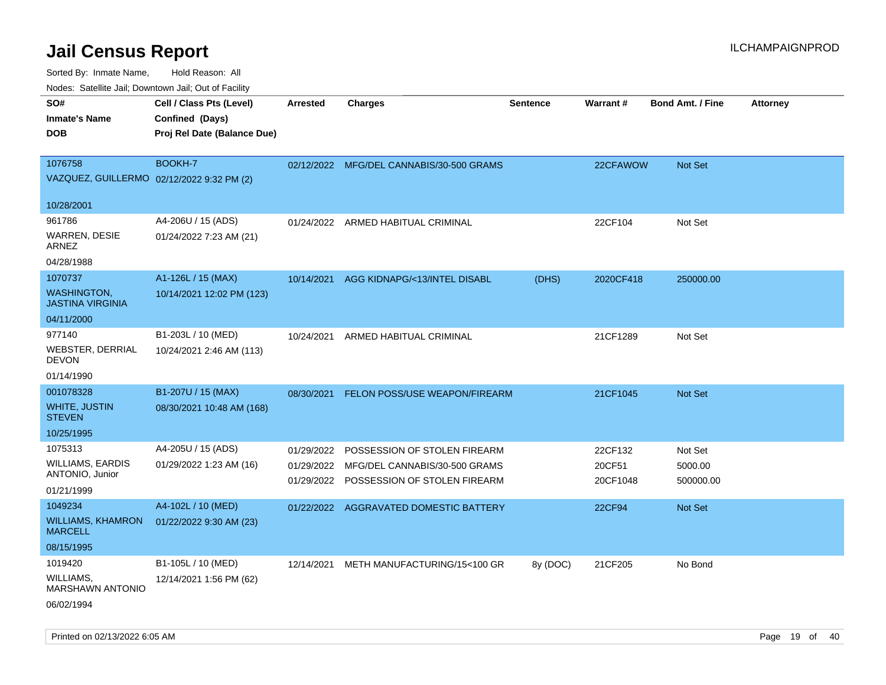# Jail Census Report

ILCHAMPAIGNPROD

Sorted By: Inmate Name, Hold Reason: All

Nodes: Satellite Jail; Downtown Jail; Out of Facility

| SO# / Inmate's Name / DOB | Cell / Class Pts (Level) / Confined (Days) / Proj Rel Date (Balance Due) | Arrested | Charges | Sentence | Warrant # | Bond Amt. / Fine | Attorney |
|---|---|---|---|---|---|---|---|
| 1076758 VAZQUEZ, GUILLERMO 10/28/2001 | BOOKH-7 02/12/2022 9:32 PM (2) | 02/12/2022 | MFG/DEL CANNABIS/30-500 GRAMS | | 22CFAWOW | Not Set | |
| 961786 WARREN, DESIE ARNEZ 04/28/1988 | A4-206U / 15 (ADS) 01/24/2022 7:23 AM (21) | 01/24/2022 | ARMED HABITUAL CRIMINAL | | 22CF104 | Not Set | |
| 1070737 WASHINGTON, JASTINA VIRGINIA 04/11/2000 | A1-126L / 15 (MAX) 10/14/2021 12:02 PM (123) | 10/14/2021 | AGG KIDNAPG/<13/INTEL DISABL | (DHS) | 2020CF418 | 250000.00 | |
| 977140 WEBSTER, DERRIAL DEVON 01/14/1990 | B1-203L / 10 (MED) 10/24/2021 2:46 AM (113) | 10/24/2021 | ARMED HABITUAL CRIMINAL | | 21CF1289 | Not Set | |
| 001078328 WHITE, JUSTIN STEVEN 10/25/1995 | B1-207U / 15 (MAX) 08/30/2021 10:48 AM (168) | 08/30/2021 | FELON POSS/USE WEAPON/FIREARM | | 21CF1045 | Not Set | |
| 1075313 WILLIAMS, EARDIS ANTONIO, Junior 01/21/1999 | A4-205U / 15 (ADS) 01/29/2022 1:23 AM (16) | 01/29/2022 | POSSESSION OF STOLEN FIREARM | | 22CF132 | Not Set | |
| | | 01/29/2022 | MFG/DEL CANNABIS/30-500 GRAMS | | 20CF51 | 5000.00 | |
| | | 01/29/2022 | POSSESSION OF STOLEN FIREARM | | 20CF1048 | 500000.00 | |
| 1049234 WILLIAMS, KHAMRON MARCELL 08/15/1995 | A4-102L / 10 (MED) 01/22/2022 9:30 AM (23) | 01/22/2022 | AGGRAVATED DOMESTIC BATTERY | | 22CF94 | Not Set | |
| 1019420 WILLIAMS, MARSHAWN ANTONIO 06/02/1994 | B1-105L / 10 (MED) 12/14/2021 1:56 PM (62) | 12/14/2021 | METH MANUFACTURING/15<100 GR | 8y (DOC) | 21CF205 | No Bond | |

Printed on 02/13/2022 6:05 AM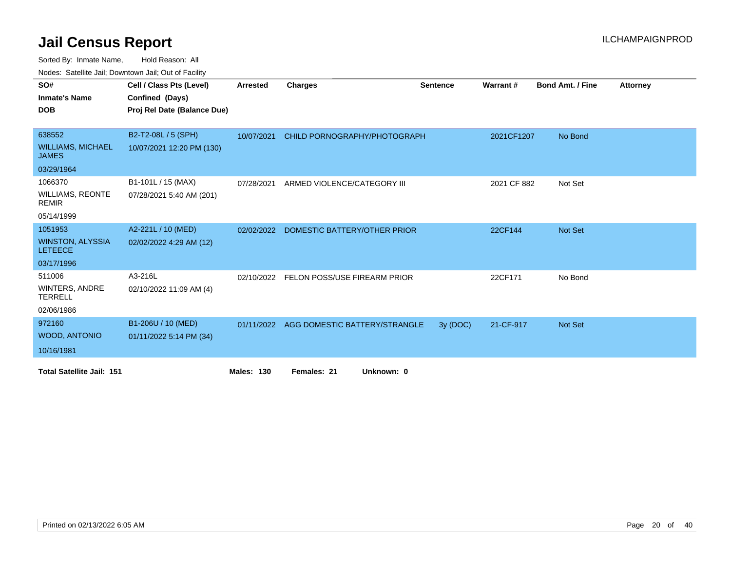# Jail Census Report

ILCHAMPAIGNPROD

Sorted By: Inmate Name, Hold Reason: All

Nodes: Satellite Jail; Downtown Jail; Out of Facility

| SO# / Inmate's Name / DOB | Cell / Class Pts (Level) / Confined (Days) / Proj Rel Date (Balance Due) | Arrested | Charges | Sentence | Warrant # | Bond Amt. / Fine | Attorney |
|---|---|---|---|---|---|---|---|
| 638552 WILLIAMS, MICHAEL JAMES 03/29/1964 | B2-T2-08L / 5 (SPH) 10/07/2021 12:20 PM (130) | 10/07/2021 | CHILD PORNOGRAPHY/PHOTOGRAPH | | 2021CF1207 | No Bond | |
| 1066370 WILLIAMS, REONTE REMIR 05/14/1999 | B1-101L / 15 (MAX) 07/28/2021 5:40 AM (201) | 07/28/2021 | ARMED VIOLENCE/CATEGORY III | | 2021 CF 882 | Not Set | |
| 1051953 WINSTON, ALYSSIA LETEECE 03/17/1996 | A2-221L / 10 (MED) 02/02/2022 4:29 AM (12) | 02/02/2022 | DOMESTIC BATTERY/OTHER PRIOR | | 22CF144 | Not Set | |
| 511006 WINTERS, ANDRE TERRELL 02/06/1986 | A3-216L 02/10/2022 11:09 AM (4) | 02/10/2022 | FELON POSS/USE FIREARM PRIOR | | 22CF171 | No Bond | |
| 972160 WOOD, ANTONIO 10/16/1981 | B1-206U / 10 (MED) 01/11/2022 5:14 PM (34) | 01/11/2022 | AGG DOMESTIC BATTERY/STRANGLE | 3y (DOC) | 21-CF-917 | Not Set | |

**Total Satellite Jail: 151** **Males: 130** **Females: 21** **Unknown: 0**

Printed on 02/13/2022 6:05 AM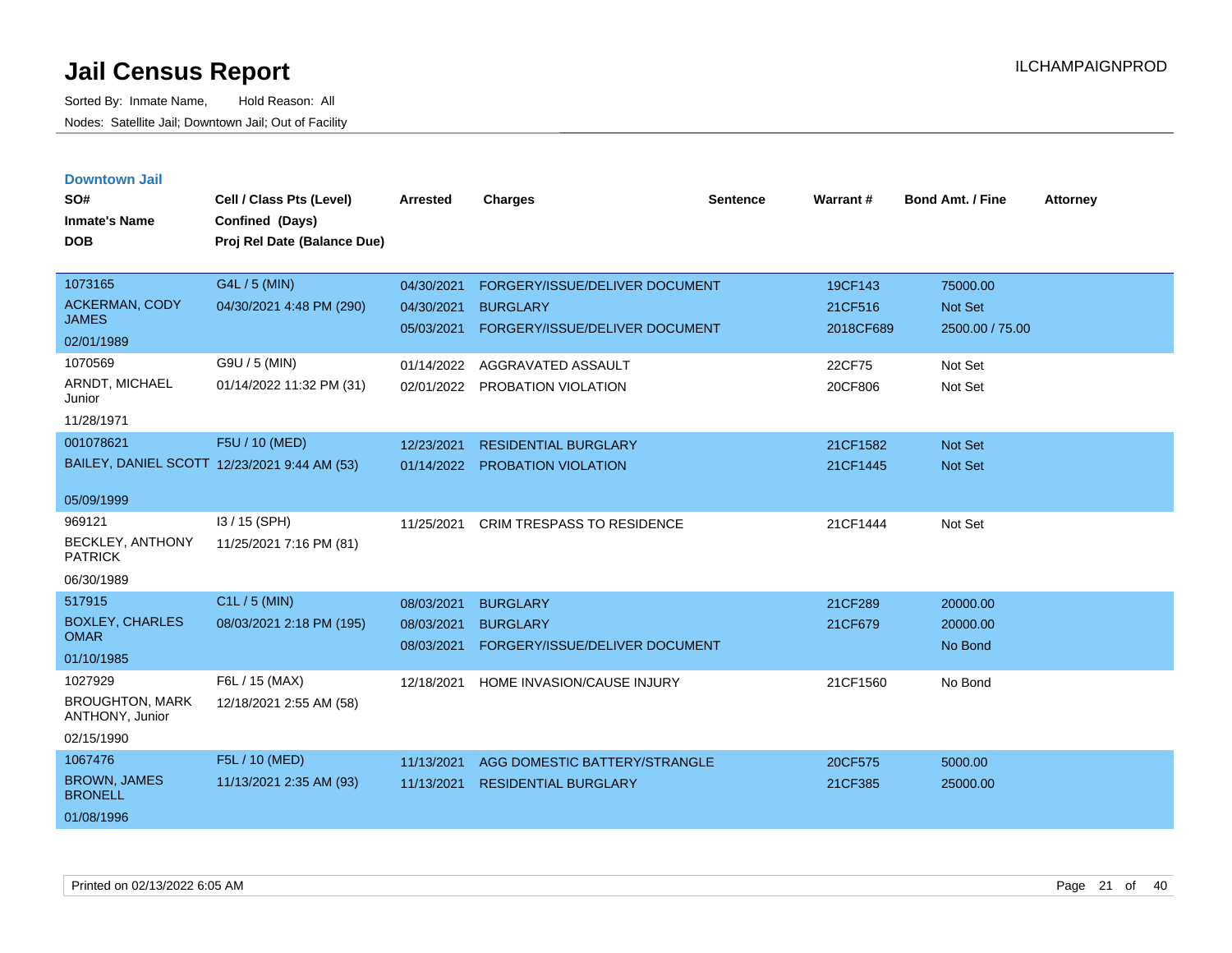# Jail Census Report

Sorted By: Inmate Name, Hold Reason: All

Nodes: Satellite Jail; Downtown Jail; Out of Facility

ILCHAMPAIGNPROD

## Downtown Jail

| SO# / Inmate's Name / DOB | Cell / Class Pts (Level) / Confined (Days) / Proj Rel Date (Balance Due) | Arrested | Charges | Sentence | Warrant # | Bond Amt. / Fine | Attorney |
|---|---|---|---|---|---|---|---|
| 1073165<br>ACKERMAN, CODY JAMES<br>02/01/1989 | G4L / 5 (MIN)<br>04/30/2021 4:48 PM (290) | 04/30/2021 | FORGERY/ISSUE/DELIVER DOCUMENT | | 19CF143 | 75000.00 | |
| | | 04/30/2021 | BURGLARY | | 21CF516 | Not Set | |
| | | 05/03/2021 | FORGERY/ISSUE/DELIVER DOCUMENT | | 2018CF689 | 2500.00 / 75.00 | |
| 1070569<br>ARNDT, MICHAEL Junior<br>11/28/1971 | G9U / 5 (MIN)<br>01/14/2022 11:32 PM (31) | 01/14/2022 | AGGRAVATED ASSAULT | | 22CF75 | Not Set | |
| | | 02/01/2022 | PROBATION VIOLATION | | 20CF806 | Not Set | |
| 001078621<br>BAILEY, DANIEL SCOTT<br>05/09/1999 | F5U / 10 (MED)<br>12/23/2021 9:44 AM (53) | 12/23/2021 | RESIDENTIAL BURGLARY | | 21CF1582 | Not Set | |
| | | 01/14/2022 | PROBATION VIOLATION | | 21CF1445 | Not Set | |
| 969121<br>BECKLEY, ANTHONY PATRICK<br>06/30/1989 | I3 / 15 (SPH)<br>11/25/2021 7:16 PM (81) | 11/25/2021 | CRIM TRESPASS TO RESIDENCE | | 21CF1444 | Not Set | |
| 517915<br>BOXLEY, CHARLES OMAR<br>01/10/1985 | C1L / 5 (MIN)<br>08/03/2021 2:18 PM (195) | 08/03/2021 | BURGLARY | | 21CF289 | 20000.00 | |
| | | 08/03/2021 | BURGLARY | | 21CF679 | 20000.00 | |
| | | 08/03/2021 | FORGERY/ISSUE/DELIVER DOCUMENT | | | No Bond | |
| 1027929<br>BROUGHTON, MARK ANTHONY, Junior<br>02/15/1990 | F6L / 15 (MAX)<br>12/18/2021 2:55 AM (58) | 12/18/2021 | HOME INVASION/CAUSE INJURY | | 21CF1560 | No Bond | |
| 1067476<br>BROWN, JAMES BRONELL<br>01/08/1996 | F5L / 10 (MED)<br>11/13/2021 2:35 AM (93) | 11/13/2021 | AGG DOMESTIC BATTERY/STRANGLE | | 20CF575 | 5000.00 | |
| | | 11/13/2021 | RESIDENTIAL BURGLARY | | 21CF385 | 25000.00 | |

Printed on 02/13/2022 6:05 AM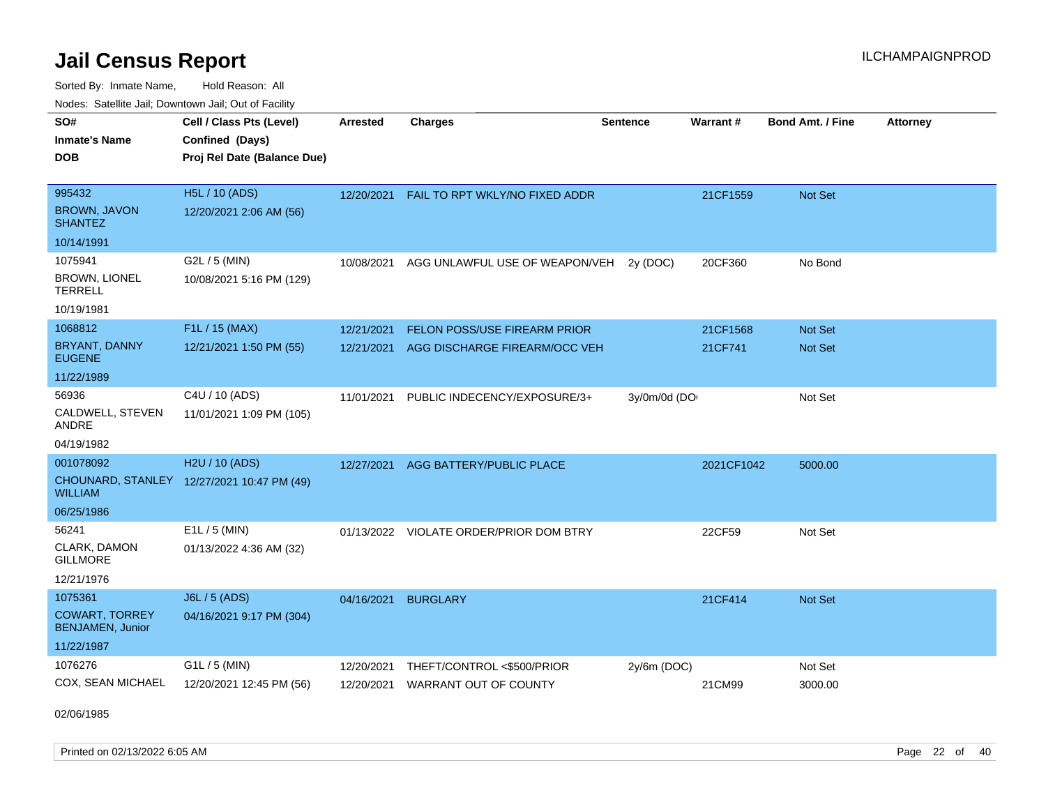# Jail Census Report

ILCHAMPAIGNPROD

Sorted By: Inmate Name, Hold Reason: All

Nodes: Satellite Jail; Downtown Jail; Out of Facility

| SO# / Inmate's Name / DOB | Cell / Class Pts (Level) / Confined (Days) / Proj Rel Date (Balance Due) | Arrested | Charges | Sentence | Warrant # | Bond Amt. / Fine | Attorney |
|---|---|---|---|---|---|---|---|
| 995432<br>BROWN, JAVON SHANTEZ<br>10/14/1991 | H5L / 10 (ADS)<br>12/20/2021 2:06 AM (56) | 12/20/2021 | FAIL TO RPT WKLY/NO FIXED ADDR | | 21CF1559 | Not Set | |
| 1075941<br>BROWN, LIONEL TERRELL<br>10/19/1981 | G2L / 5 (MIN)<br>10/08/2021 5:16 PM (129) | 10/08/2021 | AGG UNLAWFUL USE OF WEAPON/VEH | 2y (DOC) | 20CF360 | No Bond | |
| 1068812<br>BRYANT, DANNY EUGENE<br>11/22/1989 | F1L / 15 (MAX)<br>12/21/2021 1:50 PM (55) | 12/21/2021 | FELON POSS/USE FIREARM PRIOR | | 21CF1568 | Not Set | |
| | | 12/21/2021 | AGG DISCHARGE FIREARM/OCC VEH | | 21CF741 | Not Set | |
| 56936<br>CALDWELL, STEVEN ANDRE<br>04/19/1982 | C4U / 10 (ADS)<br>11/01/2021 1:09 PM (105) | 11/01/2021 | PUBLIC INDECENCY/EXPOSURE/3+ | 3y/0m/0d (DO | | Not Set | |
| 001078092<br>CHOUNARD, STANLEY WILLIAM<br>06/25/1986 | H2U / 10 (ADS)<br>12/27/2021 10:47 PM (49) | 12/27/2021 | AGG BATTERY/PUBLIC PLACE | | 2021CF1042 | 5000.00 | |
| 56241<br>CLARK, DAMON GILLMORE<br>12/21/1976 | E1L / 5 (MIN)<br>01/13/2022 4:36 AM (32) | 01/13/2022 | VIOLATE ORDER/PRIOR DOM BTRY | | 22CF59 | Not Set | |
| 1075361<br>COWART, TORREY BENJAMEN, Junior<br>11/22/1987 | J6L / 5 (ADS)<br>04/16/2021 9:17 PM (304) | 04/16/2021 | BURGLARY | | 21CF414 | Not Set | |
| 1076276<br>COX, SEAN MICHAEL<br>02/06/1985 | G1L / 5 (MIN)<br>12/20/2021 12:45 PM (56) | 12/20/2021 | THEFT/CONTROL <$500/PRIOR | 2y/6m (DOC) | | Not Set | |
| | | 12/20/2021 | WARRANT OUT OF COUNTY | | 21CM99 | 3000.00 | |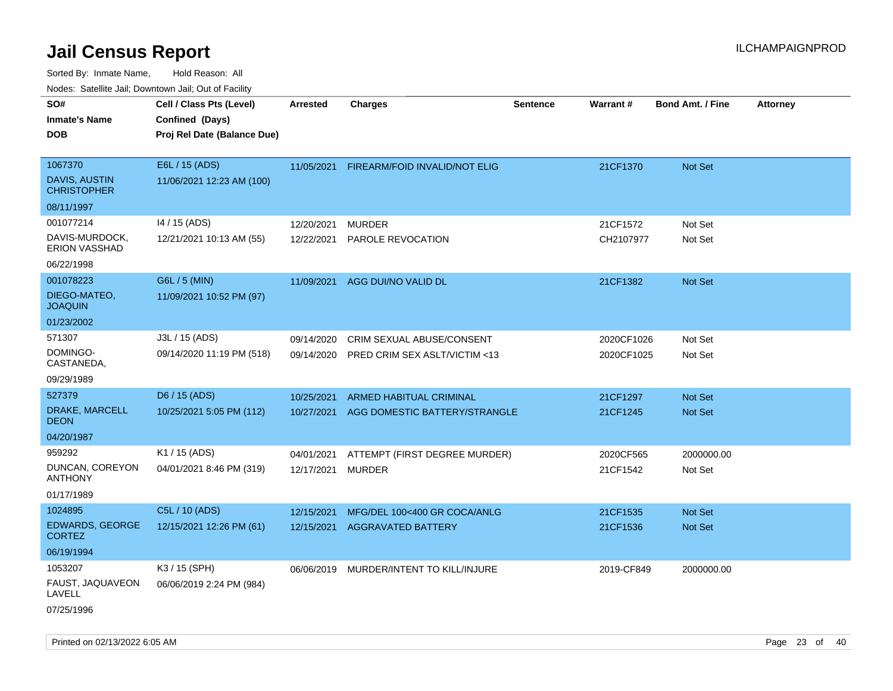# Jail Census Report

ILCHAMPAIGNPROD

Sorted By: Inmate Name, Hold Reason: All

Nodes: Satellite Jail; Downtown Jail; Out of Facility

| SO# / Inmate's Name / DOB | Cell / Class Pts (Level) / Confined (Days) / Proj Rel Date (Balance Due) | Arrested | Charges | Sentence | Warrant # | Bond Amt. / Fine | Attorney |
|---|---|---|---|---|---|---|---|
| 1067370<br>DAVIS, AUSTIN CHRISTOPHER<br>08/11/1997 | E6L / 15 (ADS)<br>11/06/2021 12:23 AM (100) | 11/05/2021 | FIREARM/FOID INVALID/NOT ELIG | | 21CF1370 | Not Set | |
| 001077214<br>DAVIS-MURDOCK, ERION VASSHAD<br>06/22/1998 | I4 / 15 (ADS)<br>12/21/2021 10:13 AM (55) | 12/20/2021 | MURDER | | 21CF1572 | Not Set | |
| | | 12/22/2021 | PAROLE REVOCATION | | CH2107977 | Not Set | |
| 001078223<br>DIEGO-MATEO, JOAQUIN<br>01/23/2002 | G6L / 5 (MIN)<br>11/09/2021 10:52 PM (97) | 11/09/2021 | AGG DUI/NO VALID DL | | 21CF1382 | Not Set | |
| 571307<br>DOMINGO-CASTANEDA,<br>09/29/1989 | J3L / 15 (ADS)<br>09/14/2020 11:19 PM (518) | 09/14/2020 | CRIM SEXUAL ABUSE/CONSENT | | 2020CF1026 | Not Set | |
| | | 09/14/2020 | PRED CRIM SEX ASLT/VICTIM <13 | | 2020CF1025 | Not Set | |
| 527379<br>DRAKE, MARCELL DEON<br>04/20/1987 | D6 / 15 (ADS)<br>10/25/2021 5:05 PM (112) | 10/25/2021 | ARMED HABITUAL CRIMINAL | | 21CF1297 | Not Set | |
| | | 10/27/2021 | AGG DOMESTIC BATTERY/STRANGLE | | 21CF1245 | Not Set | |
| 959292<br>DUNCAN, COREYON ANTHONY<br>01/17/1989 | K1 / 15 (ADS)<br>04/01/2021 8:46 PM (319) | 04/01/2021 | ATTEMPT (FIRST DEGREE MURDER) | | 2020CF565 | 2000000.00 | |
| | | 12/17/2021 | MURDER | | 21CF1542 | Not Set | |
| 1024895<br>EDWARDS, GEORGE CORTEZ<br>06/19/1994 | C5L / 10 (ADS)<br>12/15/2021 12:26 PM (61) | 12/15/2021 | MFG/DEL 100<400 GR COCA/ANLG | | 21CF1535 | Not Set | |
| | | 12/15/2021 | AGGRAVATED BATTERY | | 21CF1536 | Not Set | |
| 1053207<br>FAUST, JAQUAVEON LAVELL<br>07/25/1996 | K3 / 15 (SPH)<br>06/06/2019 2:24 PM (984) | 06/06/2019 | MURDER/INTENT TO KILL/INJURE | | 2019-CF849 | 2000000.00 | |

Printed on 02/13/2022 6:05 AM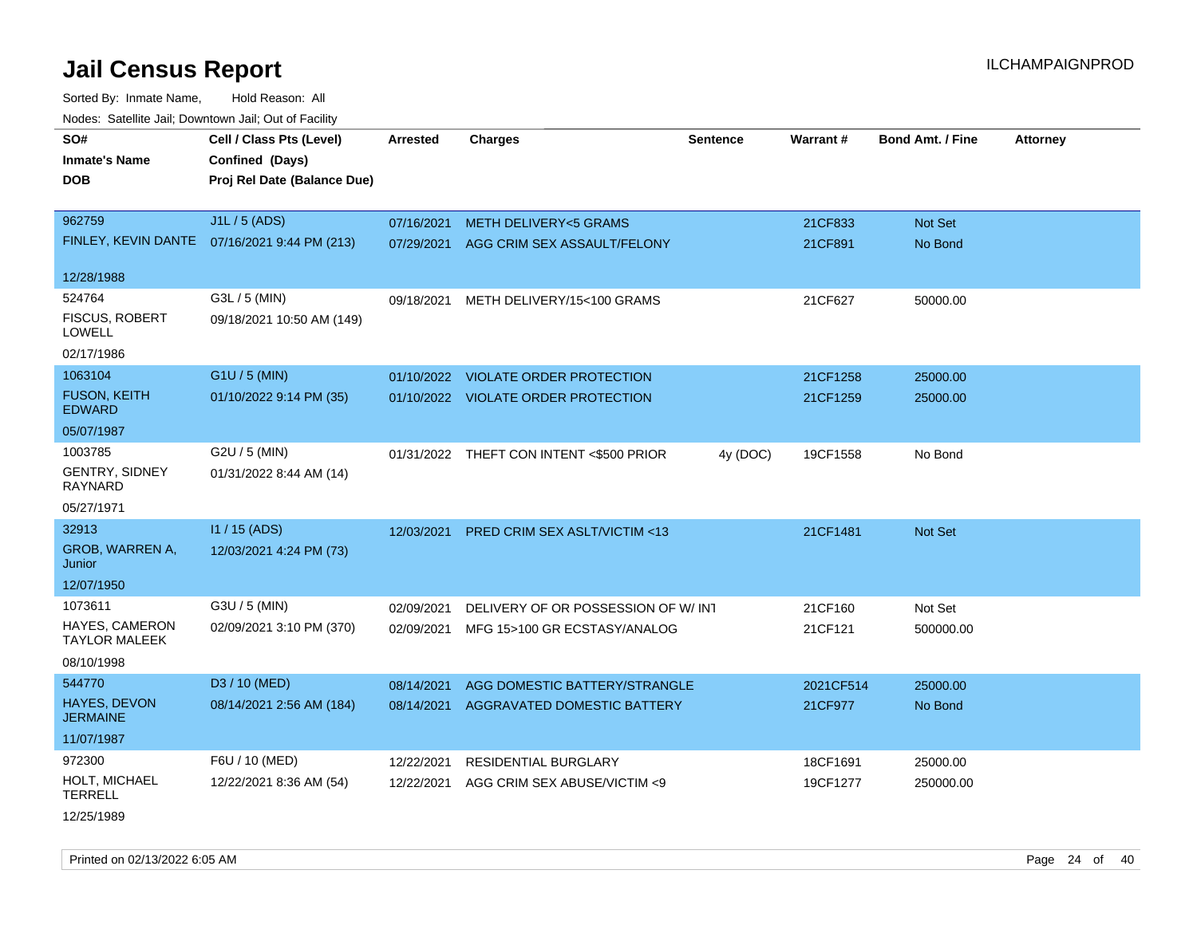# Jail Census Report

ILCHAMPAIGNPROD

Sorted By: Inmate Name, Hold Reason: All

Nodes: Satellite Jail; Downtown Jail; Out of Facility

| SO# / Inmate's Name / DOB | Cell / Class Pts (Level) / Confined (Days) / Proj Rel Date (Balance Due) | Arrested | Charges | Sentence | Warrant # | Bond Amt. / Fine | Attorney |
|---|---|---|---|---|---|---|---|
| 962759<br>FINLEY, KEVIN DANTE<br>12/28/1988 | J1L / 5 (ADS)<br>07/16/2021 9:44 PM (213) | 07/16/2021<br>07/29/2021 | METH DELIVERY<5 GRAMS<br>AGG CRIM SEX ASSAULT/FELONY | | 21CF833<br>21CF891 | Not Set<br>No Bond | |
| 524764<br>FISCUS, ROBERT LOWELL<br>02/17/1986 | G3L / 5 (MIN)<br>09/18/2021 10:50 AM (149) | 09/18/2021 | METH DELIVERY/15<100 GRAMS | | 21CF627 | 50000.00 | |
| 1063104<br>FUSON, KEITH EDWARD<br>05/07/1987 | G1U / 5 (MIN)<br>01/10/2022 9:14 PM (35) | 01/10/2022<br>01/10/2022 | VIOLATE ORDER PROTECTION<br>VIOLATE ORDER PROTECTION | | 21CF1258<br>21CF1259 | 25000.00<br>25000.00 | |
| 1003785<br>GENTRY, SIDNEY RAYNARD<br>05/27/1971 | G2U / 5 (MIN)<br>01/31/2022 8:44 AM (14) | 01/31/2022 | THEFT CON INTENT <$500 PRIOR | 4y (DOC) | 19CF1558 | No Bond | |
| 32913<br>GROB, WARREN A, Junior<br>12/07/1950 | I1 / 15 (ADS)<br>12/03/2021 4:24 PM (73) | 12/03/2021 | PRED CRIM SEX ASLT/VICTIM <13 | | 21CF1481 | Not Set | |
| 1073611<br>HAYES, CAMERON TAYLOR MALEEK<br>08/10/1998 | G3U / 5 (MIN)<br>02/09/2021 3:10 PM (370) | 02/09/2021<br>02/09/2021 | DELIVERY OF OR POSSESSION OF W/ INT<br>MFG 15>100 GR ECSTASY/ANALOG | | 21CF160<br>21CF121 | Not Set<br>500000.00 | |
| 544770<br>HAYES, DEVON JERMAINE<br>11/07/1987 | D3 / 10 (MED)<br>08/14/2021 2:56 AM (184) | 08/14/2021<br>08/14/2021 | AGG DOMESTIC BATTERY/STRANGLE<br>AGGRAVATED DOMESTIC BATTERY | | 2021CF514<br>21CF977 | 25000.00<br>No Bond | |
| 972300<br>HOLT, MICHAEL TERRELL<br>12/25/1989 | F6U / 10 (MED)<br>12/22/2021 8:36 AM (54) | 12/22/2021<br>12/22/2021 | RESIDENTIAL BURGLARY<br>AGG CRIM SEX ABUSE/VICTIM <9 | | 18CF1691<br>19CF1277 | 25000.00<br>250000.00 | |

Printed on 02/13/2022 6:05 AM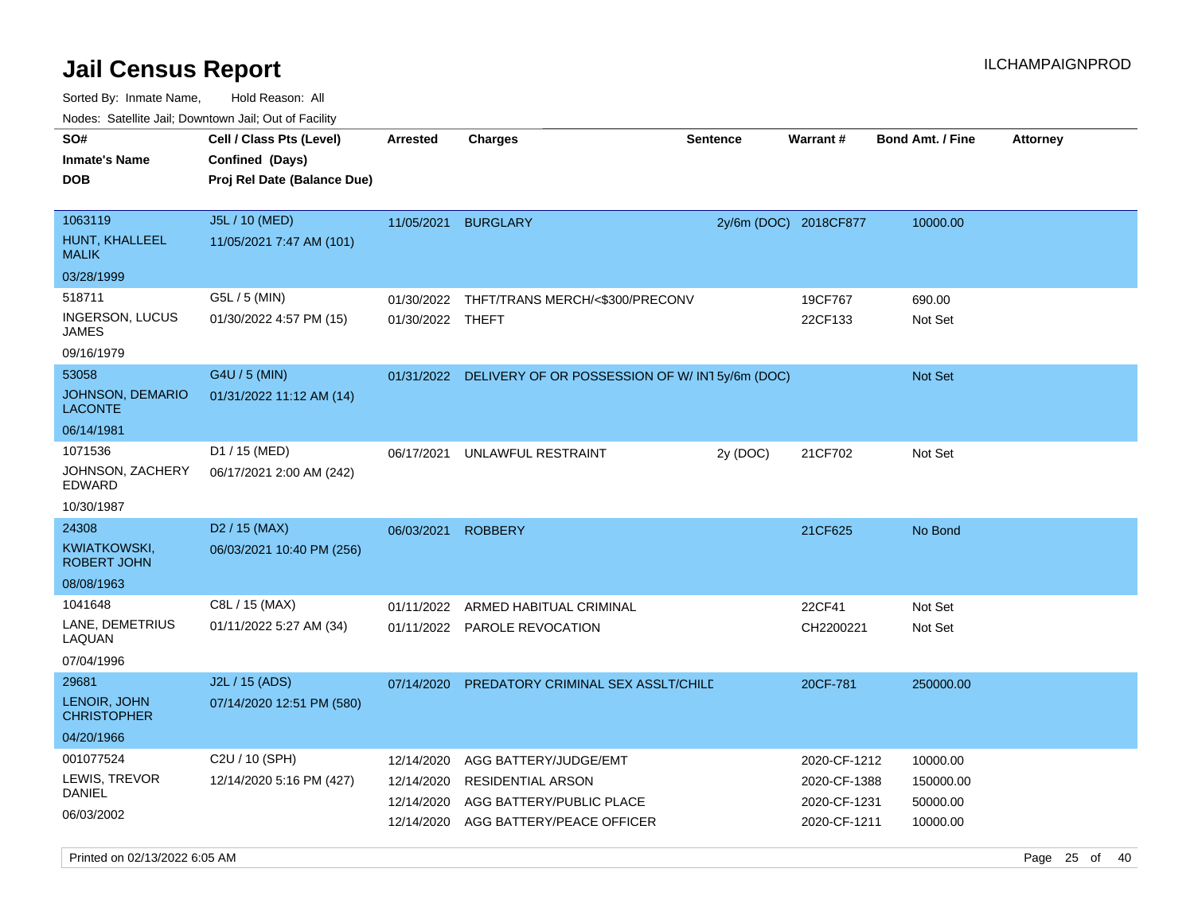# Jail Census Report

ILCHAMPAIGNPROD

Sorted By: Inmate Name, Hold Reason: All

Nodes: Satellite Jail; Downtown Jail; Out of Facility

| SO# / Inmate's Name / DOB | Cell / Class Pts (Level) / Confined (Days) / Proj Rel Date (Balance Due) | Arrested | Charges | Sentence | Warrant # | Bond Amt. / Fine | Attorney |
|---|---|---|---|---|---|---|---|
| 1063119<br>HUNT, KHALLEEL MALIK<br>03/28/1999 | J5L / 10 (MED)<br>11/05/2021 7:47 AM (101) | 11/05/2021 | BURGLARY | 2y/6m (DOC) | 2018CF877 | 10000.00 | |
| 518711<br>INGERSON, LUCUS JAMES<br>09/16/1979 | G5L / 5 (MIN)<br>01/30/2022 4:57 PM (15) | 01/30/2022 | THFT/TRANS MERCH/<$300/PRECONV | | 19CF767 | 690.00 | |
| | | 01/30/2022 | THEFT | | 22CF133 | Not Set | |
| 53058<br>JOHNSON, DEMARIO LACONTE<br>06/14/1981 | G4U / 5 (MIN)<br>01/31/2022 11:12 AM (14) | 01/31/2022 | DELIVERY OF OR POSSESSION OF W/ INT | 5y/6m (DOC) | | Not Set | |
| 1071536<br>JOHNSON, ZACHERY EDWARD<br>10/30/1987 | D1 / 15 (MED)<br>06/17/2021 2:00 AM (242) | 06/17/2021 | UNLAWFUL RESTRAINT | 2y (DOC) | 21CF702 | Not Set | |
| 24308<br>KWIATKOWSKI, ROBERT JOHN<br>08/08/1963 | D2 / 15 (MAX)<br>06/03/2021 10:40 PM (256) | 06/03/2021 | ROBBERY | | 21CF625 | No Bond | |
| 1041648<br>LANE, DEMETRIUS LAQUAN<br>07/04/1996 | C8L / 15 (MAX)<br>01/11/2022 5:27 AM (34) | 01/11/2022 | ARMED HABITUAL CRIMINAL | | 22CF41 | Not Set | |
| | | 01/11/2022 | PAROLE REVOCATION | | CH2200221 | Not Set | |
| 29681<br>LENOIR, JOHN CHRISTOPHER<br>04/20/1966 | J2L / 15 (ADS)<br>07/14/2020 12:51 PM (580) | 07/14/2020 | PREDATORY CRIMINAL SEX ASSLT/CHILD | | 20CF-781 | 250000.00 | |
| 001077524<br>LEWIS, TREVOR DANIEL<br>06/03/2002 | C2U / 10 (SPH)<br>12/14/2020 5:16 PM (427) | 12/14/2020 | AGG BATTERY/JUDGE/EMT | | 2020-CF-1212 | 10000.00 | |
| | | 12/14/2020 | RESIDENTIAL ARSON | | 2020-CF-1388 | 150000.00 | |
| | | 12/14/2020 | AGG BATTERY/PUBLIC PLACE | | 2020-CF-1231 | 50000.00 | |
| | | 12/14/2020 | AGG BATTERY/PEACE OFFICER | | 2020-CF-1211 | 10000.00 | |

Printed on 02/13/2022 6:05 AM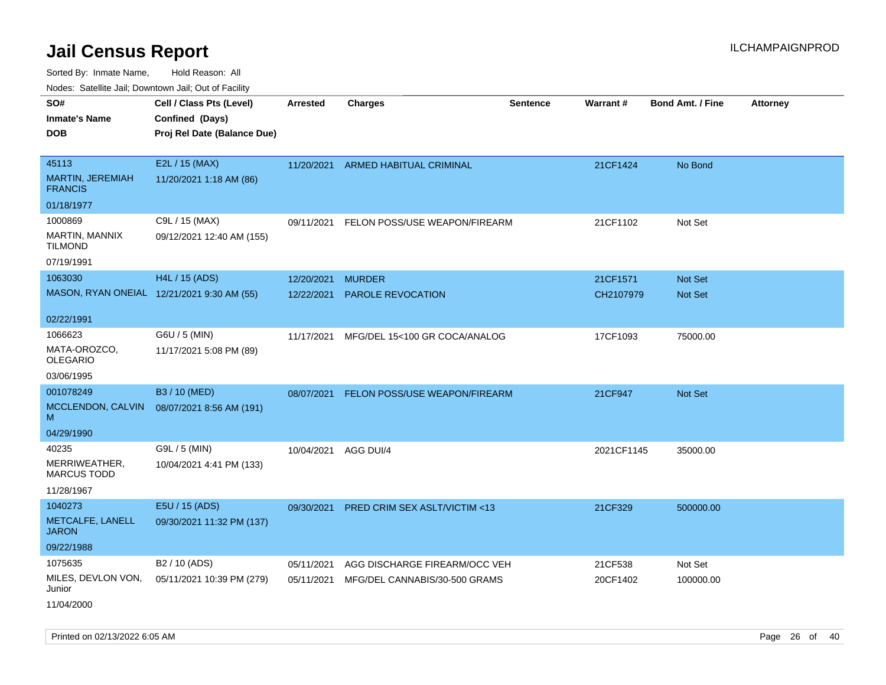# Jail Census Report

ILCHAMPAIGNPROD

Sorted By: Inmate Name, Hold Reason: All

Nodes: Satellite Jail; Downtown Jail; Out of Facility

| SO# / Inmate's Name / DOB | Cell / Class Pts (Level) / Confined (Days) / Proj Rel Date (Balance Due) | Arrested | Charges | Sentence | Warrant # | Bond Amt. / Fine | Attorney |
|---|---|---|---|---|---|---|---|
| 45113<br>MARTIN, JEREMIAH FRANCIS<br>01/18/1977 | E2L / 15 (MAX)<br>11/20/2021 1:18 AM (86) | 11/20/2021 | ARMED HABITUAL CRIMINAL | | 21CF1424 | No Bond | |
| 1000869<br>MARTIN, MANNIX TILMOND<br>07/19/1991 | C9L / 15 (MAX)<br>09/12/2021 12:40 AM (155) | 09/11/2021 | FELON POSS/USE WEAPON/FIREARM | | 21CF1102 | Not Set | |
| 1063030<br>MASON, RYAN ONEIAL<br>02/22/1991 | H4L / 15 (ADS)<br>12/21/2021 9:30 AM (55) | 12/20/2021<br>12/22/2021 | MURDER<br>PAROLE REVOCATION | | 21CF1571<br>CH2107979 | Not Set<br>Not Set | |
| 1066623<br>MATA-OROZCO, OLEGARIO<br>03/06/1995 | G6U / 5 (MIN)<br>11/17/2021 5:08 PM (89) | 11/17/2021 | MFG/DEL 15<100 GR COCA/ANALOG | | 17CF1093 | 75000.00 | |
| 001078249<br>MCCLENDON, CALVIN M<br>04/29/1990 | B3 / 10 (MED)<br>08/07/2021 8:56 AM (191) | 08/07/2021 | FELON POSS/USE WEAPON/FIREARM | | 21CF947 | Not Set | |
| 40235<br>MERRIWEATHER, MARCUS TODD<br>11/28/1967 | G9L / 5 (MIN)<br>10/04/2021 4:41 PM (133) | 10/04/2021 | AGG DUI/4 | | 2021CF1145 | 35000.00 | |
| 1040273<br>METCALFE, LANELL JARON<br>09/22/1988 | E5U / 15 (ADS)<br>09/30/2021 11:32 PM (137) | 09/30/2021 | PRED CRIM SEX ASLT/VICTIM <13 | | 21CF329 | 500000.00 | |
| 1075635<br>MILES, DEVLON VON, Junior<br>11/04/2000 | B2 / 10 (ADS)<br>05/11/2021 10:39 PM (279) | 05/11/2021<br>05/11/2021 | AGG DISCHARGE FIREARM/OCC VEH<br>MFG/DEL CANNABIS/30-500 GRAMS | | 21CF538<br>20CF1402 | Not Set<br>100000.00 | |

Printed on 02/13/2022 6:05 AM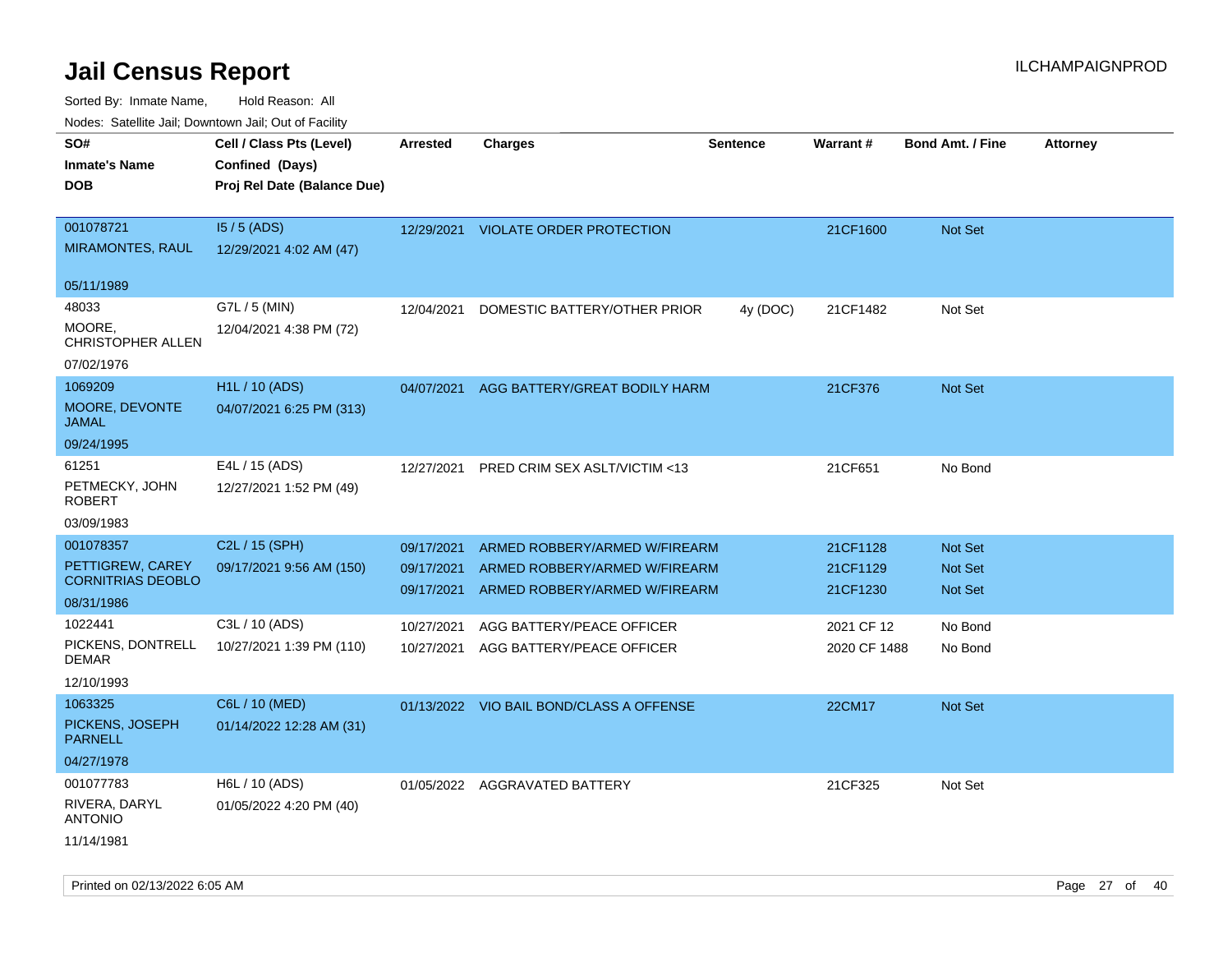# Jail Census Report

Sorted By: Inmate Name, Hold Reason: All

Nodes: Satellite Jail; Downtown Jail; Out of Facility

| SO# / Inmate's Name / DOB | Cell / Class Pts (Level) / Confined (Days) / Proj Rel Date (Balance Due) | Arrested | Charges | Sentence | Warrant # | Bond Amt. / Fine | Attorney |
|---|---|---|---|---|---|---|---|
| 001078721<br>MIRAMONTES, RAUL<br>05/11/1989 | I5 / 5 (ADS)<br>12/29/2021 4:02 AM (47) | 12/29/2021 | VIOLATE ORDER PROTECTION | | 21CF1600 | Not Set | |
| 48033<br>MOORE, CHRISTOPHER ALLEN<br>07/02/1976 | G7L / 5 (MIN)<br>12/04/2021 4:38 PM (72) | 12/04/2021 | DOMESTIC BATTERY/OTHER PRIOR | 4y (DOC) | 21CF1482 | Not Set | |
| 1069209<br>MOORE, DEVONTE JAMAL<br>09/24/1995 | H1L / 10 (ADS)<br>04/07/2021 6:25 PM (313) | 04/07/2021 | AGG BATTERY/GREAT BODILY HARM | | 21CF376 | Not Set | |
| 61251<br>PETMECKY, JOHN ROBERT<br>03/09/1983 | E4L / 15 (ADS)<br>12/27/2021 1:52 PM (49) | 12/27/2021 | PRED CRIM SEX ASLT/VICTIM <13 | | 21CF651 | No Bond | |
| 001078357<br>PETTIGREW, CAREY CORNITRIAS DEOBLO<br>08/31/1986 | C2L / 15 (SPH)<br>09/17/2021 9:56 AM (150) | 09/17/2021<br>09/17/2021<br>09/17/2021 | ARMED ROBBERY/ARMED W/FIREARM<br>ARMED ROBBERY/ARMED W/FIREARM<br>ARMED ROBBERY/ARMED W/FIREARM | | 21CF1128<br>21CF1129<br>21CF1230 | Not Set<br>Not Set<br>Not Set | |
| 1022441<br>PICKENS, DONTRELL DEMAR<br>12/10/1993 | C3L / 10 (ADS)<br>10/27/2021 1:39 PM (110) | 10/27/2021<br>10/27/2021 | AGG BATTERY/PEACE OFFICER<br>AGG BATTERY/PEACE OFFICER | | 2021 CF 12<br>2020 CF 1488 | No Bond<br>No Bond | |
| 1063325<br>PICKENS, JOSEPH PARNELL<br>04/27/1978 | C6L / 10 (MED)<br>01/14/2022 12:28 AM (31) | 01/13/2022 | VIO BAIL BOND/CLASS A OFFENSE | | 22CM17 | Not Set | |
| 001077783<br>RIVERA, DARYL ANTONIO<br>11/14/1981 | H6L / 10 (ADS)<br>01/05/2022 4:20 PM (40) | 01/05/2022 | AGGRAVATED BATTERY | | 21CF325 | Not Set | |

Printed on 02/13/2022 6:05 AM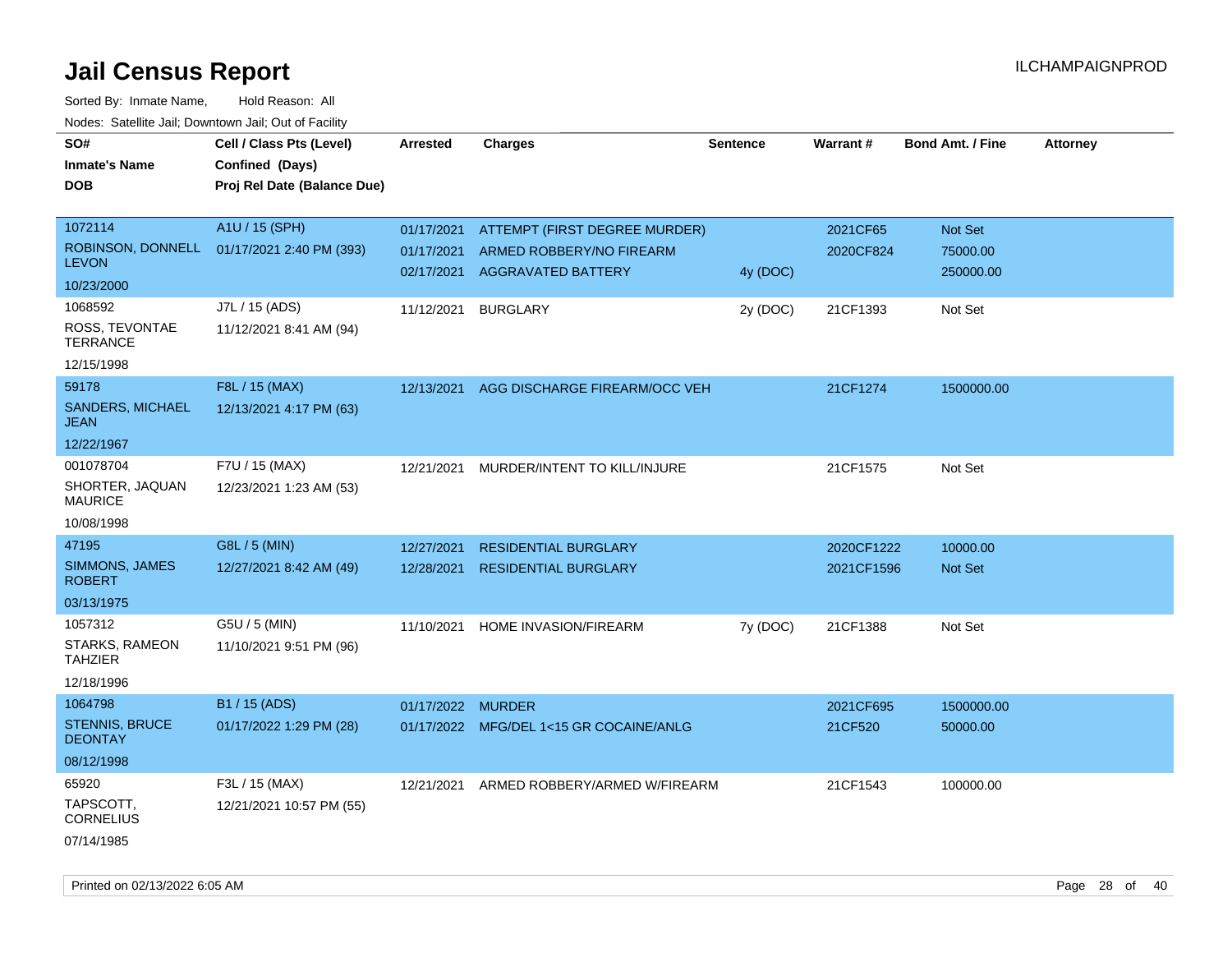# Jail Census Report

ILCHAMPAIGNPROD

Sorted By: Inmate Name, Hold Reason: All

Nodes: Satellite Jail; Downtown Jail; Out of Facility

| SO# / Inmate's Name / DOB | Cell / Class Pts (Level) / Confined (Days) / Proj Rel Date (Balance Due) | Arrested | Charges | Sentence | Warrant # | Bond Amt. / Fine | Attorney |
|---|---|---|---|---|---|---|---|
| 1072114<br>ROBINSON, DONNELL LEVON<br>10/23/2000 | A1U / 15 (SPH)<br>01/17/2021 2:40 PM (393) | 01/17/2021 | ATTEMPT (FIRST DEGREE MURDER) | | 2021CF65 | Not Set | |
| | | 01/17/2021 | ARMED ROBBERY/NO FIREARM | | 2020CF824 | 75000.00 | |
| | | 02/17/2021 | AGGRAVATED BATTERY | 4y (DOC) | | 250000.00 | |
| 1068592<br>ROSS, TEVONTAE TERRANCE<br>12/15/1998 | J7L / 15 (ADS)<br>11/12/2021 8:41 AM (94) | 11/12/2021 | BURGLARY | 2y (DOC) | 21CF1393 | Not Set | |
| 59178<br>SANDERS, MICHAEL JEAN<br>12/22/1967 | F8L / 15 (MAX)<br>12/13/2021 4:17 PM (63) | 12/13/2021 | AGG DISCHARGE FIREARM/OCC VEH | | 21CF1274 | 1500000.00 | |
| 001078704<br>SHORTER, JAQUAN MAURICE<br>10/08/1998 | F7U / 15 (MAX)<br>12/23/2021 1:23 AM (53) | 12/21/2021 | MURDER/INTENT TO KILL/INJURE | | 21CF1575 | Not Set | |
| 47195<br>SIMMONS, JAMES ROBERT<br>03/13/1975 | G8L / 5 (MIN)<br>12/27/2021 8:42 AM (49) | 12/27/2021 | RESIDENTIAL BURGLARY | | 2020CF1222 | 10000.00 | |
| | | 12/28/2021 | RESIDENTIAL BURGLARY | | 2021CF1596 | Not Set | |
| 1057312<br>STARKS, RAMEON TAHZIER<br>12/18/1996 | G5U / 5 (MIN)<br>11/10/2021 9:51 PM (96) | 11/10/2021 | HOME INVASION/FIREARM | 7y (DOC) | 21CF1388 | Not Set | |
| 1064798<br>STENNIS, BRUCE DEONTAY<br>08/12/1998 | B1 / 15 (ADS)<br>01/17/2022 1:29 PM (28) | 01/17/2022 | MURDER | | 2021CF695 | 1500000.00 | |
| | | 01/17/2022 | MFG/DEL 1<15 GR COCAINE/ANLG | | 21CF520 | 50000.00 | |
| 65920<br>TAPSCOTT, CORNELIUS<br>07/14/1985 | F3L / 15 (MAX)<br>12/21/2021 10:57 PM (55) | 12/21/2021 | ARMED ROBBERY/ARMED W/FIREARM | | 21CF1543 | 100000.00 | |

Printed on 02/13/2022 6:05 AM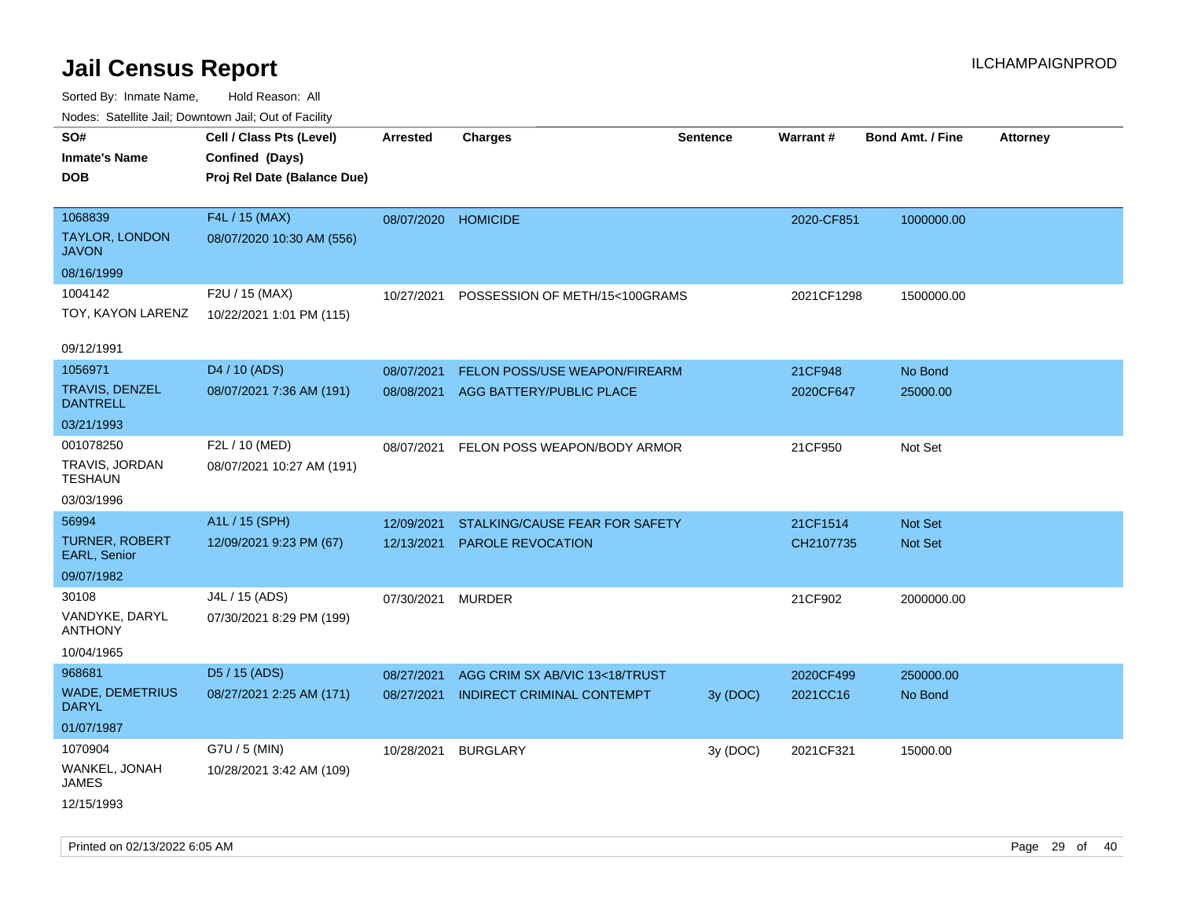# Jail Census Report

ILCHAMPAIGNPROD

Sorted By: Inmate Name, Hold Reason: All

Nodes: Satellite Jail; Downtown Jail; Out of Facility

| SO# / Inmate's Name / DOB | Cell / Class Pts (Level) / Confined (Days) / Proj Rel Date (Balance Due) | Arrested | Charges | Sentence | Warrant # | Bond Amt. / Fine | Attorney |
|---|---|---|---|---|---|---|---|
| 1068839<br>TAYLOR, LONDON JAVON<br>08/16/1999 | F4L / 15 (MAX)<br>08/07/2020 10:30 AM (556) | 08/07/2020 | HOMICIDE | | 2020-CF851 | 1000000.00 | |
| 1004142<br>TOY, KAYON LARENZ<br>09/12/1991 | F2U / 15 (MAX)<br>10/22/2021 1:01 PM (115) | 10/27/2021 | POSSESSION OF METH/15<100GRAMS | | 2021CF1298 | 1500000.00 | |
| 1056971<br>TRAVIS, DENZEL DANTRELL<br>03/21/1993 | D4 / 10 (ADS)<br>08/07/2021 7:36 AM (191) | 08/07/2021 | FELON POSS/USE WEAPON/FIREARM | | 21CF948 | No Bond | |
| | | 08/08/2021 | AGG BATTERY/PUBLIC PLACE | | 2020CF647 | 25000.00 | |
| 001078250<br>TRAVIS, JORDAN TESHAUN<br>03/03/1996 | F2L / 10 (MED)<br>08/07/2021 10:27 AM (191) | 08/07/2021 | FELON POSS WEAPON/BODY ARMOR | | 21CF950 | Not Set | |
| 56994<br>TURNER, ROBERT EARL, Senior<br>09/07/1982 | A1L / 15 (SPH)<br>12/09/2021 9:23 PM (67) | 12/09/2021 | STALKING/CAUSE FEAR FOR SAFETY | | 21CF1514 | Not Set | |
| | | 12/13/2021 | PAROLE REVOCATION | | CH2107735 | Not Set | |
| 30108<br>VANDYKE, DARYL ANTHONY<br>10/04/1965 | J4L / 15 (ADS)<br>07/30/2021 8:29 PM (199) | 07/30/2021 | MURDER | | 21CF902 | 2000000.00 | |
| 968681<br>WADE, DEMETRIUS DARYL<br>01/07/1987 | D5 / 15 (ADS)<br>08/27/2021 2:25 AM (171) | 08/27/2021 | AGG CRIM SX AB/VIC 13<18/TRUST | | 2020CF499 | 250000.00 | |
| | | 08/27/2021 | INDIRECT CRIMINAL CONTEMPT | 3y (DOC) | 2021CC16 | No Bond | |
| 1070904<br>WANKEL, JONAH JAMES<br>12/15/1993 | G7U / 5 (MIN)<br>10/28/2021 3:42 AM (109) | 10/28/2021 | BURGLARY | 3y (DOC) | 2021CF321 | 15000.00 | |

Printed on 02/13/2022 6:05 AM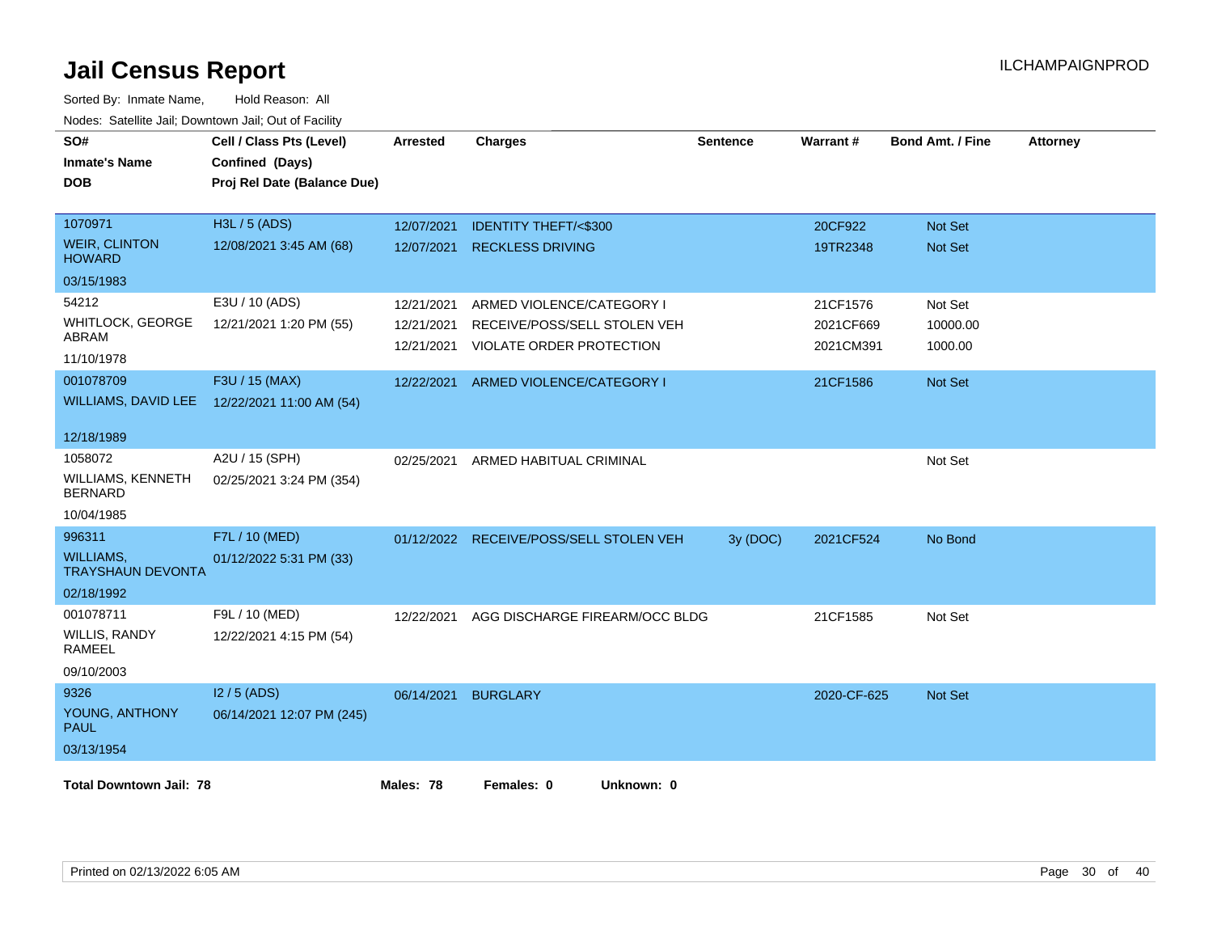# Jail Census Report

ILCHAMPAIGNPROD

Sorted By: Inmate Name, Hold Reason: All

Nodes: Satellite Jail; Downtown Jail; Out of Facility

| SO# / Inmate's Name / DOB | Cell / Class Pts (Level) / Confined (Days) / Proj Rel Date (Balance Due) | Arrested | Charges | Sentence | Warrant # | Bond Amt. / Fine | Attorney |
|---|---|---|---|---|---|---|---|
| 1070971<br>WEIR, CLINTON HOWARD<br>03/15/1983 | H3L / 5 (ADS)<br>12/08/2021 3:45 AM (68) | 12/07/2021<br>12/07/2021 | IDENTITY THEFT/<$300<br>RECKLESS DRIVING | | 20CF922<br>19TR2348 | Not Set<br>Not Set | |
| 54212<br>WHITLOCK, GEORGE ABRAM<br>11/10/1978 | E3U / 10 (ADS)<br>12/21/2021 1:20 PM (55) | 12/21/2021<br>12/21/2021<br>12/21/2021 | ARMED VIOLENCE/CATEGORY I<br>RECEIVE/POSS/SELL STOLEN VEH<br>VIOLATE ORDER PROTECTION | | 21CF1576<br>2021CF669<br>2021CM391 | Not Set<br>10000.00<br>1000.00 | |
| 001078709<br>WILLIAMS, DAVID LEE<br>12/18/1989 | F3U / 15 (MAX)<br>12/22/2021 11:00 AM (54) | 12/22/2021 | ARMED VIOLENCE/CATEGORY I | | 21CF1586 | Not Set | |
| 1058072<br>WILLIAMS, KENNETH BERNARD<br>10/04/1985 | A2U / 15 (SPH)<br>02/25/2021 3:24 PM (354) | 02/25/2021 | ARMED HABITUAL CRIMINAL | | | Not Set | |
| 996311<br>WILLIAMS, TRAYSHAUN DEVONTA<br>02/18/1992 | F7L / 10 (MED)<br>01/12/2022 5:31 PM (33) | 01/12/2022 | RECEIVE/POSS/SELL STOLEN VEH | 3y (DOC) | 2021CF524 | No Bond | |
| 001078711<br>WILLIS, RANDY RAMEEL<br>09/10/2003 | F9L / 10 (MED)<br>12/22/2021 4:15 PM (54) | 12/22/2021 | AGG DISCHARGE FIREARM/OCC BLDG | | 21CF1585 | Not Set | |
| 9326<br>YOUNG, ANTHONY PAUL<br>03/13/1954 | I2 / 5 (ADS)<br>06/14/2021 12:07 PM (245) | 06/14/2021 | BURGLARY | | 2020-CF-625 | Not Set | |

**Total Downtown Jail: 78** **Males: 78** **Females: 0** **Unknown: 0**

Printed on 02/13/2022 6:05 AM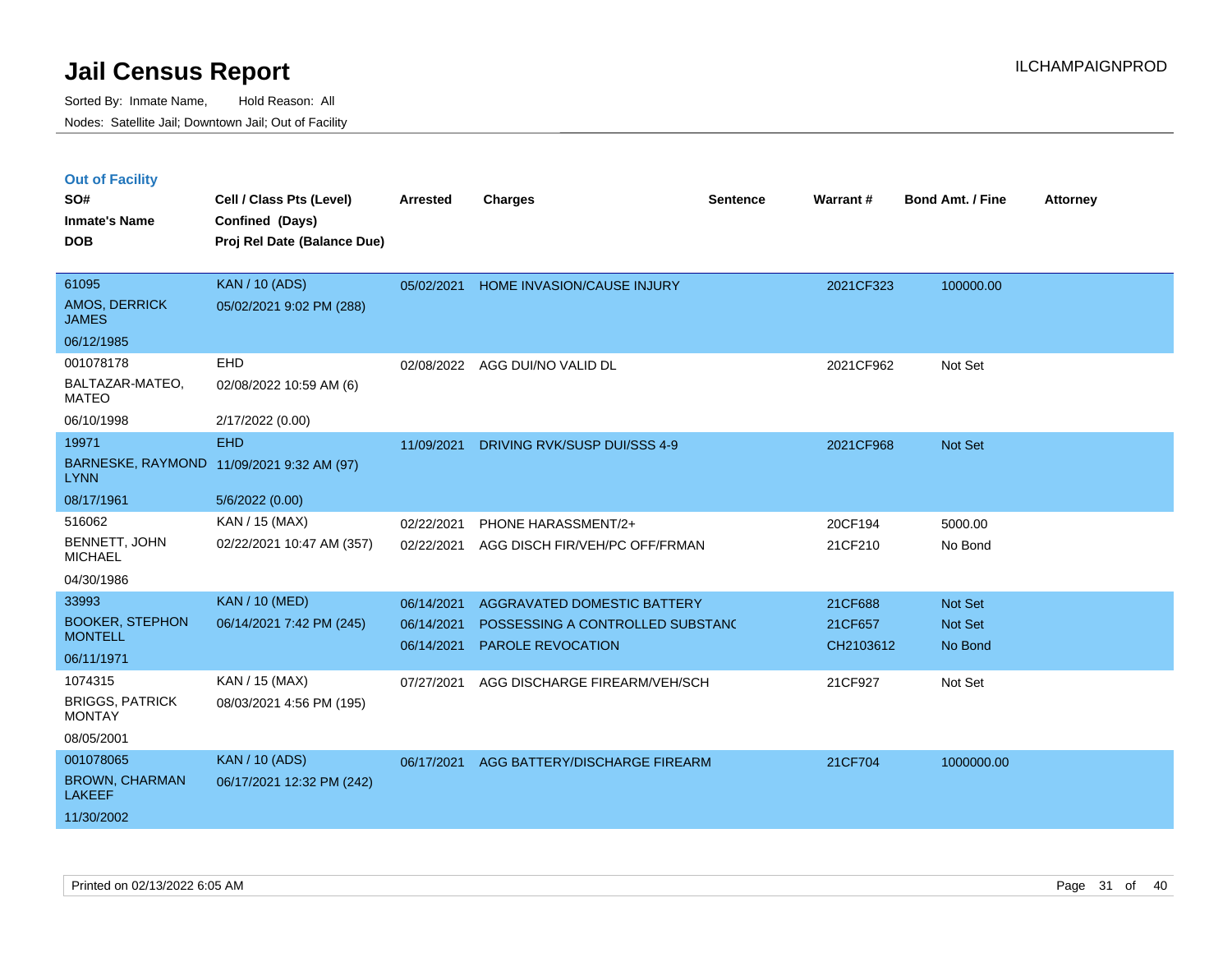# Jail Census Report

Sorted By: Inmate Name, Hold Reason: All

Nodes: Satellite Jail; Downtown Jail; Out of Facility

ILCHAMPAIGNPROD

## Out of Facility

| SO# / Inmate's Name / DOB | Cell / Class Pts (Level) / Confined (Days) / Proj Rel Date (Balance Due) | Arrested | Charges | Sentence | Warrant # | Bond Amt. / Fine | Attorney |
|---|---|---|---|---|---|---|---|
| 61095<br>AMOS, DERRICK JAMES<br>06/12/1985 | KAN / 10 (ADS)<br>05/02/2021 9:02 PM (288) | 05/02/2021 | HOME INVASION/CAUSE INJURY | | 2021CF323 | 100000.00 | |
| 001078178<br>BALTAZAR-MATEO, MATEO<br>06/10/1998 | EHD<br>02/08/2022 10:59 AM (6)<br>2/17/2022 (0.00) | 02/08/2022 | AGG DUI/NO VALID DL | | 2021CF962 | Not Set | |
| 19971<br>BARNESKE, RAYMOND LYNN<br>08/17/1961 | EHD<br>11/09/2021 9:32 AM (97)<br>5/6/2022 (0.00) | 11/09/2021 | DRIVING RVK/SUSP DUI/SSS 4-9 | | 2021CF968 | Not Set | |
| 516062<br>BENNETT, JOHN MICHAEL<br>04/30/1986 | KAN / 15 (MAX)<br>02/22/2021 10:47 AM (357) | 02/22/2021 | PHONE HARASSMENT/2+ | | 20CF194 | 5000.00 | |
| | | 02/22/2021 | AGG DISCH FIR/VEH/PC OFF/FRMAN | | 21CF210 | No Bond | |
| 33993<br>BOOKER, STEPHON MONTELL<br>06/11/1971 | KAN / 10 (MED)<br>06/14/2021 7:42 PM (245) | 06/14/2021 | AGGRAVATED DOMESTIC BATTERY | | 21CF688 | Not Set | |
| | | 06/14/2021 | POSSESSING A CONTROLLED SUBSTANC | | 21CF657 | Not Set | |
| | | 06/14/2021 | PAROLE REVOCATION | | CH2103612 | No Bond | |
| 1074315<br>BRIGGS, PATRICK MONTAY<br>08/05/2001 | KAN / 15 (MAX)<br>08/03/2021 4:56 PM (195) | 07/27/2021 | AGG DISCHARGE FIREARM/VEH/SCH | | 21CF927 | Not Set | |
| 001078065<br>BROWN, CHARMAN LAKEEF<br>11/30/2002 | KAN / 10 (ADS)<br>06/17/2021 12:32 PM (242) | 06/17/2021 | AGG BATTERY/DISCHARGE FIREARM | | 21CF704 | 1000000.00 | |

Printed on 02/13/2022 6:05 AM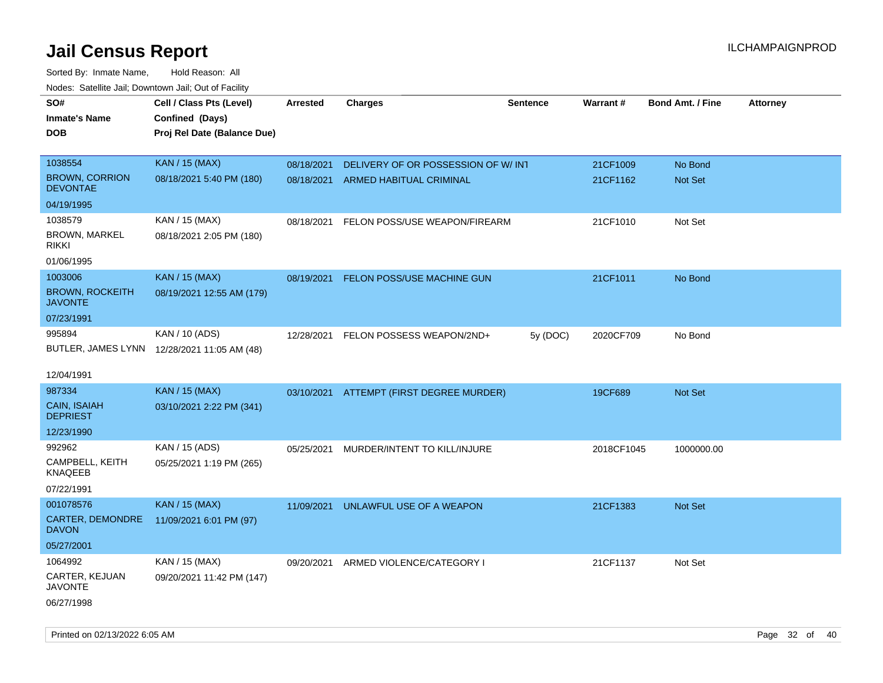# Jail Census Report

ILCHAMPAIGNPROD

Sorted By: Inmate Name, Hold Reason: All

Nodes: Satellite Jail; Downtown Jail; Out of Facility

| SO# / Inmate's Name / DOB | Cell / Class Pts (Level) / Confined (Days) / Proj Rel Date (Balance Due) | Arrested | Charges | Sentence | Warrant # | Bond Amt. / Fine | Attorney |
|---|---|---|---|---|---|---|---|
| 1038554 BROWN, CORRION DEVONTAE 04/19/1995 | KAN / 15 (MAX) 08/18/2021 5:40 PM (180) | 08/18/2021 | DELIVERY OF OR POSSESSION OF W/ INT | | 21CF1009 | No Bond | |
| | | 08/18/2021 | ARMED HABITUAL CRIMINAL | | 21CF1162 | Not Set | |
| 1038579 BROWN, MARKEL RIKKI 01/06/1995 | KAN / 15 (MAX) 08/18/2021 2:05 PM (180) | 08/18/2021 | FELON POSS/USE WEAPON/FIREARM | | 21CF1010 | Not Set | |
| 1003006 BROWN, ROCKEITH JAVONTE 07/23/1991 | KAN / 15 (MAX) 08/19/2021 12:55 AM (179) | 08/19/2021 | FELON POSS/USE MACHINE GUN | | 21CF1011 | No Bond | |
| 995894 BUTLER, JAMES LYNN 12/04/1991 | KAN / 10 (ADS) 12/28/2021 11:05 AM (48) | 12/28/2021 | FELON POSSESS WEAPON/2ND+ | 5y (DOC) | 2020CF709 | No Bond | |
| 987334 CAIN, ISAIAH DEPRIEST 12/23/1990 | KAN / 15 (MAX) 03/10/2021 2:22 PM (341) | 03/10/2021 | ATTEMPT (FIRST DEGREE MURDER) | | 19CF689 | Not Set | |
| 992962 CAMPBELL, KEITH KNAQEEB 07/22/1991 | KAN / 15 (ADS) 05/25/2021 1:19 PM (265) | 05/25/2021 | MURDER/INTENT TO KILL/INJURE | | 2018CF1045 | 1000000.00 | |
| 001078576 CARTER, DEMONDRE DAVON 05/27/2001 | KAN / 15 (MAX) 11/09/2021 6:01 PM (97) | 11/09/2021 | UNLAWFUL USE OF A WEAPON | | 21CF1383 | Not Set | |
| 1064992 CARTER, KEJUAN JAVONTE 06/27/1998 | KAN / 15 (MAX) 09/20/2021 11:42 PM (147) | 09/20/2021 | ARMED VIOLENCE/CATEGORY I | | 21CF1137 | Not Set | |

Printed on 02/13/2022 6:05 AM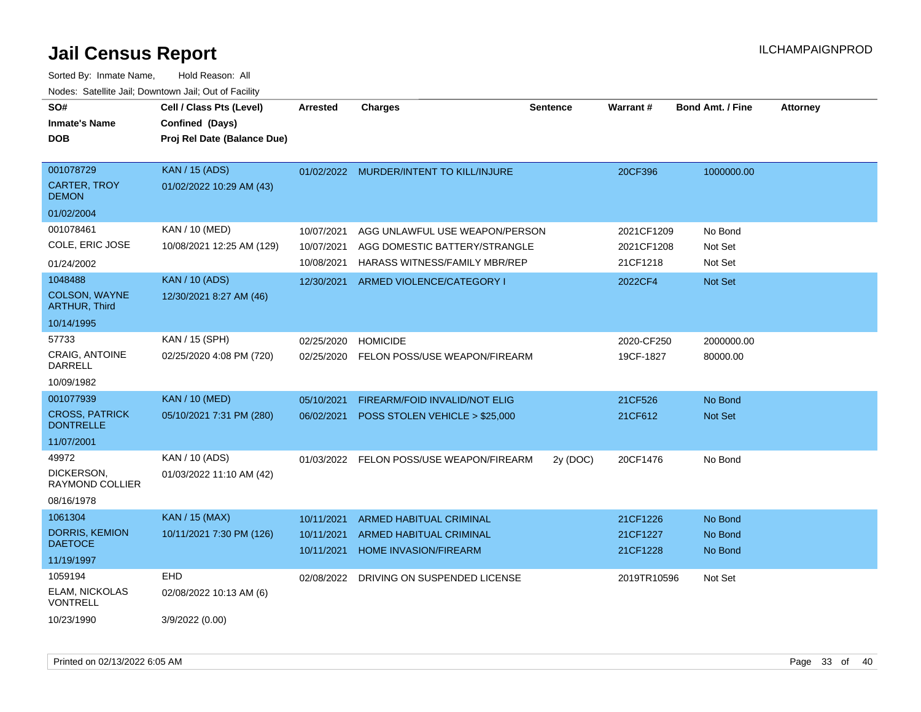# Jail Census Report

Sorted By: Inmate Name, Hold Reason: All

Nodes: Satellite Jail; Downtown Jail; Out of Facility

| SO# / Inmate's Name / DOB | Cell / Class Pts (Level) / Confined (Days) / Proj Rel Date (Balance Due) | Arrested | Charges | Sentence | Warrant # | Bond Amt. / Fine | Attorney |
|---|---|---|---|---|---|---|---|
| 001078729 CARTER, TROY DEMON 01/02/2004 | KAN / 15 (ADS) 01/02/2022 10:29 AM (43) | 01/02/2022 | MURDER/INTENT TO KILL/INJURE | | 20CF396 | 1000000.00 | |
| 001078461 COLE, ERIC JOSE 01/24/2002 | KAN / 10 (MED) 10/08/2021 12:25 AM (129) | 10/07/2021 | AGG UNLAWFUL USE WEAPON/PERSON | | 2021CF1209 | No Bond | |
| | | 10/07/2021 | AGG DOMESTIC BATTERY/STRANGLE | | 2021CF1208 | Not Set | |
| | | 10/08/2021 | HARASS WITNESS/FAMILY MBR/REP | | 21CF1218 | Not Set | |
| 1048488 COLSON, WAYNE ARTHUR, Third 10/14/1995 | KAN / 10 (ADS) 12/30/2021 8:27 AM (46) | 12/30/2021 | ARMED VIOLENCE/CATEGORY I | | 2022CF4 | Not Set | |
| 57733 CRAIG, ANTOINE DARRELL 10/09/1982 | KAN / 15 (SPH) 02/25/2020 4:08 PM (720) | 02/25/2020 | HOMICIDE | | 2020-CF250 | 2000000.00 | |
| | | 02/25/2020 | FELON POSS/USE WEAPON/FIREARM | | 19CF-1827 | 80000.00 | |
| 001077939 CROSS, PATRICK DONTRELLE 11/07/2001 | KAN / 10 (MED) 05/10/2021 7:31 PM (280) | 05/10/2021 | FIREARM/FOID INVALID/NOT ELIG | | 21CF526 | No Bond | |
| | | 06/02/2021 | POSS STOLEN VEHICLE > $25,000 | | 21CF612 | Not Set | |
| 49972 DICKERSON, RAYMOND COLLIER 08/16/1978 | KAN / 10 (ADS) 01/03/2022 11:10 AM (42) | 01/03/2022 | FELON POSS/USE WEAPON/FIREARM | 2y (DOC) | 20CF1476 | No Bond | |
| 1061304 DORRIS, KEMION DAETOCE 11/19/1997 | KAN / 15 (MAX) 10/11/2021 7:30 PM (126) | 10/11/2021 | ARMED HABITUAL CRIMINAL | | 21CF1226 | No Bond | |
| | | 10/11/2021 | ARMED HABITUAL CRIMINAL | | 21CF1227 | No Bond | |
| | | 10/11/2021 | HOME INVASION/FIREARM | | 21CF1228 | No Bond | |
| 1059194 ELAM, NICKOLAS VONTRELL 10/23/1990 | EHD 02/08/2022 10:13 AM (6) 3/9/2022 (0.00) | 02/08/2022 | DRIVING ON SUSPENDED LICENSE | | 2019TR10596 | Not Set | |

Printed on 02/13/2022 6:05 AM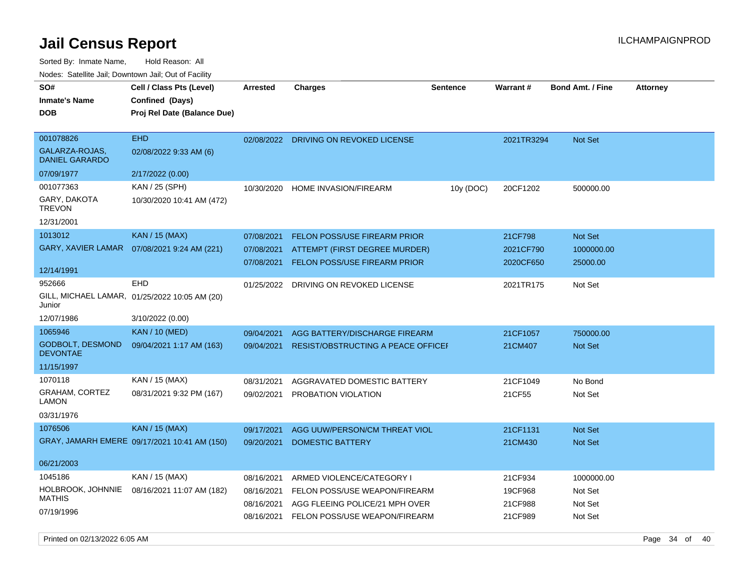# Jail Census Report

Sorted By: Inmate Name, Hold Reason: All

Nodes: Satellite Jail; Downtown Jail; Out of Facility

| SO# / Inmate's Name / DOB | Cell / Class Pts (Level) / Confined (Days) / Proj Rel Date (Balance Due) | Arrested | Charges | Sentence | Warrant # | Bond Amt. / Fine | Attorney |
|---|---|---|---|---|---|---|---|
| 001078826 GALARZA-ROJAS, DANIEL GARARDO 07/09/1977 | EHD 02/08/2022 9:33 AM (6) 2/17/2022 (0.00) | 02/08/2022 | DRIVING ON REVOKED LICENSE | | 2021TR3294 | Not Set | |
| 001077363 GARY, DAKOTA TREVON 12/31/2001 | KAN / 25 (SPH) 10/30/2020 10:41 AM (472) | 10/30/2020 | HOME INVASION/FIREARM | 10y (DOC) | 20CF1202 | 500000.00 | |
| 1013012 GARY, XAVIER LAMAR 12/14/1991 | KAN / 15 (MAX) 07/08/2021 9:24 AM (221) | 07/08/2021 | FELON POSS/USE FIREARM PRIOR | | 21CF798 | Not Set | |
| | | 07/08/2021 | ATTEMPT (FIRST DEGREE MURDER) | | 2021CF790 | 1000000.00 | |
| | | 07/08/2021 | FELON POSS/USE FIREARM PRIOR | | 2020CF650 | 25000.00 | |
| 952666 GILL, MICHAEL LAMAR, Junior 12/07/1986 | EHD 01/25/2022 10:05 AM (20) 3/10/2022 (0.00) | 01/25/2022 | DRIVING ON REVOKED LICENSE | | 2021TR175 | Not Set | |
| 1065946 GODBOLT, DESMOND DEVONTAE 11/15/1997 | KAN / 10 (MED) 09/04/2021 1:17 AM (163) | 09/04/2021 | AGG BATTERY/DISCHARGE FIREARM | | 21CF1057 | 750000.00 | |
| | | 09/04/2021 | RESIST/OBSTRUCTING A PEACE OFFICEI | | 21CM407 | Not Set | |
| 1070118 GRAHAM, CORTEZ LAMON 03/31/1976 | KAN / 15 (MAX) 08/31/2021 9:32 PM (167) | 08/31/2021 | AGGRAVATED DOMESTIC BATTERY | | 21CF1049 | No Bond | |
| | | 09/02/2021 | PROBATION VIOLATION | | 21CF55 | Not Set | |
| 1076506 GRAY, JAMARH EMERE 06/21/2003 | KAN / 15 (MAX) 09/17/2021 10:41 AM (150) | 09/17/2021 | AGG UUW/PERSON/CM THREAT VIOL | | 21CF1131 | Not Set | |
| | | 09/20/2021 | DOMESTIC BATTERY | | 21CM430 | Not Set | |
| 1045186 HOLBROOK, JOHNNIE MATHIS 07/19/1996 | KAN / 15 (MAX) 08/16/2021 11:07 AM (182) | 08/16/2021 | ARMED VIOLENCE/CATEGORY I | | 21CF934 | 1000000.00 | |
| | | 08/16/2021 | FELON POSS/USE WEAPON/FIREARM | | 19CF968 | Not Set | |
| | | 08/16/2021 | AGG FLEEING POLICE/21 MPH OVER | | 21CF988 | Not Set | |
| | | 08/16/2021 | FELON POSS/USE WEAPON/FIREARM | | 21CF989 | Not Set | |

Printed on 02/13/2022 6:05 AM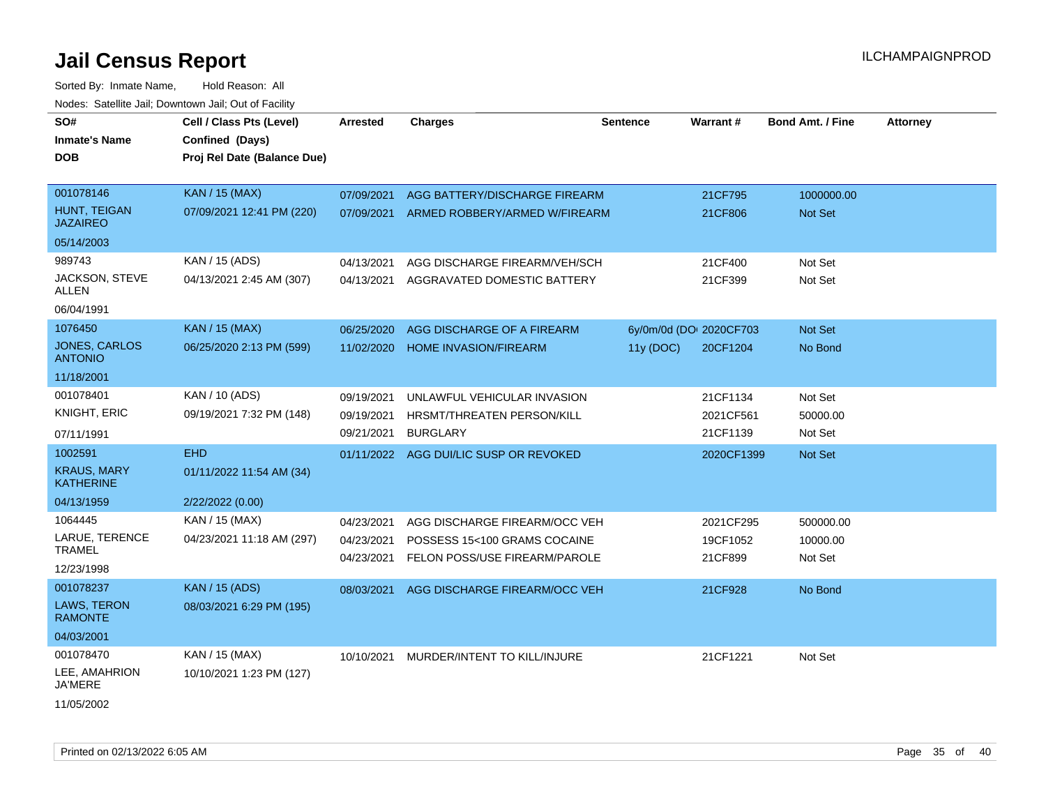# Jail Census Report

Sorted By: Inmate Name, Hold Reason: All

Nodes: Satellite Jail; Downtown Jail; Out of Facility

| SO# / Inmate's Name / DOB | Cell / Class Pts (Level) / Confined (Days) / Proj Rel Date (Balance Due) | Arrested | Charges | Sentence | Warrant # | Bond Amt. / Fine | Attorney |
|---|---|---|---|---|---|---|---|
| 001078146<br>HUNT, TEIGAN JAZAIRE<br>05/14/2003 | KAN / 15 (MAX)<br>07/09/2021 12:41 PM (220) | 07/09/2021<br>07/09/2021 | AGG BATTERY/DISCHARGE FIREARM<br>ARMED ROBBERY/ARMED W/FIREARM | | 21CF795<br>21CF806 | 1000000.00<br>Not Set | |
| 989743<br>JACKSON, STEVE ALLEN<br>06/04/1991 | KAN / 15 (ADS)<br>04/13/2021 2:45 AM (307) | 04/13/2021<br>04/13/2021 | AGG DISCHARGE FIREARM/VEH/SCH<br>AGGRAVATED DOMESTIC BATTERY | | 21CF400<br>21CF399 | Not Set<br>Not Set | |
| 1076450<br>JONES, CARLOS ANTONIO<br>11/18/2001 | KAN / 15 (MAX)<br>06/25/2020 2:13 PM (599) | 06/25/2020<br>11/02/2020 | AGG DISCHARGE OF A FIREARM<br>HOME INVASION/FIREARM | 6y/0m/0d (DO<br>11y (DOC) | 2020CF703<br>20CF1204 | Not Set<br>No Bond | |
| 001078401<br>KNIGHT, ERIC<br>07/11/1991 | KAN / 10 (ADS)<br>09/19/2021 7:32 PM (148) | 09/19/2021<br>09/19/2021<br>09/21/2021 | UNLAWFUL VEHICULAR INVASION<br>HRSMT/THREATEN PERSON/KILL<br>BURGLARY | | 21CF1134<br>2021CF561<br>21CF1139 | Not Set<br>50000.00<br>Not Set | |
| 1002591<br>KRAUS, MARY KATHERINE<br>04/13/1959 | EHD<br>01/11/2022 11:54 AM (34)<br>2/22/2022 (0.00) | 01/11/2022 | AGG DUI/LIC SUSP OR REVOKED | | 2020CF1399 | Not Set | |
| 1064445<br>LARUE, TERENCE TRAMEL<br>12/23/1998 | KAN / 15 (MAX)<br>04/23/2021 11:18 AM (297) | 04/23/2021<br>04/23/2021<br>04/23/2021 | AGG DISCHARGE FIREARM/OCC VEH<br>POSSESS 15<100 GRAMS COCAINE<br>FELON POSS/USE FIREARM/PAROLE | | 2021CF295<br>19CF1052<br>21CF899 | 500000.00<br>10000.00<br>Not Set | |
| 001078237<br>LAWS, TERON RAMONTE<br>04/03/2001 | KAN / 15 (ADS)<br>08/03/2021 6:29 PM (195) | 08/03/2021 | AGG DISCHARGE FIREARM/OCC VEH | | 21CF928 | No Bond | |
| 001078470<br>LEE, AMAHRION JA'MERE<br>11/05/2002 | KAN / 15 (MAX)<br>10/10/2021 1:23 PM (127) | 10/10/2021 | MURDER/INTENT TO KILL/INJURE | | 21CF1221 | Not Set | |

Printed on 02/13/2022 6:05 AM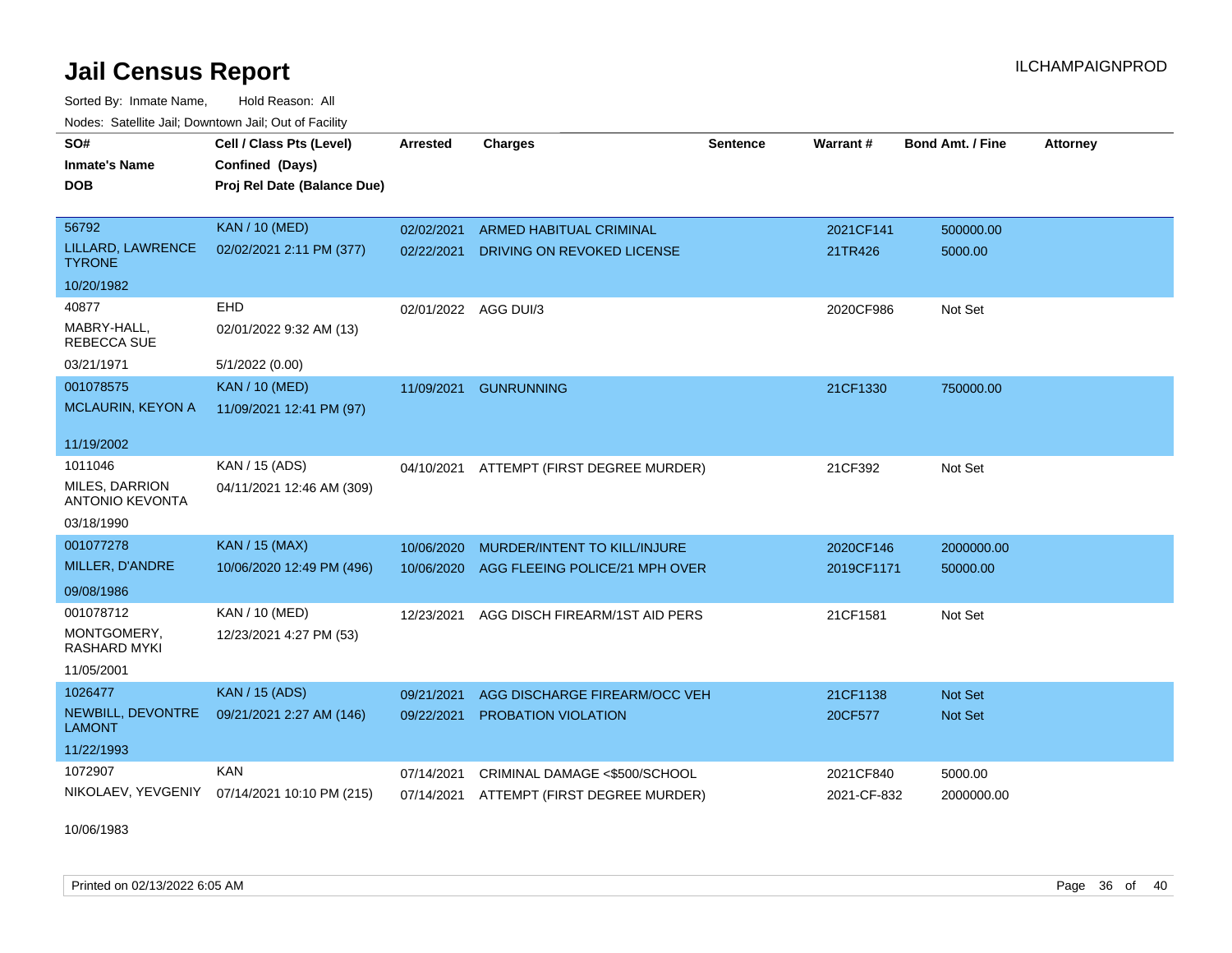# Jail Census Report

Sorted By: Inmate Name, Hold Reason: All

Nodes: Satellite Jail; Downtown Jail; Out of Facility

| SO#<br>Inmate's Name<br>DOB | Cell / Class Pts (Level)<br>Confined (Days)<br>Proj Rel Date (Balance Due) | Arrested | Charges | Sentence | Warrant # | Bond Amt. / Fine | Attorney |
|---|---|---|---|---|---|---|---|
| 56792<br>LILLARD, LAWRENCE TYRONE<br>10/20/1982 | KAN / 10 (MED)<br>02/02/2021 2:11 PM (377) | 02/02/2021<br>02/22/2021 | ARMED HABITUAL CRIMINAL<br>DRIVING ON REVOKED LICENSE | | 2021CF141<br>21TR426 | 500000.00<br>5000.00 | |
| 40877<br>MABRY-HALL, REBECCA SUE<br>03/21/1971 | EHD<br>02/01/2022 9:32 AM (13)<br>5/1/2022 (0.00) | 02/01/2022 | AGG DUI/3 | | 2020CF986 | Not Set | |
| 001078575<br>MCLAURIN, KEYON A<br>11/19/2002 | KAN / 10 (MED)<br>11/09/2021 12:41 PM (97) | 11/09/2021 | GUNRUNNING | | 21CF1330 | 750000.00 | |
| 1011046<br>MILES, DARRION ANTONIO KEVONTA<br>03/18/1990 | KAN / 15 (ADS)<br>04/11/2021 12:46 AM (309) | 04/10/2021 | ATTEMPT (FIRST DEGREE MURDER) | | 21CF392 | Not Set | |
| 001077278<br>MILLER, D'ANDRE<br>09/08/1986 | KAN / 15 (MAX)<br>10/06/2020 12:49 PM (496) | 10/06/2020<br>10/06/2020 | MURDER/INTENT TO KILL/INJURE<br>AGG FLEEING POLICE/21 MPH OVER | | 2020CF146<br>2019CF1171 | 2000000.00<br>50000.00 | |
| 001078712<br>MONTGOMERY, RASHARD MYKI<br>11/05/2001 | KAN / 10 (MED)<br>12/23/2021 4:27 PM (53) | 12/23/2021 | AGG DISCH FIREARM/1ST AID PERS | | 21CF1581 | Not Set | |
| 1026477<br>NEWBILL, DEVONTRE LAMONT<br>11/22/1993 | KAN / 15 (ADS)<br>09/21/2021 2:27 AM (146) | 09/21/2021<br>09/22/2021 | AGG DISCHARGE FIREARM/OCC VEH<br>PROBATION VIOLATION | | 21CF1138<br>20CF577 | Not Set<br>Not Set | |
| 1072907<br>NIKOLAEV, YEVGENIY<br>10/06/1983 | KAN<br>07/14/2021 10:10 PM (215) | 07/14/2021<br>07/14/2021 | CRIMINAL DAMAGE <$500/SCHOOL<br>ATTEMPT (FIRST DEGREE MURDER) | | 2021CF840<br>2021-CF-832 | 5000.00<br>2000000.00 | |

Printed on 02/13/2022 6:05 AM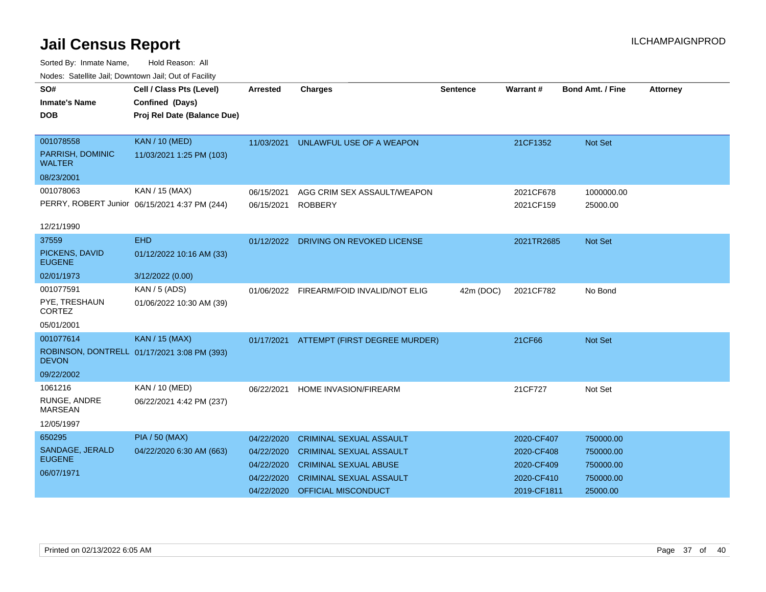# Jail Census Report

ILCHAMPAIGNPROD

Sorted By: Inmate Name, Hold Reason: All

Nodes: Satellite Jail; Downtown Jail; Out of Facility

| SO# / Inmate's Name / DOB | Cell / Class Pts (Level) / Confined (Days) / Proj Rel Date (Balance Due) | Arrested | Charges | Sentence | Warrant # | Bond Amt. / Fine | Attorney |
|---|---|---|---|---|---|---|---|
| 001078558 PARRISH, DOMINIC WALTER 08/23/2001 | KAN / 10 (MED) 11/03/2021 1:25 PM (103) | 11/03/2021 | UNLAWFUL USE OF A WEAPON | | 21CF1352 | Not Set | |
| 001078063 PERRY, ROBERT Junior 12/21/1990 | KAN / 15 (MAX) 06/15/2021 4:37 PM (244) | 06/15/2021 | AGG CRIM SEX ASSAULT/WEAPON | | 2021CF678 | 1000000.00 | |
| | | 06/15/2021 | ROBBERY | | 2021CF159 | 25000.00 | |
| 37559 PICKENS, DAVID EUGENE 02/01/1973 | EHD 01/12/2022 10:16 AM (33) 3/12/2022 (0.00) | 01/12/2022 | DRIVING ON REVOKED LICENSE | | 2021TR2685 | Not Set | |
| 001077591 PYE, TRESHAUN CORTEZ 05/01/2001 | KAN / 5 (ADS) 01/06/2022 10:30 AM (39) | 01/06/2022 | FIREARM/FOID INVALID/NOT ELIG | 42m (DOC) | 2021CF782 | No Bond | |
| 001077614 ROBINSON, DONTRELL DEVON 09/22/2002 | KAN / 15 (MAX) 01/17/2021 3:08 PM (393) | 01/17/2021 | ATTEMPT (FIRST DEGREE MURDER) | | 21CF66 | Not Set | |
| 1061216 RUNGE, ANDRE MARSEAN 12/05/1997 | KAN / 10 (MED) 06/22/2021 4:42 PM (237) | 06/22/2021 | HOME INVASION/FIREARM | | 21CF727 | Not Set | |
| 650295 SANDAGE, JERALD EUGENE 06/07/1971 | PIA / 50 (MAX) 04/22/2020 6:30 AM (663) | 04/22/2020 | CRIMINAL SEXUAL ASSAULT | | 2020-CF407 | 750000.00 | |
| | | 04/22/2020 | CRIMINAL SEXUAL ASSAULT | | 2020-CF408 | 750000.00 | |
| | | 04/22/2020 | CRIMINAL SEXUAL ABUSE | | 2020-CF409 | 750000.00 | |
| | | 04/22/2020 | CRIMINAL SEXUAL ASSAULT | | 2020-CF410 | 750000.00 | |
| | | 04/22/2020 | OFFICIAL MISCONDUCT | | 2019-CF1811 | 25000.00 | |

Printed on 02/13/2022 6:05 AM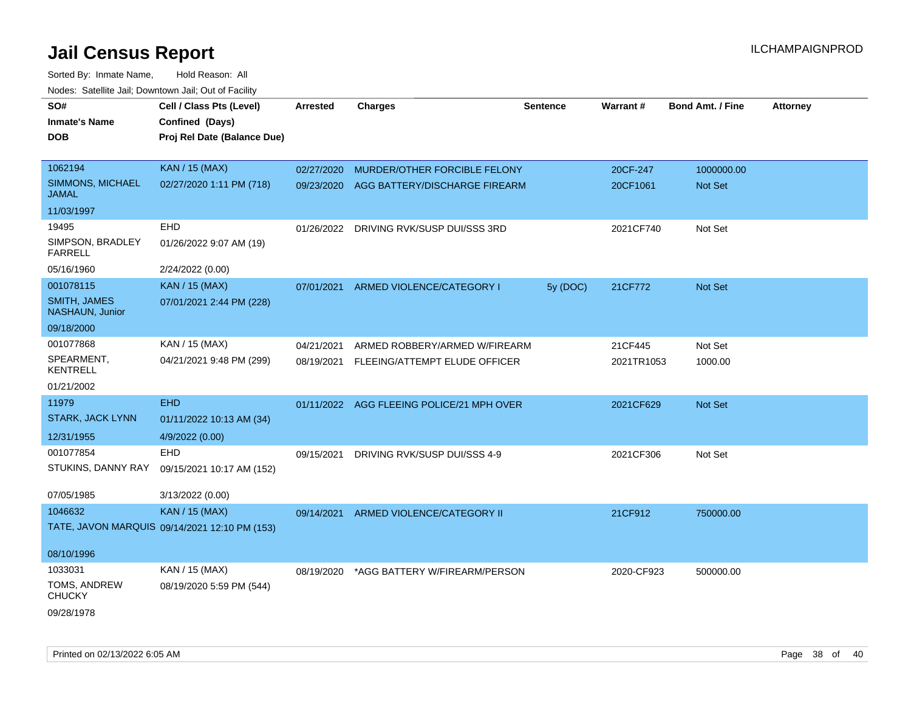# Jail Census Report

ILCHAMPAIGNPROD

Sorted By: Inmate Name, Hold Reason: All

Nodes: Satellite Jail; Downtown Jail; Out of Facility

| SO# / Inmate's Name / DOB | Cell / Class Pts (Level) / Confined (Days) / Proj Rel Date (Balance Due) | Arrested | Charges | Sentence | Warrant # | Bond Amt. / Fine | Attorney |
|---|---|---|---|---|---|---|---|
| 1062194<br>SIMMONS, MICHAEL JAMAL<br>11/03/1997 | KAN / 15 (MAX)<br>02/27/2020 1:11 PM (718) | 02/27/2020<br>09/23/2020 | MURDER/OTHER FORCIBLE FELONY<br>AGG BATTERY/DISCHARGE FIREARM | | 20CF-247<br>20CF1061 | 1000000.00<br>Not Set | |
| 19495<br>SIMPSON, BRADLEY FARRELL<br>05/16/1960 | EHD<br>01/26/2022 9:07 AM (19)<br>2/24/2022 (0.00) | 01/26/2022 | DRIVING RVK/SUSP DUI/SSS 3RD | | 2021CF740 | Not Set | |
| 001078115<br>SMITH, JAMES NASHAUN, Junior<br>09/18/2000 | KAN / 15 (MAX)<br>07/01/2021 2:44 PM (228) | 07/01/2021 | ARMED VIOLENCE/CATEGORY I | 5y (DOC) | 21CF772 | Not Set | |
| 001077868<br>SPEARMENT, KENTRELL<br>01/21/2002 | KAN / 15 (MAX)<br>04/21/2021 9:48 PM (299) | 04/21/2021<br>08/19/2021 | ARMED ROBBERY/ARMED W/FIREARM<br>FLEEING/ATTEMPT ELUDE OFFICER | | 21CF445<br>2021TR1053 | Not Set<br>1000.00 | |
| 11979<br>STARK, JACK LYNN<br>12/31/1955 | EHD<br>01/11/2022 10:13 AM (34)<br>4/9/2022 (0.00) | 01/11/2022 | AGG FLEEING POLICE/21 MPH OVER | | 2021CF629 | Not Set | |
| 001077854<br>STUKINS, DANNY RAY<br>07/05/1985 | EHD<br>09/15/2021 10:17 AM (152)<br>3/13/2022 (0.00) | 09/15/2021 | DRIVING RVK/SUSP DUI/SSS 4-9 | | 2021CF306 | Not Set | |
| 1046632<br>TATE, JAVON MARQUIS<br>08/10/1996 | KAN / 15 (MAX)<br>09/14/2021 12:10 PM (153) | 09/14/2021 | ARMED VIOLENCE/CATEGORY II | | 21CF912 | 750000.00 | |
| 1033031<br>TOMS, ANDREW CHUCKY<br>09/28/1978 | KAN / 15 (MAX)<br>08/19/2020 5:59 PM (544) | 08/19/2020 | *AGG BATTERY W/FIREARM/PERSON | | 2020-CF923 | 500000.00 | |

Printed on 02/13/2022 6:05 AM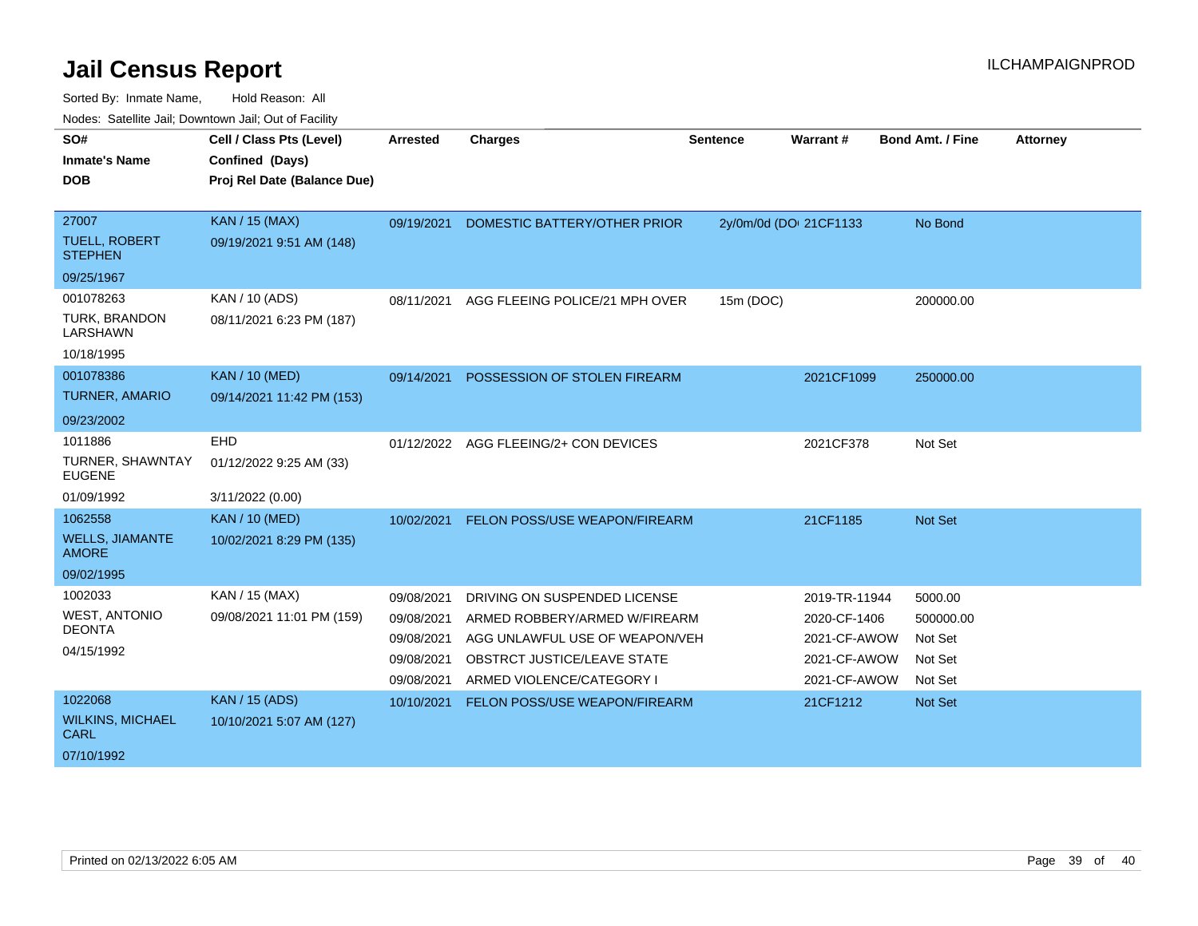# Jail Census Report

ILCHAMPAIGNPROD

Sorted By: Inmate Name, Hold Reason: All

Nodes: Satellite Jail; Downtown Jail; Out of Facility

| SO# / Inmate's Name / DOB | Cell / Class Pts (Level) / Confined (Days) / Proj Rel Date (Balance Due) | Arrested | Charges | Sentence | Warrant # | Bond Amt. / Fine | Attorney |
|---|---|---|---|---|---|---|---|
| 27007<br>TUELL, ROBERT STEPHEN<br>09/25/1967 | KAN / 15 (MAX)<br>09/19/2021 9:51 AM (148) | 09/19/2021 | DOMESTIC BATTERY/OTHER PRIOR | 2y/0m/0d (DO | 21CF1133 | No Bond | |
| 001078263<br>TURK, BRANDON LARSHAWN<br>10/18/1995 | KAN / 10 (ADS)<br>08/11/2021 6:23 PM (187) | 08/11/2021 | AGG FLEEING POLICE/21 MPH OVER | 15m (DOC) | | 200000.00 | |
| 001078386<br>TURNER, AMARIO<br>09/23/2002 | KAN / 10 (MED)<br>09/14/2021 11:42 PM (153) | 09/14/2021 | POSSESSION OF STOLEN FIREARM | | 2021CF1099 | 250000.00 | |
| 1011886<br>TURNER, SHAWNTAY EUGENE<br>01/09/1992 | EHD<br>01/12/2022 9:25 AM (33)<br>3/11/2022 (0.00) | 01/12/2022 | AGG FLEEING/2+ CON DEVICES | | 2021CF378 | Not Set | |
| 1062558<br>WELLS, JIAMANTE AMORE<br>09/02/1995 | KAN / 10 (MED)<br>10/02/2021 8:29 PM (135) | 10/02/2021 | FELON POSS/USE WEAPON/FIREARM | | 21CF1185 | Not Set | |
| 1002033<br>WEST, ANTONIO DEONTA<br>04/15/1992 | KAN / 15 (MAX)<br>09/08/2021 11:01 PM (159) | 09/08/2021 | DRIVING ON SUSPENDED LICENSE | | 2019-TR-11944 | 5000.00 | |
| | | 09/08/2021 | ARMED ROBBERY/ARMED W/FIREARM | | 2020-CF-1406 | 500000.00 | |
| | | 09/08/2021 | AGG UNLAWFUL USE OF WEAPON/VEH | | 2021-CF-AWOW | Not Set | |
| | | 09/08/2021 | OBSTRCT JUSTICE/LEAVE STATE | | 2021-CF-AWOW | Not Set | |
| | | 09/08/2021 | ARMED VIOLENCE/CATEGORY I | | 2021-CF-AWOW | Not Set | |
| 1022068<br>WILKINS, MICHAEL CARL<br>07/10/1992 | KAN / 15 (ADS)<br>10/10/2021 5:07 AM (127) | 10/10/2021 | FELON POSS/USE WEAPON/FIREARM | | 21CF1212 | Not Set | |

Printed on 02/13/2022 6:05 AM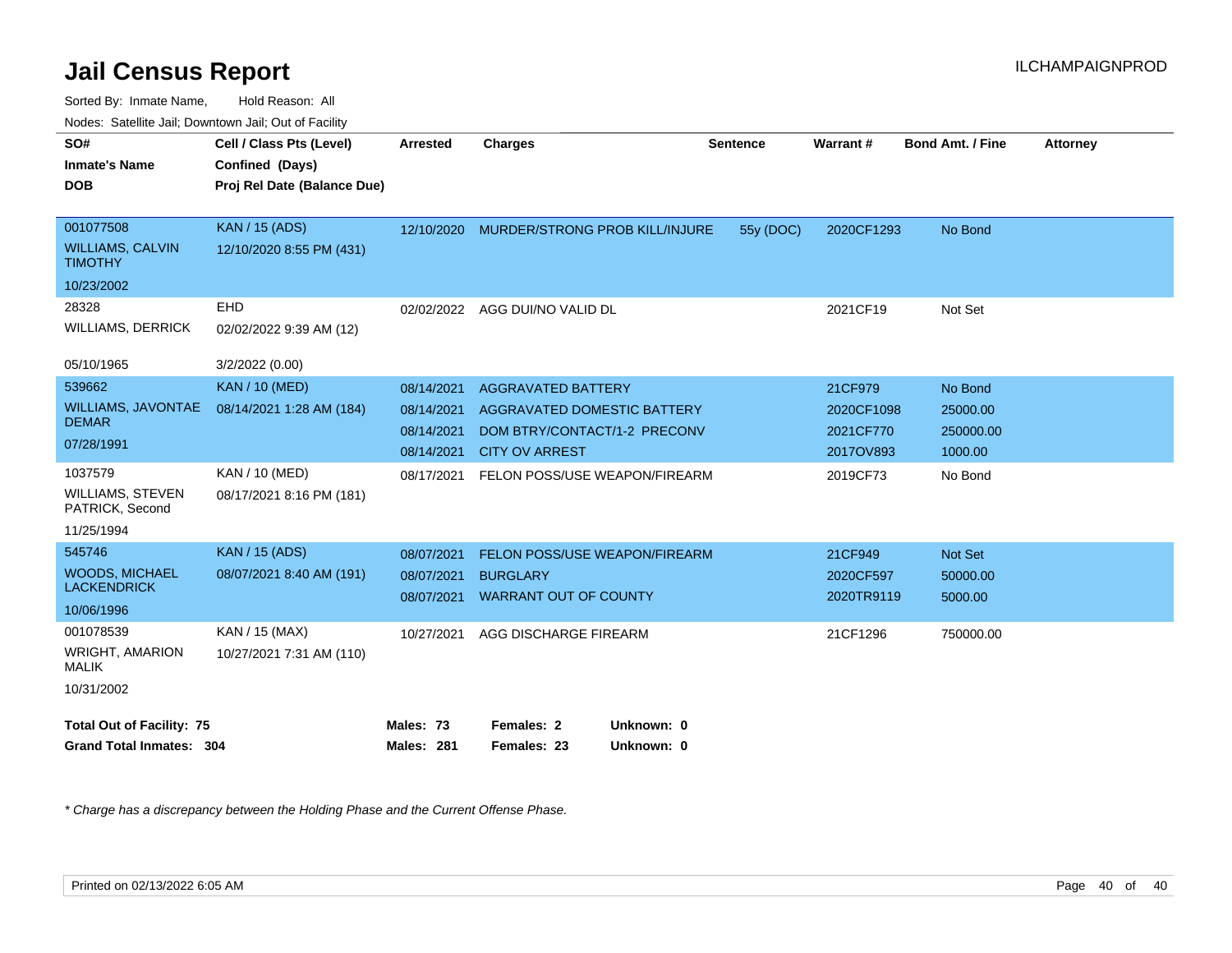# Jail Census Report

ILCHAMPAIGNPROD

Sorted By: Inmate Name, Hold Reason: All

Nodes: Satellite Jail; Downtown Jail; Out of Facility

| SO# / Inmate's Name / DOB | Cell / Class Pts (Level) / Confined (Days) / Proj Rel Date (Balance Due) | Arrested | Charges | Sentence | Warrant # | Bond Amt. / Fine | Attorney |
|---|---|---|---|---|---|---|---|
| 001077508 / WILLIAMS, CALVIN TIMOTHY / 10/23/2002 | KAN / 15 (ADS) / 12/10/2020 8:55 PM (431) | 12/10/2020 | MURDER/STRONG PROB KILL/INJURE | 55y (DOC) | 2020CF1293 | No Bond | |
| 28328 / WILLIAMS, DERRICK / 05/10/1965 | EHD / 02/02/2022 9:39 AM (12) / 3/2/2022 (0.00) | 02/02/2022 | AGG DUI/NO VALID DL | | 2021CF19 | Not Set | |
| 539662 / WILLIAMS, JAVONTAE DEMAR / 07/28/1991 | KAN / 10 (MED) / 08/14/2021 1:28 AM (184) | 08/14/2021 | AGGRAVATED BATTERY | | 21CF979 | No Bond | |
| | | 08/14/2021 | AGGRAVATED DOMESTIC BATTERY | | 2020CF1098 | 25000.00 | |
| | | 08/14/2021 | DOM BTRY/CONTACT/1-2 PRECONV | | 2021CF770 | 250000.00 | |
| | | 08/14/2021 | CITY OV ARREST | | 2017OV893 | 1000.00 | |
| 1037579 / WILLIAMS, STEVEN PATRICK, Second / 11/25/1994 | KAN / 10 (MED) / 08/17/2021 8:16 PM (181) | 08/17/2021 | FELON POSS/USE WEAPON/FIREARM | | 2019CF73 | No Bond | |
| 545746 / WOODS, MICHAEL LACKENDRICK / 10/06/1996 | KAN / 15 (ADS) / 08/07/2021 8:40 AM (191) | 08/07/2021 | FELON POSS/USE WEAPON/FIREARM | | 21CF949 | Not Set | |
| | | 08/07/2021 | BURGLARY | | 2020CF597 | 50000.00 | |
| | | 08/07/2021 | WARRANT OUT OF COUNTY | | 2020TR9119 | 5000.00 | |
| 001078539 / WRIGHT, AMARION MALIK / 10/31/2002 | KAN / 15 (MAX) / 10/27/2021 7:31 AM (110) | 10/27/2021 | AGG DISCHARGE FIREARM | | 21CF1296 | 750000.00 | |

**Total Out of Facility: 75** — **Males: 73** — **Females: 2** — **Unknown: 0**

**Grand Total Inmates: 304** — **Males: 281** — **Females: 23** — **Unknown: 0**

*\* Charge has a discrepancy between the Holding Phase and the Current Offense Phase.*

Printed on 02/13/2022 6:05 AM